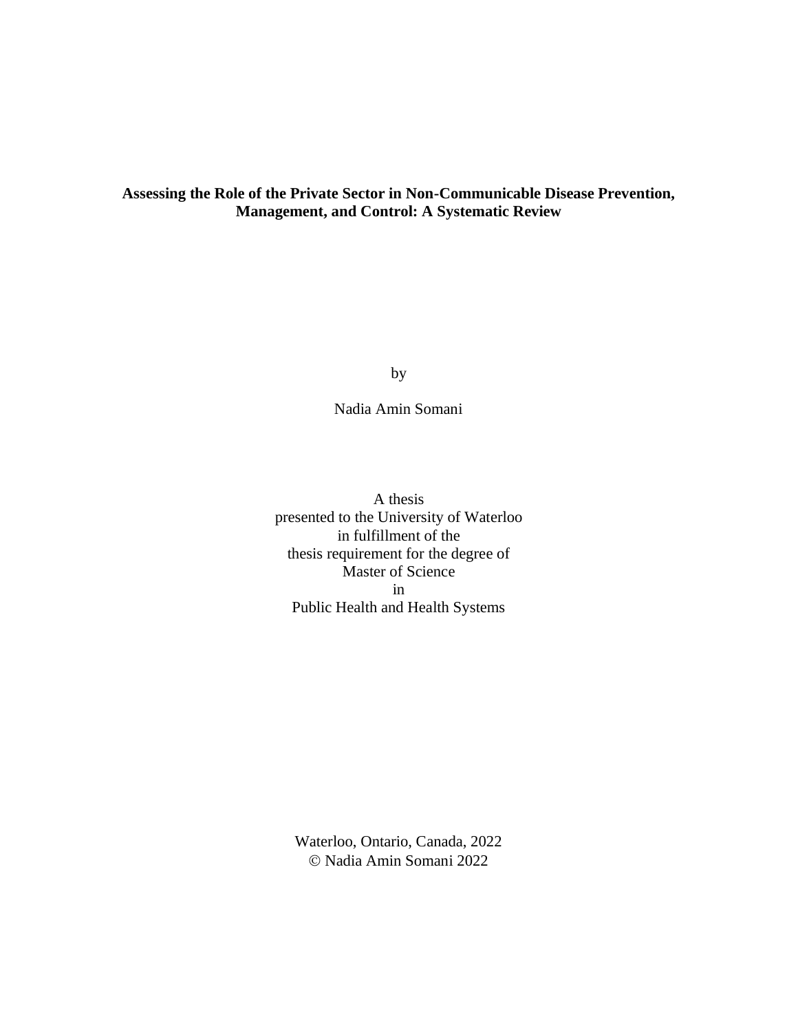# Assessing the Role of the Private Sector in Non-Communicable Disease Prevention, Management, and Control: A Systematic Review

by

Nadia Amin Somani

A thesis
presented to the University of Waterloo
in fulfillment of the
thesis requirement for the degree of
Master of Science
in
Public Health and Health Systems

Waterloo, Ontario, Canada, 2022
© Nadia Amin Somani 2022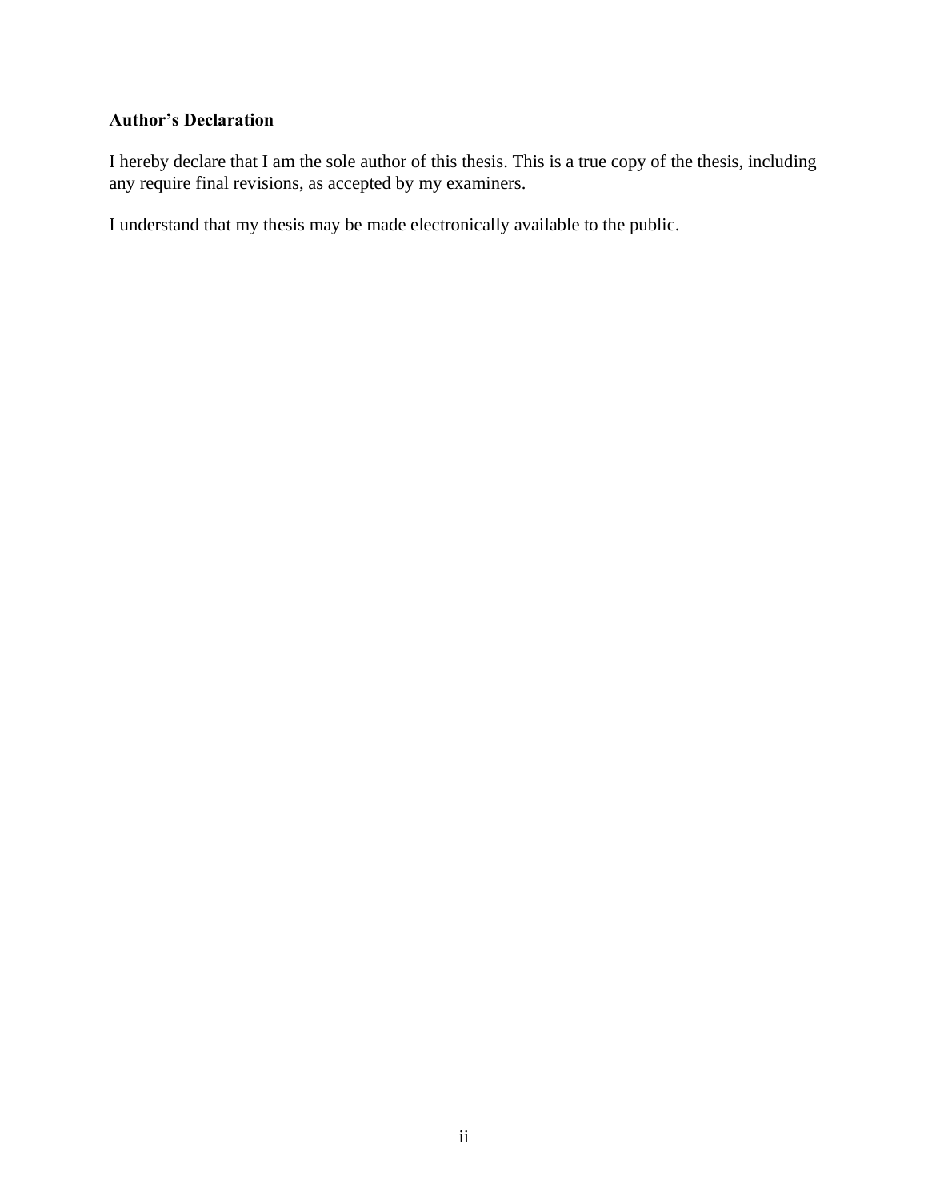**Author's Declaration**

I hereby declare that I am the sole author of this thesis. This is a true copy of the thesis, including any require final revisions, as accepted by my examiners.

I understand that my thesis may be made electronically available to the public.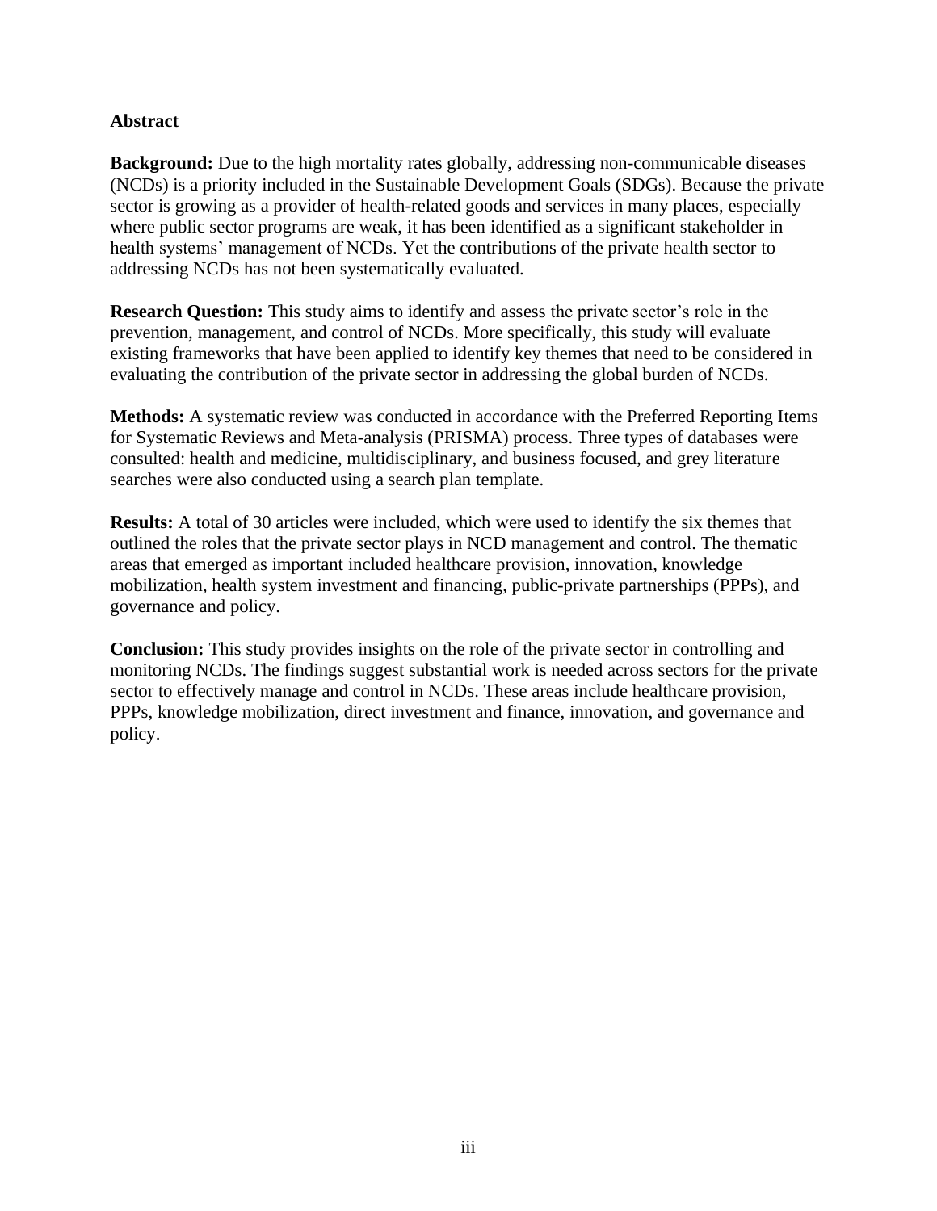## Abstract

**Background:** Due to the high mortality rates globally, addressing non-communicable diseases (NCDs) is a priority included in the Sustainable Development Goals (SDGs). Because the private sector is growing as a provider of health-related goods and services in many places, especially where public sector programs are weak, it has been identified as a significant stakeholder in health systems' management of NCDs. Yet the contributions of the private health sector to addressing NCDs has not been systematically evaluated.

**Research Question:** This study aims to identify and assess the private sector's role in the prevention, management, and control of NCDs. More specifically, this study will evaluate existing frameworks that have been applied to identify key themes that need to be considered in evaluating the contribution of the private sector in addressing the global burden of NCDs.

**Methods:** A systematic review was conducted in accordance with the Preferred Reporting Items for Systematic Reviews and Meta-analysis (PRISMA) process. Three types of databases were consulted: health and medicine, multidisciplinary, and business focused, and grey literature searches were also conducted using a search plan template.

**Results:** A total of 30 articles were included, which were used to identify the six themes that outlined the roles that the private sector plays in NCD management and control. The thematic areas that emerged as important included healthcare provision, innovation, knowledge mobilization, health system investment and financing, public-private partnerships (PPPs), and governance and policy.

**Conclusion:** This study provides insights on the role of the private sector in controlling and monitoring NCDs. The findings suggest substantial work is needed across sectors for the private sector to effectively manage and control in NCDs. These areas include healthcare provision, PPPs, knowledge mobilization, direct investment and finance, innovation, and governance and policy.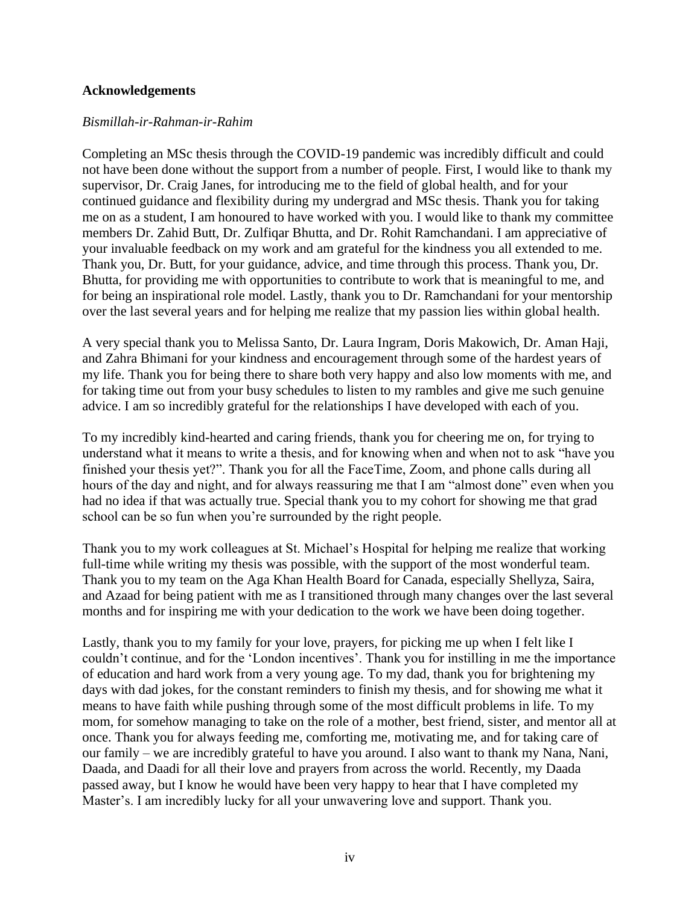## Acknowledgements

*Bismillah-ir-Rahman-ir-Rahim*

Completing an MSc thesis through the COVID-19 pandemic was incredibly difficult and could not have been done without the support from a number of people. First, I would like to thank my supervisor, Dr. Craig Janes, for introducing me to the field of global health, and for your continued guidance and flexibility during my undergrad and MSc thesis. Thank you for taking me on as a student, I am honoured to have worked with you. I would like to thank my committee members Dr. Zahid Butt, Dr. Zulfiqar Bhutta, and Dr. Rohit Ramchandani. I am appreciative of your invaluable feedback on my work and am grateful for the kindness you all extended to me. Thank you, Dr. Butt, for your guidance, advice, and time through this process. Thank you, Dr. Bhutta, for providing me with opportunities to contribute to work that is meaningful to me, and for being an inspirational role model. Lastly, thank you to Dr. Ramchandani for your mentorship over the last several years and for helping me realize that my passion lies within global health.

A very special thank you to Melissa Santo, Dr. Laura Ingram, Doris Makowich, Dr. Aman Haji, and Zahra Bhimani for your kindness and encouragement through some of the hardest years of my life. Thank you for being there to share both very happy and also low moments with me, and for taking time out from your busy schedules to listen to my rambles and give me such genuine advice. I am so incredibly grateful for the relationships I have developed with each of you.

To my incredibly kind-hearted and caring friends, thank you for cheering me on, for trying to understand what it means to write a thesis, and for knowing when and when not to ask "have you finished your thesis yet?". Thank you for all the FaceTime, Zoom, and phone calls during all hours of the day and night, and for always reassuring me that I am "almost done" even when you had no idea if that was actually true. Special thank you to my cohort for showing me that grad school can be so fun when you're surrounded by the right people.

Thank you to my work colleagues at St. Michael's Hospital for helping me realize that working full-time while writing my thesis was possible, with the support of the most wonderful team. Thank you to my team on the Aga Khan Health Board for Canada, especially Shellyza, Saira, and Azaad for being patient with me as I transitioned through many changes over the last several months and for inspiring me with your dedication to the work we have been doing together.

Lastly, thank you to my family for your love, prayers, for picking me up when I felt like I couldn't continue, and for the 'London incentives'. Thank you for instilling in me the importance of education and hard work from a very young age. To my dad, thank you for brightening my days with dad jokes, for the constant reminders to finish my thesis, and for showing me what it means to have faith while pushing through some of the most difficult problems in life. To my mom, for somehow managing to take on the role of a mother, best friend, sister, and mentor all at once. Thank you for always feeding me, comforting me, motivating me, and for taking care of our family – we are incredibly grateful to have you around. I also want to thank my Nana, Nani, Daada, and Daadi for all their love and prayers from across the world. Recently, my Daada passed away, but I know he would have been very happy to hear that I have completed my Master's. I am incredibly lucky for all your unwavering love and support. Thank you.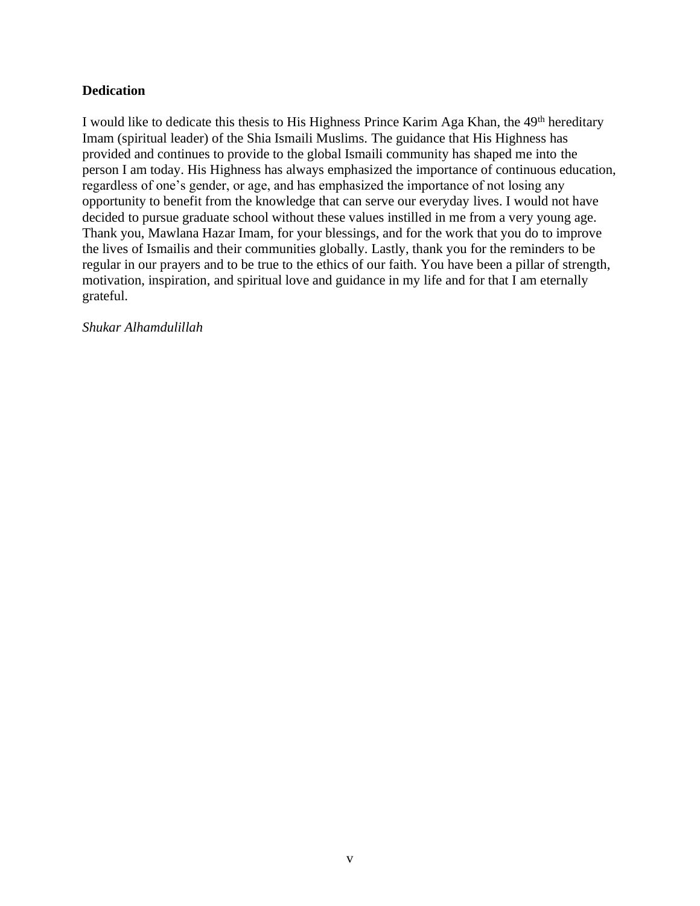# Dedication

I would like to dedicate this thesis to His Highness Prince Karim Aga Khan, the 49th hereditary Imam (spiritual leader) of the Shia Ismaili Muslims. The guidance that His Highness has provided and continues to provide to the global Ismaili community has shaped me into the person I am today. His Highness has always emphasized the importance of continuous education, regardless of one's gender, or age, and has emphasized the importance of not losing any opportunity to benefit from the knowledge that can serve our everyday lives. I would not have decided to pursue graduate school without these values instilled in me from a very young age. Thank you, Mawlana Hazar Imam, for your blessings, and for the work that you do to improve the lives of Ismailis and their communities globally. Lastly, thank you for the reminders to be regular in our prayers and to be true to the ethics of our faith. You have been a pillar of strength, motivation, inspiration, and spiritual love and guidance in my life and for that I am eternally grateful.

*Shukar Alhamdulillah*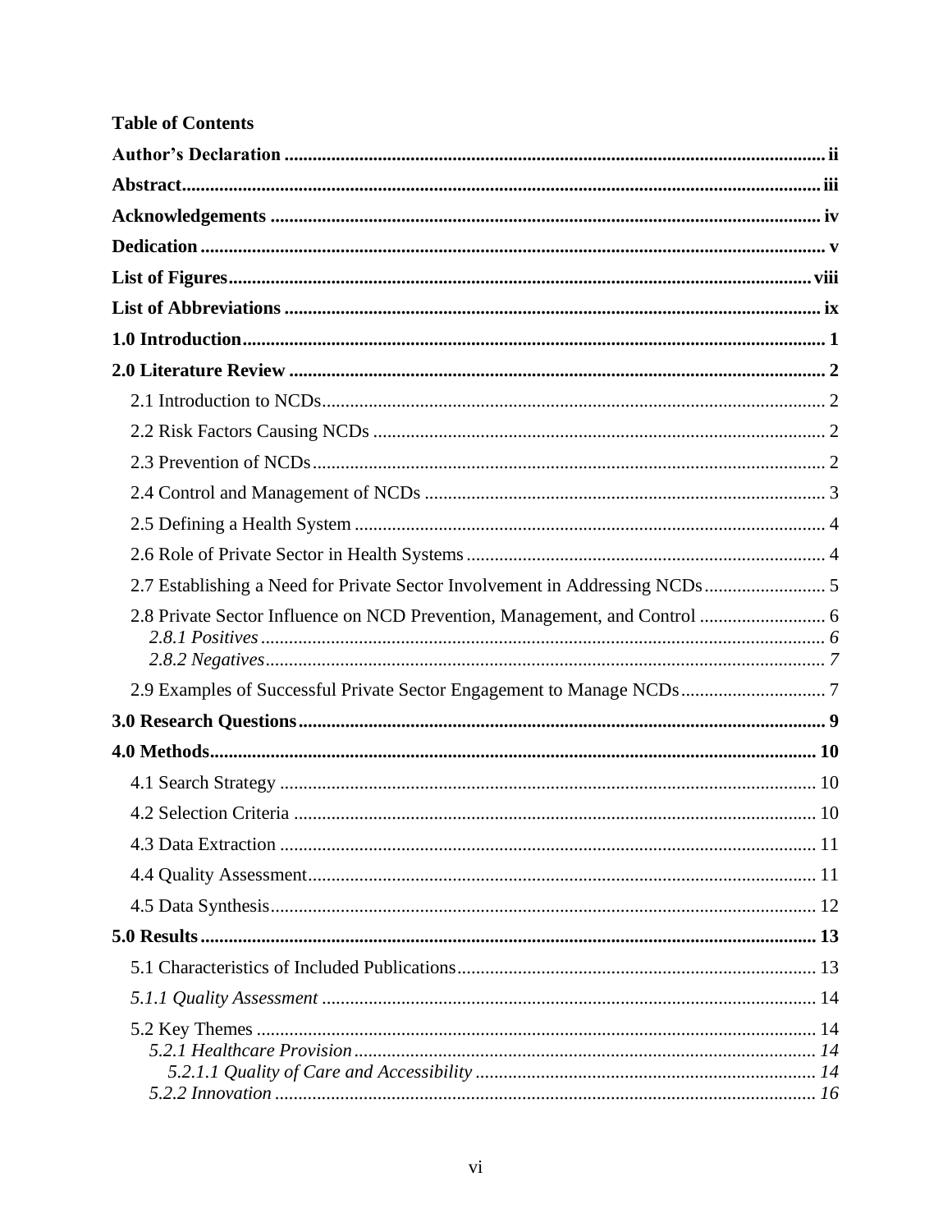**Table of Contents**

**Author's Declaration** .................................................................................................................. ii

**Abstract**...................................................................................................................................... iii

**Acknowledgements** .................................................................................................................... iv

**Dedication** .................................................................................................................................... v

**List of Figures**........................................................................................................................... viii

**List of Abbreviations** ................................................................................................................. ix

**1.0 Introduction**........................................................................................................................... 1

**2.0 Literature Review** .................................................................................................................. 2

- 2.1 Introduction to NCDs.......................................................................................................... 2
- 2.2 Risk Factors Causing NCDs ................................................................................................ 2
- 2.3 Prevention of NCDs............................................................................................................ 2
- 2.4 Control and Management of NCDs ..................................................................................... 3
- 2.5 Defining a Health System .................................................................................................... 4
- 2.6 Role of Private Sector in Health Systems ............................................................................ 4
- 2.7 Establishing a Need for Private Sector Involvement in Addressing NCDs .......................... 5
- 2.8 Private Sector Influence on NCD Prevention, Management, and Control ........................... 6
  - *2.8.1 Positives* ....................................................................................................................... *6*
  - *2.8.2 Negatives*...................................................................................................................... *7*
- 2.9 Examples of Successful Private Sector Engagement to Manage NCDs ............................... 7

**3.0 Research Questions**................................................................................................................ 9

**4.0 Methods**................................................................................................................................. 10

- 4.1 Search Strategy .................................................................................................................. 10
- 4.2 Selection Criteria ............................................................................................................... 10
- 4.3 Data Extraction .................................................................................................................. 11
- 4.4 Quality Assessment............................................................................................................ 11
- 4.5 Data Synthesis.................................................................................................................... 12

**5.0 Results**................................................................................................................................... 13

- 5.1 Characteristics of Included Publications............................................................................ 13
- *5.1.1 Quality Assessment* ......................................................................................................... *14*
- 5.2 Key Themes ....................................................................................................................... 14
  - *5.2.1 Healthcare Provision* .................................................................................................. *14*
    - *5.2.1.1 Quality of Care and Accessibility* ........................................................................ *14*
  - *5.2.2 Innovation* ................................................................................................................... *16*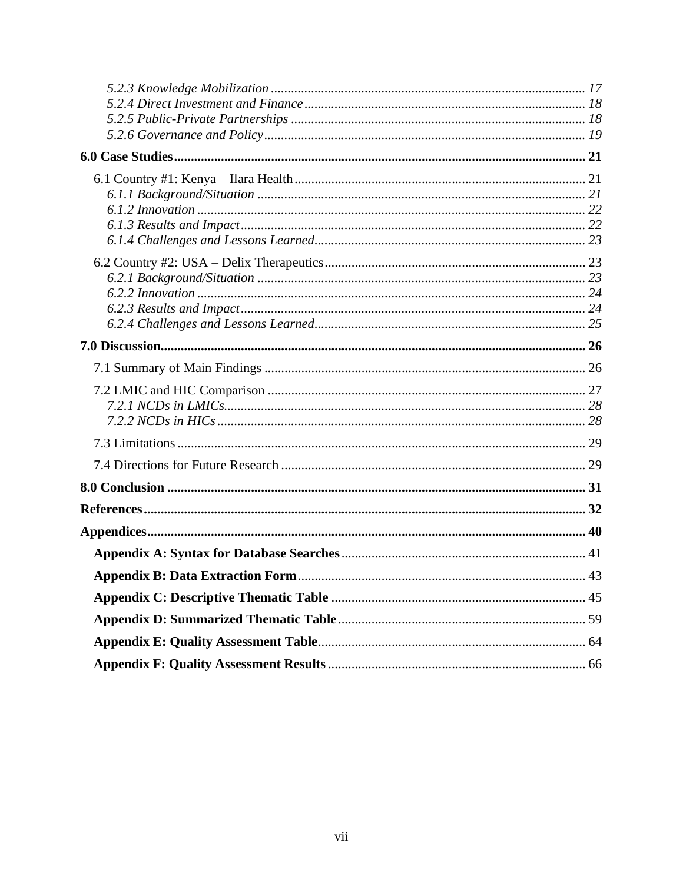*5.2.3 Knowledge Mobilization* ............................................................................................. *17*
*5.2.4 Direct Investment and Finance* .................................................................................... *18*
*5.2.5 Public-Private Partnerships* ........................................................................................ *18*
*5.2.6 Governance and Policy* ................................................................................................ *19*

**6.0 Case Studies** ........................................................................................................................ **21**

6.1 Country #1: Kenya – Ilara Health ...................................................................................... 21
*6.1.1 Background/Situation* ................................................................................................. *21*
*6.1.2 Innovation* ................................................................................................................... *22*
*6.1.3 Results and Impact* ...................................................................................................... *22*
*6.1.4 Challenges and Lessons Learned* ................................................................................ *23*

6.2 Country #2: USA – Delix Therapeutics ............................................................................. 23
*6.2.1 Background/Situation* ................................................................................................. *23*
*6.2.2 Innovation* ................................................................................................................... *24*
*6.2.3 Results and Impact* ...................................................................................................... *24*
*6.2.4 Challenges and Lessons Learned* ................................................................................ *25*

**7.0 Discussion** ............................................................................................................................ **26**

7.1 Summary of Main Findings ............................................................................................... 26

7.2 LMIC and HIC Comparison .............................................................................................. 27
*7.2.1 NCDs in LMICs* ........................................................................................................... *28*
*7.2.2 NCDs in HICs* .............................................................................................................. *28*

7.3 Limitations ......................................................................................................................... 29

7.4 Directions for Future Research .......................................................................................... 29

**8.0 Conclusion** ........................................................................................................................... **31**

**References** ................................................................................................................................. **32**

**Appendices** ................................................................................................................................. **40**

**Appendix A: Syntax for Database Searches** ........................................................................ 41

**Appendix B: Data Extraction Form** ..................................................................................... 43

**Appendix C: Descriptive Thematic Table** ........................................................................... 45

**Appendix D: Summarized Thematic Table** ......................................................................... 59

**Appendix E: Quality Assessment Table** ............................................................................... 64

**Appendix F: Quality Assessment Results** ............................................................................ 66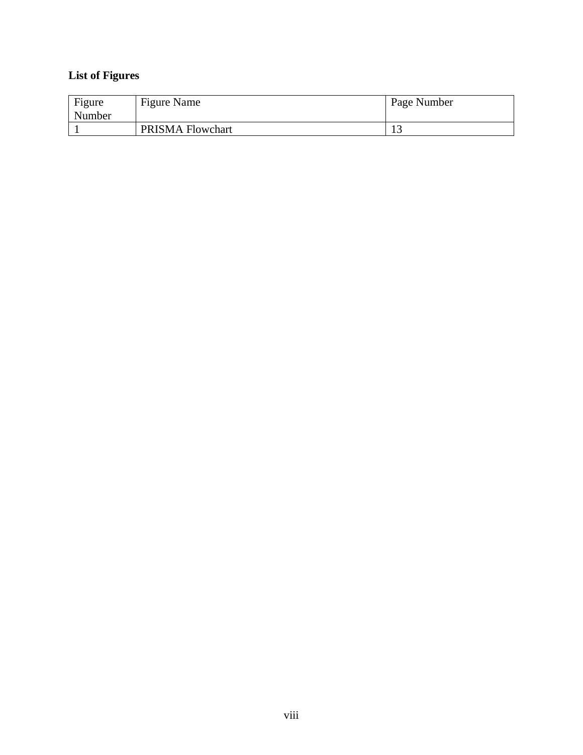**List of Figures**

| Figure Number | Figure Name | Page Number |
| --- | --- | --- |
| 1 | PRISMA Flowchart | 13 |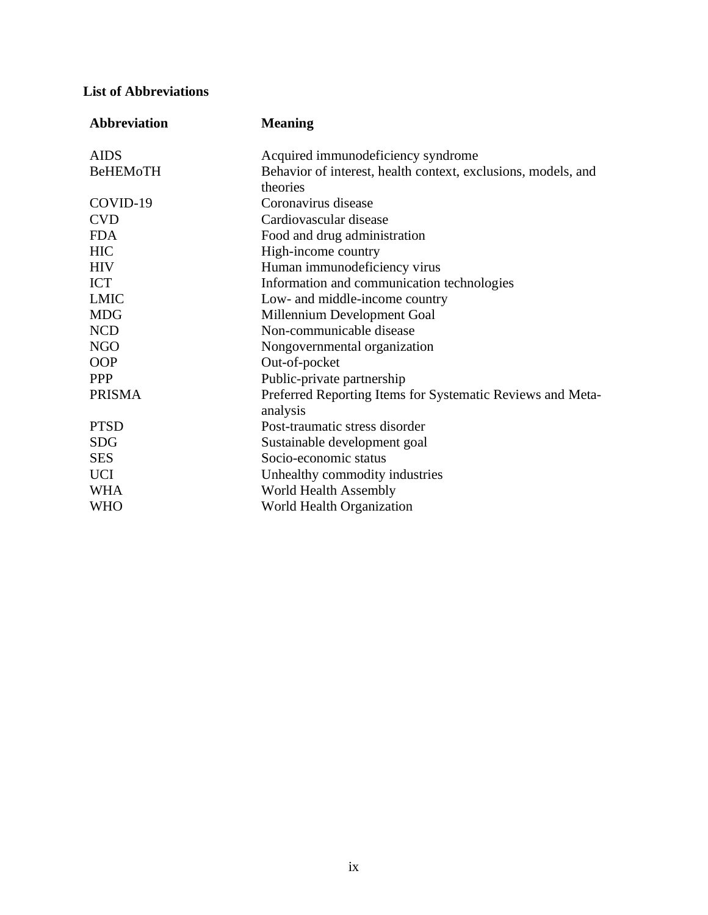## List of Abbreviations

| Abbreviation | Meaning |
|---|---|
| AIDS | Acquired immunodeficiency syndrome |
| BeHEMoTH | Behavior of interest, health context, exclusions, models, and theories |
| COVID-19 | Coronavirus disease |
| CVD | Cardiovascular disease |
| FDA | Food and drug administration |
| HIC | High-income country |
| HIV | Human immunodeficiency virus |
| ICT | Information and communication technologies |
| LMIC | Low- and middle-income country |
| MDG | Millennium Development Goal |
| NCD | Non-communicable disease |
| NGO | Nongovernmental organization |
| OOP | Out-of-pocket |
| PPP | Public-private partnership |
| PRISMA | Preferred Reporting Items for Systematic Reviews and Meta-analysis |
| PTSD | Post-traumatic stress disorder |
| SDG | Sustainable development goal |
| SES | Socio-economic status |
| UCI | Unhealthy commodity industries |
| WHA | World Health Assembly |
| WHO | World Health Organization |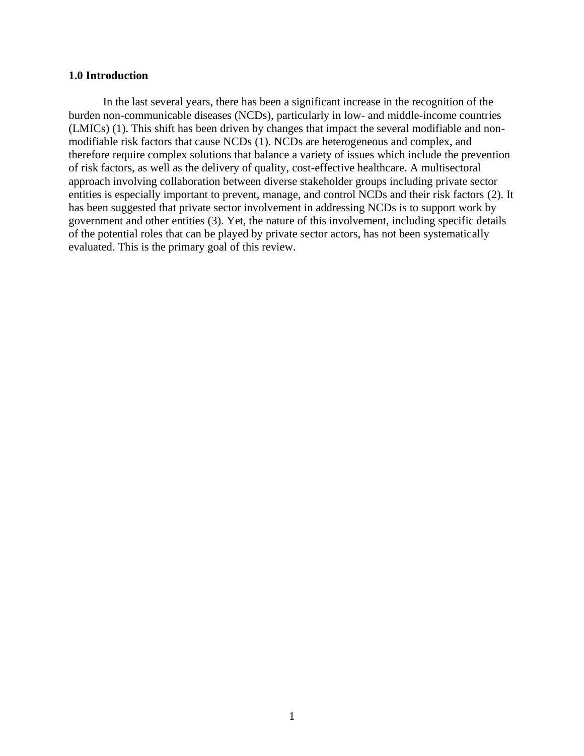### 1.0 Introduction

In the last several years, there has been a significant increase in the recognition of the burden non-communicable diseases (NCDs), particularly in low- and middle-income countries (LMICs) (1). This shift has been driven by changes that impact the several modifiable and non-modifiable risk factors that cause NCDs (1). NCDs are heterogeneous and complex, and therefore require complex solutions that balance a variety of issues which include the prevention of risk factors, as well as the delivery of quality, cost-effective healthcare. A multisectoral approach involving collaboration between diverse stakeholder groups including private sector entities is especially important to prevent, manage, and control NCDs and their risk factors (2). It has been suggested that private sector involvement in addressing NCDs is to support work by government and other entities (3). Yet, the nature of this involvement, including specific details of the potential roles that can be played by private sector actors, has not been systematically evaluated. This is the primary goal of this review.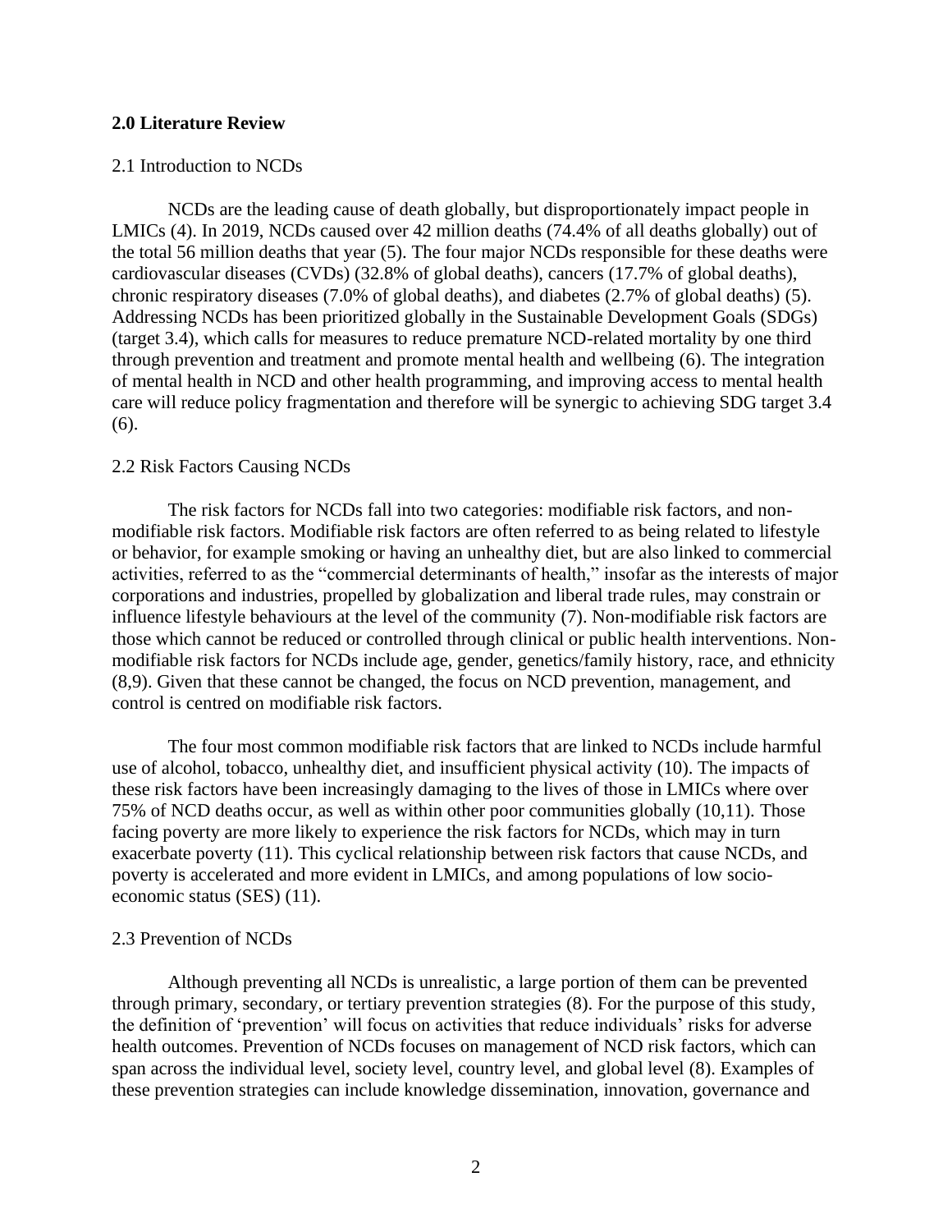## 2.0 Literature Review

### 2.1 Introduction to NCDs

NCDs are the leading cause of death globally, but disproportionately impact people in LMICs (4). In 2019, NCDs caused over 42 million deaths (74.4% of all deaths globally) out of the total 56 million deaths that year (5). The four major NCDs responsible for these deaths were cardiovascular diseases (CVDs) (32.8% of global deaths), cancers (17.7% of global deaths), chronic respiratory diseases (7.0% of global deaths), and diabetes (2.7% of global deaths) (5). Addressing NCDs has been prioritized globally in the Sustainable Development Goals (SDGs) (target 3.4), which calls for measures to reduce premature NCD-related mortality by one third through prevention and treatment and promote mental health and wellbeing (6). The integration of mental health in NCD and other health programming, and improving access to mental health care will reduce policy fragmentation and therefore will be synergic to achieving SDG target 3.4 (6).

### 2.2 Risk Factors Causing NCDs

The risk factors for NCDs fall into two categories: modifiable risk factors, and non-modifiable risk factors. Modifiable risk factors are often referred to as being related to lifestyle or behavior, for example smoking or having an unhealthy diet, but are also linked to commercial activities, referred to as the "commercial determinants of health," insofar as the interests of major corporations and industries, propelled by globalization and liberal trade rules, may constrain or influence lifestyle behaviours at the level of the community (7). Non-modifiable risk factors are those which cannot be reduced or controlled through clinical or public health interventions. Non-modifiable risk factors for NCDs include age, gender, genetics/family history, race, and ethnicity (8,9). Given that these cannot be changed, the focus on NCD prevention, management, and control is centred on modifiable risk factors.

The four most common modifiable risk factors that are linked to NCDs include harmful use of alcohol, tobacco, unhealthy diet, and insufficient physical activity (10). The impacts of these risk factors have been increasingly damaging to the lives of those in LMICs where over 75% of NCD deaths occur, as well as within other poor communities globally (10,11). Those facing poverty are more likely to experience the risk factors for NCDs, which may in turn exacerbate poverty (11). This cyclical relationship between risk factors that cause NCDs, and poverty is accelerated and more evident in LMICs, and among populations of low socio-economic status (SES) (11).

### 2.3 Prevention of NCDs

Although preventing all NCDs is unrealistic, a large portion of them can be prevented through primary, secondary, or tertiary prevention strategies (8). For the purpose of this study, the definition of 'prevention' will focus on activities that reduce individuals' risks for adverse health outcomes. Prevention of NCDs focuses on management of NCD risk factors, which can span across the individual level, society level, country level, and global level (8). Examples of these prevention strategies can include knowledge dissemination, innovation, governance and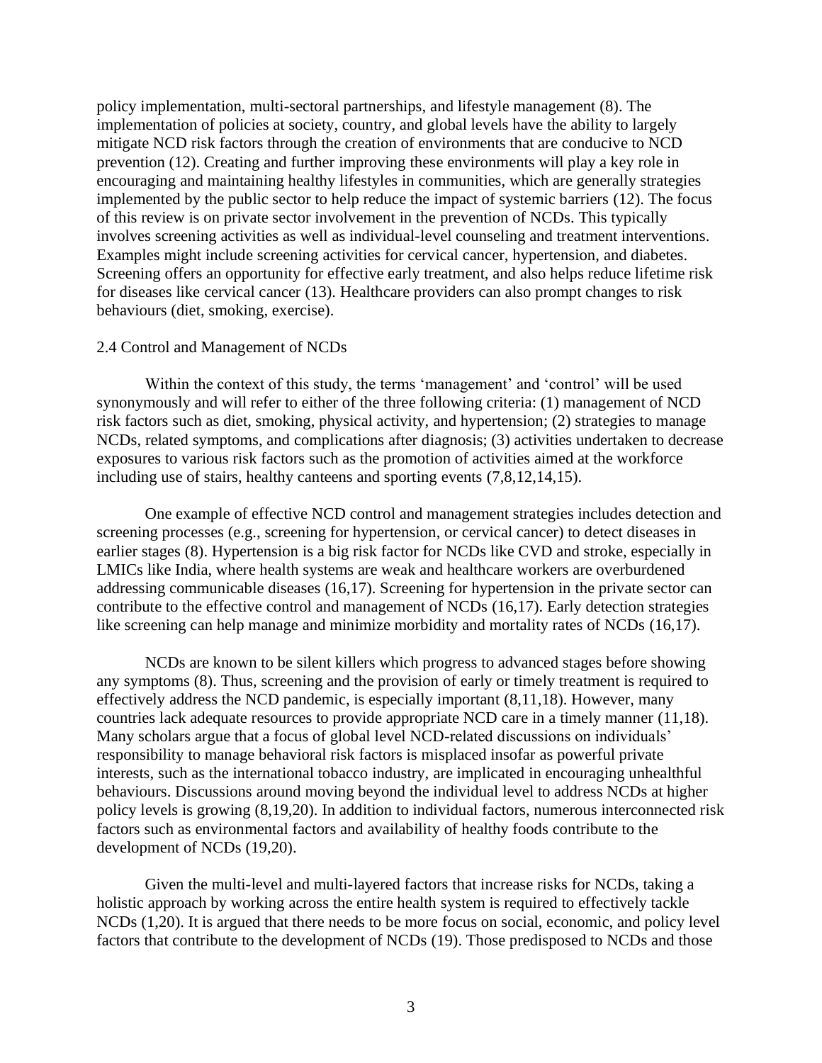policy implementation, multi-sectoral partnerships, and lifestyle management (8). The implementation of policies at society, country, and global levels have the ability to largely mitigate NCD risk factors through the creation of environments that are conducive to NCD prevention (12). Creating and further improving these environments will play a key role in encouraging and maintaining healthy lifestyles in communities, which are generally strategies implemented by the public sector to help reduce the impact of systemic barriers (12). The focus of this review is on private sector involvement in the prevention of NCDs. This typically involves screening activities as well as individual-level counseling and treatment interventions. Examples might include screening activities for cervical cancer, hypertension, and diabetes. Screening offers an opportunity for effective early treatment, and also helps reduce lifetime risk for diseases like cervical cancer (13). Healthcare providers can also prompt changes to risk behaviours (diet, smoking, exercise).

### 2.4 Control and Management of NCDs

Within the context of this study, the terms 'management' and 'control' will be used synonymously and will refer to either of the three following criteria: (1) management of NCD risk factors such as diet, smoking, physical activity, and hypertension; (2) strategies to manage NCDs, related symptoms, and complications after diagnosis; (3) activities undertaken to decrease exposures to various risk factors such as the promotion of activities aimed at the workforce including use of stairs, healthy canteens and sporting events (7,8,12,14,15).

One example of effective NCD control and management strategies includes detection and screening processes (e.g., screening for hypertension, or cervical cancer) to detect diseases in earlier stages (8). Hypertension is a big risk factor for NCDs like CVD and stroke, especially in LMICs like India, where health systems are weak and healthcare workers are overburdened addressing communicable diseases (16,17). Screening for hypertension in the private sector can contribute to the effective control and management of NCDs (16,17). Early detection strategies like screening can help manage and minimize morbidity and mortality rates of NCDs (16,17).

NCDs are known to be silent killers which progress to advanced stages before showing any symptoms (8). Thus, screening and the provision of early or timely treatment is required to effectively address the NCD pandemic, is especially important (8,11,18). However, many countries lack adequate resources to provide appropriate NCD care in a timely manner (11,18). Many scholars argue that a focus of global level NCD-related discussions on individuals' responsibility to manage behavioral risk factors is misplaced insofar as powerful private interests, such as the international tobacco industry, are implicated in encouraging unhealthful behaviours. Discussions around moving beyond the individual level to address NCDs at higher policy levels is growing (8,19,20). In addition to individual factors, numerous interconnected risk factors such as environmental factors and availability of healthy foods contribute to the development of NCDs (19,20).

Given the multi-level and multi-layered factors that increase risks for NCDs, taking a holistic approach by working across the entire health system is required to effectively tackle NCDs (1,20). It is argued that there needs to be more focus on social, economic, and policy level factors that contribute to the development of NCDs (19). Those predisposed to NCDs and those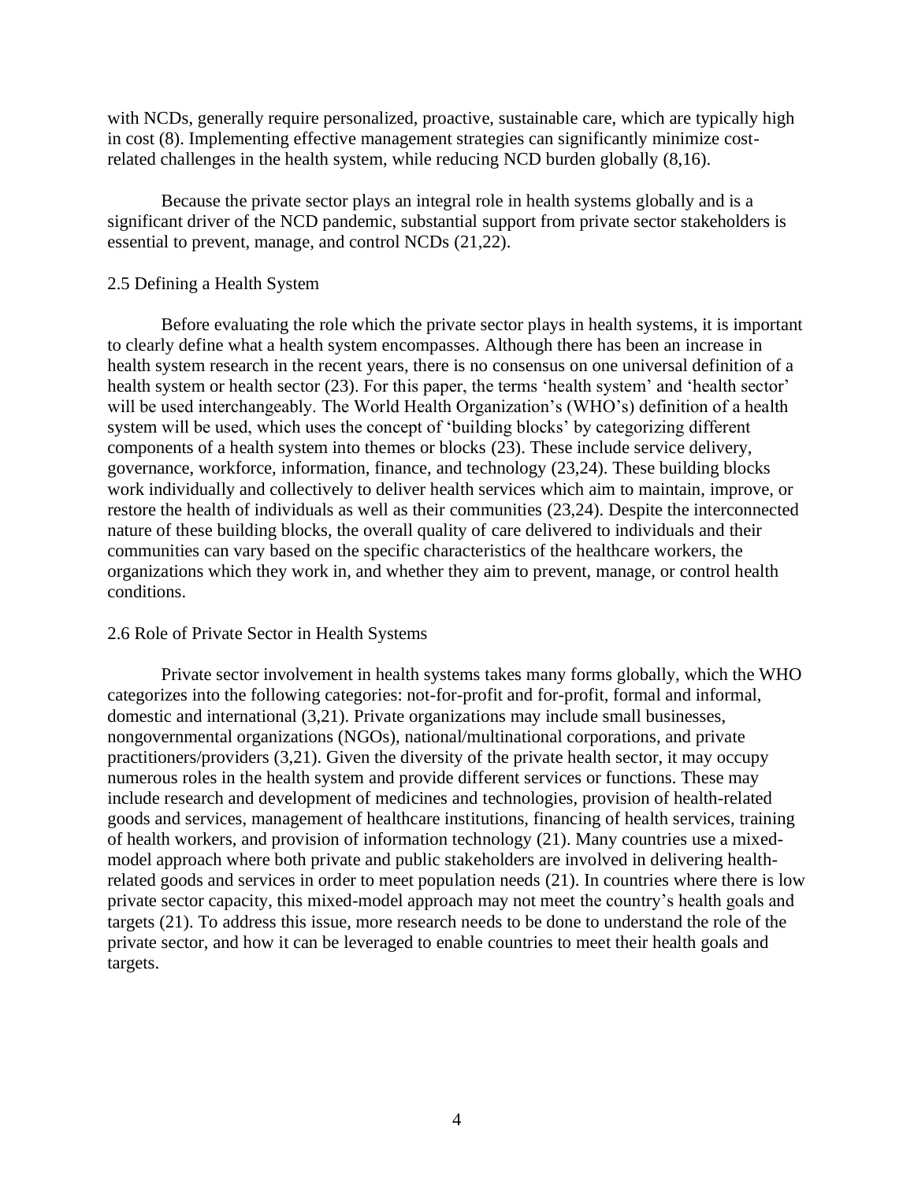with NCDs, generally require personalized, proactive, sustainable care, which are typically high in cost (8). Implementing effective management strategies can significantly minimize cost-related challenges in the health system, while reducing NCD burden globally (8,16).

Because the private sector plays an integral role in health systems globally and is a significant driver of the NCD pandemic, substantial support from private sector stakeholders is essential to prevent, manage, and control NCDs (21,22).

### 2.5 Defining a Health System

Before evaluating the role which the private sector plays in health systems, it is important to clearly define what a health system encompasses. Although there has been an increase in health system research in the recent years, there is no consensus on one universal definition of a health system or health sector (23). For this paper, the terms 'health system' and 'health sector' will be used interchangeably. The World Health Organization's (WHO's) definition of a health system will be used, which uses the concept of 'building blocks' by categorizing different components of a health system into themes or blocks (23). These include service delivery, governance, workforce, information, finance, and technology (23,24). These building blocks work individually and collectively to deliver health services which aim to maintain, improve, or restore the health of individuals as well as their communities (23,24). Despite the interconnected nature of these building blocks, the overall quality of care delivered to individuals and their communities can vary based on the specific characteristics of the healthcare workers, the organizations which they work in, and whether they aim to prevent, manage, or control health conditions.

### 2.6 Role of Private Sector in Health Systems

Private sector involvement in health systems takes many forms globally, which the WHO categorizes into the following categories: not-for-profit and for-profit, formal and informal, domestic and international (3,21). Private organizations may include small businesses, nongovernmental organizations (NGOs), national/multinational corporations, and private practitioners/providers (3,21). Given the diversity of the private health sector, it may occupy numerous roles in the health system and provide different services or functions. These may include research and development of medicines and technologies, provision of health-related goods and services, management of healthcare institutions, financing of health services, training of health workers, and provision of information technology (21). Many countries use a mixed-model approach where both private and public stakeholders are involved in delivering health-related goods and services in order to meet population needs (21). In countries where there is low private sector capacity, this mixed-model approach may not meet the country's health goals and targets (21). To address this issue, more research needs to be done to understand the role of the private sector, and how it can be leveraged to enable countries to meet their health goals and targets.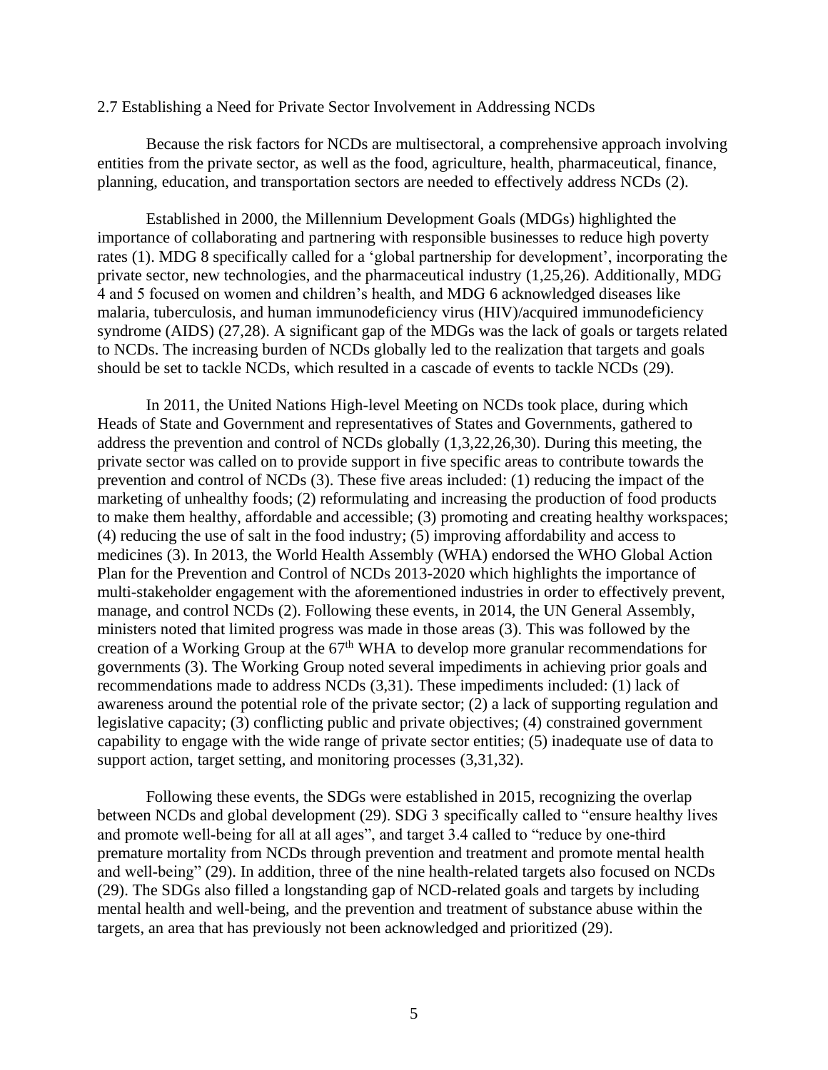## 2.7 Establishing a Need for Private Sector Involvement in Addressing NCDs

Because the risk factors for NCDs are multisectoral, a comprehensive approach involving entities from the private sector, as well as the food, agriculture, health, pharmaceutical, finance, planning, education, and transportation sectors are needed to effectively address NCDs (2).

Established in 2000, the Millennium Development Goals (MDGs) highlighted the importance of collaborating and partnering with responsible businesses to reduce high poverty rates (1). MDG 8 specifically called for a 'global partnership for development', incorporating the private sector, new technologies, and the pharmaceutical industry (1,25,26). Additionally, MDG 4 and 5 focused on women and children's health, and MDG 6 acknowledged diseases like malaria, tuberculosis, and human immunodeficiency virus (HIV)/acquired immunodeficiency syndrome (AIDS) (27,28). A significant gap of the MDGs was the lack of goals or targets related to NCDs. The increasing burden of NCDs globally led to the realization that targets and goals should be set to tackle NCDs, which resulted in a cascade of events to tackle NCDs (29).

In 2011, the United Nations High-level Meeting on NCDs took place, during which Heads of State and Government and representatives of States and Governments, gathered to address the prevention and control of NCDs globally (1,3,22,26,30). During this meeting, the private sector was called on to provide support in five specific areas to contribute towards the prevention and control of NCDs (3). These five areas included: (1) reducing the impact of the marketing of unhealthy foods; (2) reformulating and increasing the production of food products to make them healthy, affordable and accessible; (3) promoting and creating healthy workspaces; (4) reducing the use of salt in the food industry; (5) improving affordability and access to medicines (3). In 2013, the World Health Assembly (WHA) endorsed the WHO Global Action Plan for the Prevention and Control of NCDs 2013-2020 which highlights the importance of multi-stakeholder engagement with the aforementioned industries in order to effectively prevent, manage, and control NCDs (2). Following these events, in 2014, the UN General Assembly, ministers noted that limited progress was made in those areas (3). This was followed by the creation of a Working Group at the 67th WHA to develop more granular recommendations for governments (3). The Working Group noted several impediments in achieving prior goals and recommendations made to address NCDs (3,31). These impediments included: (1) lack of awareness around the potential role of the private sector; (2) a lack of supporting regulation and legislative capacity; (3) conflicting public and private objectives; (4) constrained government capability to engage with the wide range of private sector entities; (5) inadequate use of data to support action, target setting, and monitoring processes (3,31,32).

Following these events, the SDGs were established in 2015, recognizing the overlap between NCDs and global development (29). SDG 3 specifically called to "ensure healthy lives and promote well-being for all at all ages", and target 3.4 called to "reduce by one-third premature mortality from NCDs through prevention and treatment and promote mental health and well-being" (29). In addition, three of the nine health-related targets also focused on NCDs (29). The SDGs also filled a longstanding gap of NCD-related goals and targets by including mental health and well-being, and the prevention and treatment of substance abuse within the targets, an area that has previously not been acknowledged and prioritized (29).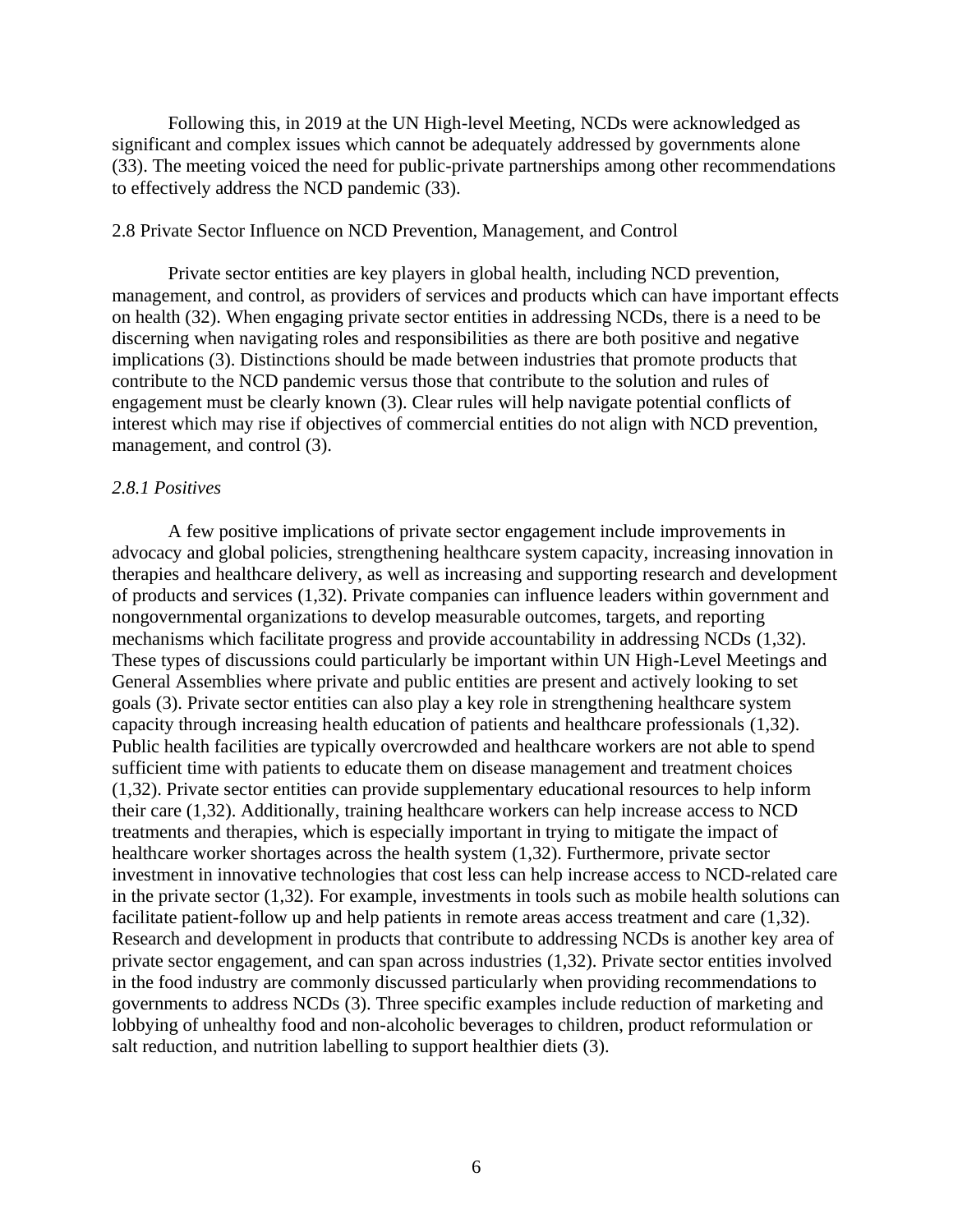Following this, in 2019 at the UN High-level Meeting, NCDs were acknowledged as significant and complex issues which cannot be adequately addressed by governments alone (33). The meeting voiced the need for public-private partnerships among other recommendations to effectively address the NCD pandemic (33).

## 2.8 Private Sector Influence on NCD Prevention, Management, and Control

Private sector entities are key players in global health, including NCD prevention, management, and control, as providers of services and products which can have important effects on health (32). When engaging private sector entities in addressing NCDs, there is a need to be discerning when navigating roles and responsibilities as there are both positive and negative implications (3). Distinctions should be made between industries that promote products that contribute to the NCD pandemic versus those that contribute to the solution and rules of engagement must be clearly known (3). Clear rules will help navigate potential conflicts of interest which may rise if objectives of commercial entities do not align with NCD prevention, management, and control (3).

### *2.8.1 Positives*

A few positive implications of private sector engagement include improvements in advocacy and global policies, strengthening healthcare system capacity, increasing innovation in therapies and healthcare delivery, as well as increasing and supporting research and development of products and services (1,32). Private companies can influence leaders within government and nongovernmental organizations to develop measurable outcomes, targets, and reporting mechanisms which facilitate progress and provide accountability in addressing NCDs (1,32). These types of discussions could particularly be important within UN High-Level Meetings and General Assemblies where private and public entities are present and actively looking to set goals (3). Private sector entities can also play a key role in strengthening healthcare system capacity through increasing health education of patients and healthcare professionals (1,32). Public health facilities are typically overcrowded and healthcare workers are not able to spend sufficient time with patients to educate them on disease management and treatment choices (1,32). Private sector entities can provide supplementary educational resources to help inform their care (1,32). Additionally, training healthcare workers can help increase access to NCD treatments and therapies, which is especially important in trying to mitigate the impact of healthcare worker shortages across the health system (1,32). Furthermore, private sector investment in innovative technologies that cost less can help increase access to NCD-related care in the private sector (1,32). For example, investments in tools such as mobile health solutions can facilitate patient-follow up and help patients in remote areas access treatment and care (1,32). Research and development in products that contribute to addressing NCDs is another key area of private sector engagement, and can span across industries (1,32). Private sector entities involved in the food industry are commonly discussed particularly when providing recommendations to governments to address NCDs (3). Three specific examples include reduction of marketing and lobbying of unhealthy food and non-alcoholic beverages to children, product reformulation or salt reduction, and nutrition labelling to support healthier diets (3).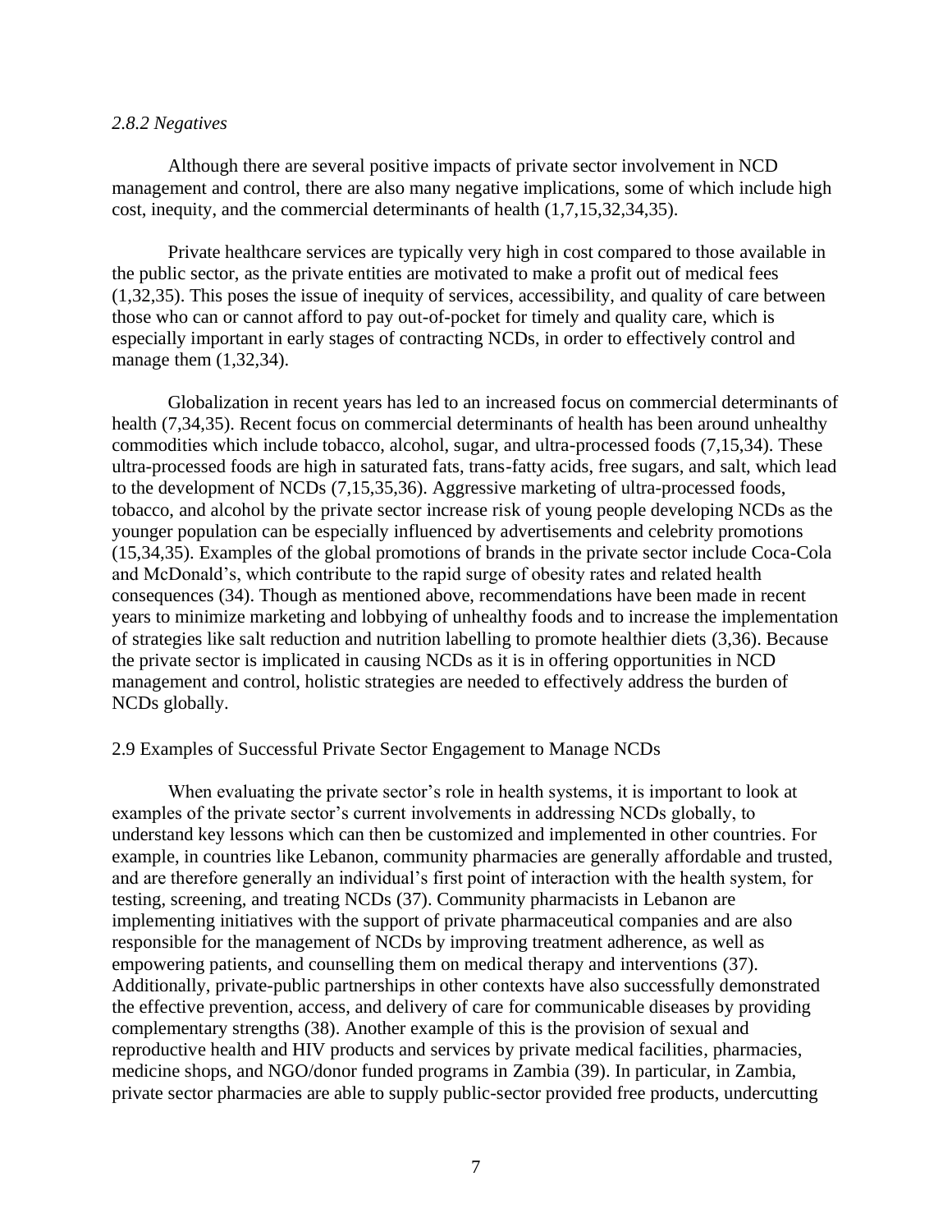### *2.8.2 Negatives*

Although there are several positive impacts of private sector involvement in NCD management and control, there are also many negative implications, some of which include high cost, inequity, and the commercial determinants of health (1,7,15,32,34,35).

Private healthcare services are typically very high in cost compared to those available in the public sector, as the private entities are motivated to make a profit out of medical fees (1,32,35). This poses the issue of inequity of services, accessibility, and quality of care between those who can or cannot afford to pay out-of-pocket for timely and quality care, which is especially important in early stages of contracting NCDs, in order to effectively control and manage them (1,32,34).

Globalization in recent years has led to an increased focus on commercial determinants of health (7,34,35). Recent focus on commercial determinants of health has been around unhealthy commodities which include tobacco, alcohol, sugar, and ultra-processed foods (7,15,34). These ultra-processed foods are high in saturated fats, trans-fatty acids, free sugars, and salt, which lead to the development of NCDs (7,15,35,36). Aggressive marketing of ultra-processed foods, tobacco, and alcohol by the private sector increase risk of young people developing NCDs as the younger population can be especially influenced by advertisements and celebrity promotions (15,34,35). Examples of the global promotions of brands in the private sector include Coca-Cola and McDonald's, which contribute to the rapid surge of obesity rates and related health consequences (34). Though as mentioned above, recommendations have been made in recent years to minimize marketing and lobbying of unhealthy foods and to increase the implementation of strategies like salt reduction and nutrition labelling to promote healthier diets (3,36). Because the private sector is implicated in causing NCDs as it is in offering opportunities in NCD management and control, holistic strategies are needed to effectively address the burden of NCDs globally.

## 2.9 Examples of Successful Private Sector Engagement to Manage NCDs

When evaluating the private sector's role in health systems, it is important to look at examples of the private sector's current involvements in addressing NCDs globally, to understand key lessons which can then be customized and implemented in other countries. For example, in countries like Lebanon, community pharmacies are generally affordable and trusted, and are therefore generally an individual's first point of interaction with the health system, for testing, screening, and treating NCDs (37). Community pharmacists in Lebanon are implementing initiatives with the support of private pharmaceutical companies and are also responsible for the management of NCDs by improving treatment adherence, as well as empowering patients, and counselling them on medical therapy and interventions (37). Additionally, private-public partnerships in other contexts have also successfully demonstrated the effective prevention, access, and delivery of care for communicable diseases by providing complementary strengths (38). Another example of this is the provision of sexual and reproductive health and HIV products and services by private medical facilities, pharmacies, medicine shops, and NGO/donor funded programs in Zambia (39). In particular, in Zambia, private sector pharmacies are able to supply public-sector provided free products, undercutting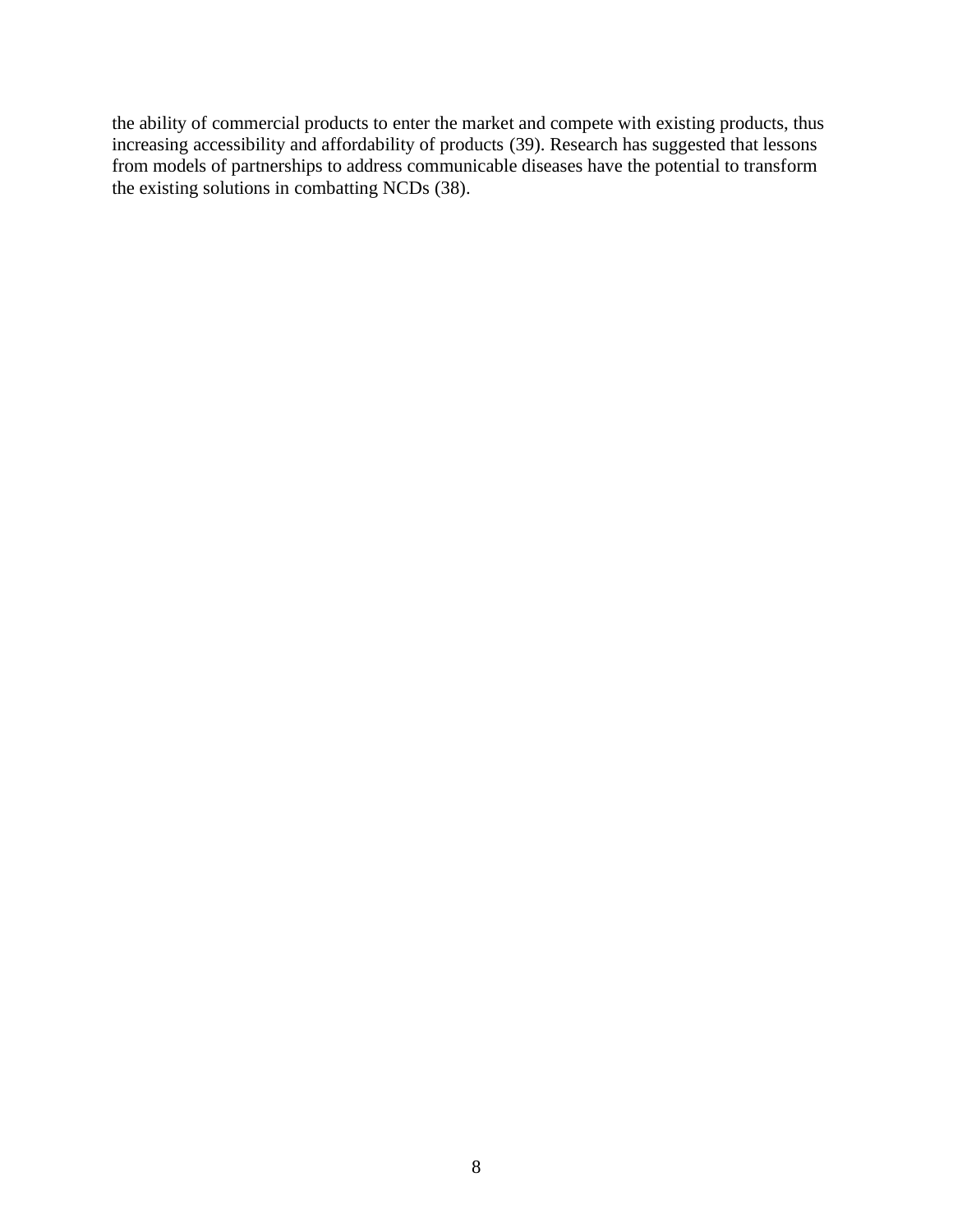the ability of commercial products to enter the market and compete with existing products, thus increasing accessibility and affordability of products (39). Research has suggested that lessons from models of partnerships to address communicable diseases have the potential to transform the existing solutions in combatting NCDs (38).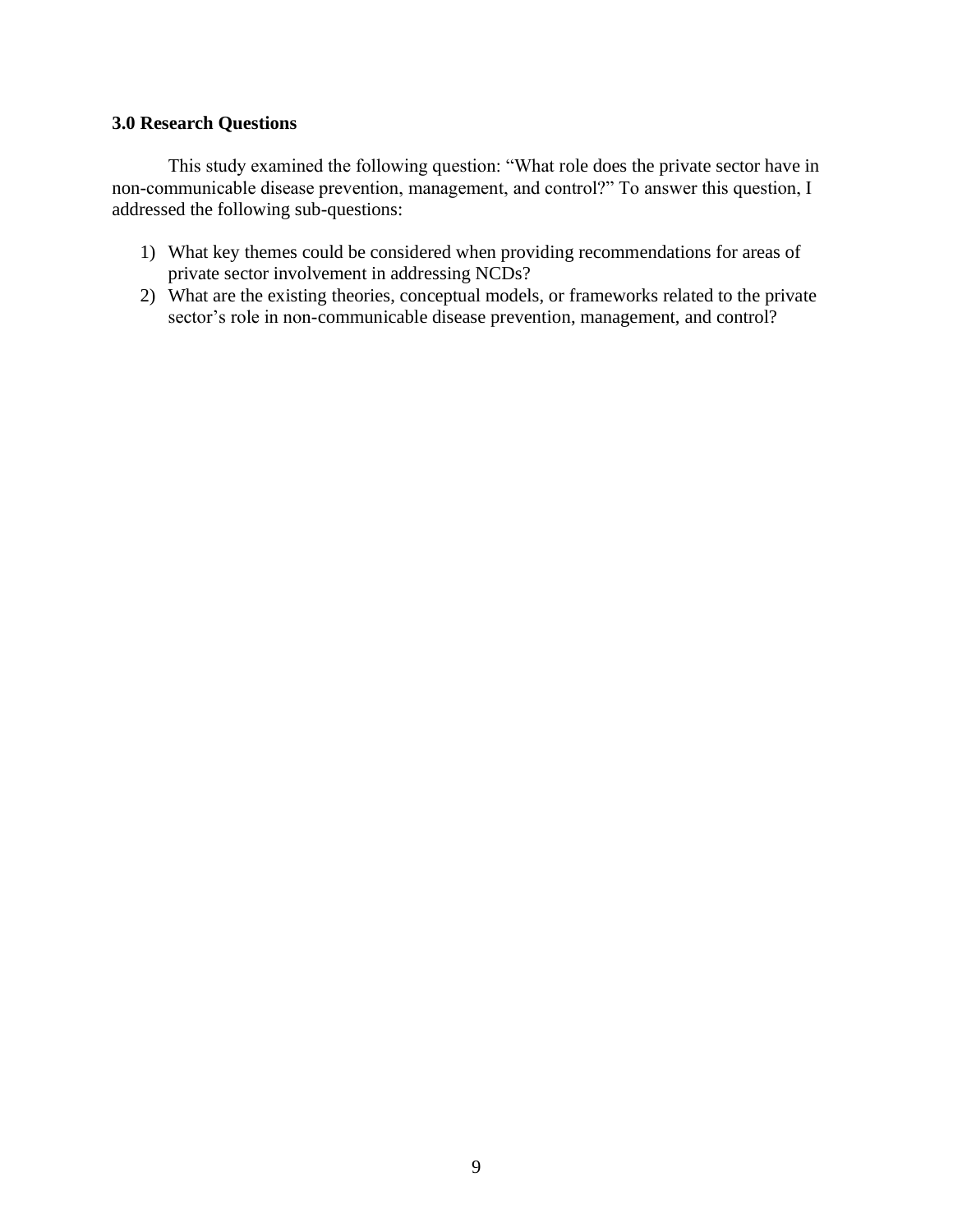## 3.0 Research Questions

This study examined the following question: "What role does the private sector have in non-communicable disease prevention, management, and control?" To answer this question, I addressed the following sub-questions:

1) What key themes could be considered when providing recommendations for areas of private sector involvement in addressing NCDs?
2) What are the existing theories, conceptual models, or frameworks related to the private sector's role in non-communicable disease prevention, management, and control?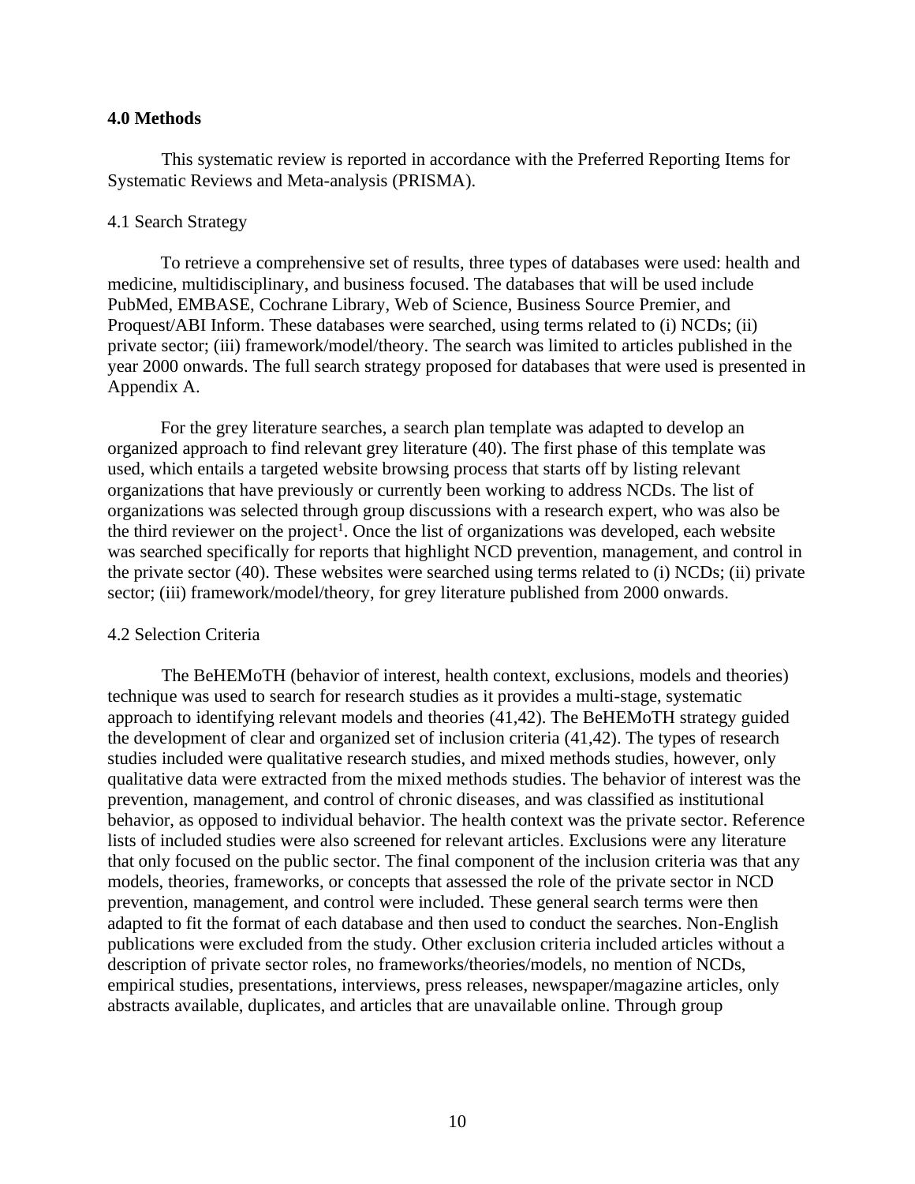## 4.0 Methods

This systematic review is reported in accordance with the Preferred Reporting Items for Systematic Reviews and Meta-analysis (PRISMA).

### 4.1 Search Strategy

To retrieve a comprehensive set of results, three types of databases were used: health and medicine, multidisciplinary, and business focused. The databases that will be used include PubMed, EMBASE, Cochrane Library, Web of Science, Business Source Premier, and Proquest/ABI Inform. These databases were searched, using terms related to (i) NCDs; (ii) private sector; (iii) framework/model/theory. The search was limited to articles published in the year 2000 onwards. The full search strategy proposed for databases that were used is presented in Appendix A.

For the grey literature searches, a search plan template was adapted to develop an organized approach to find relevant grey literature (40). The first phase of this template was used, which entails a targeted website browsing process that starts off by listing relevant organizations that have previously or currently been working to address NCDs. The list of organizations was selected through group discussions with a research expert, who was also be the third reviewer on the project[1]. Once the list of organizations was developed, each website was searched specifically for reports that highlight NCD prevention, management, and control in the private sector (40). These websites were searched using terms related to (i) NCDs; (ii) private sector; (iii) framework/model/theory, for grey literature published from 2000 onwards.

### 4.2 Selection Criteria

The BeHEMoTH (behavior of interest, health context, exclusions, models and theories) technique was used to search for research studies as it provides a multi-stage, systematic approach to identifying relevant models and theories (41,42). The BeHEMoTH strategy guided the development of clear and organized set of inclusion criteria (41,42). The types of research studies included were qualitative research studies, and mixed methods studies, however, only qualitative data were extracted from the mixed methods studies. The behavior of interest was the prevention, management, and control of chronic diseases, and was classified as institutional behavior, as opposed to individual behavior. The health context was the private sector. Reference lists of included studies were also screened for relevant articles. Exclusions were any literature that only focused on the public sector. The final component of the inclusion criteria was that any models, theories, frameworks, or concepts that assessed the role of the private sector in NCD prevention, management, and control were included. These general search terms were then adapted to fit the format of each database and then used to conduct the searches. Non-English publications were excluded from the study. Other exclusion criteria included articles without a description of private sector roles, no frameworks/theories/models, no mention of NCDs, empirical studies, presentations, interviews, press releases, newspaper/magazine articles, only abstracts available, duplicates, and articles that are unavailable online. Through group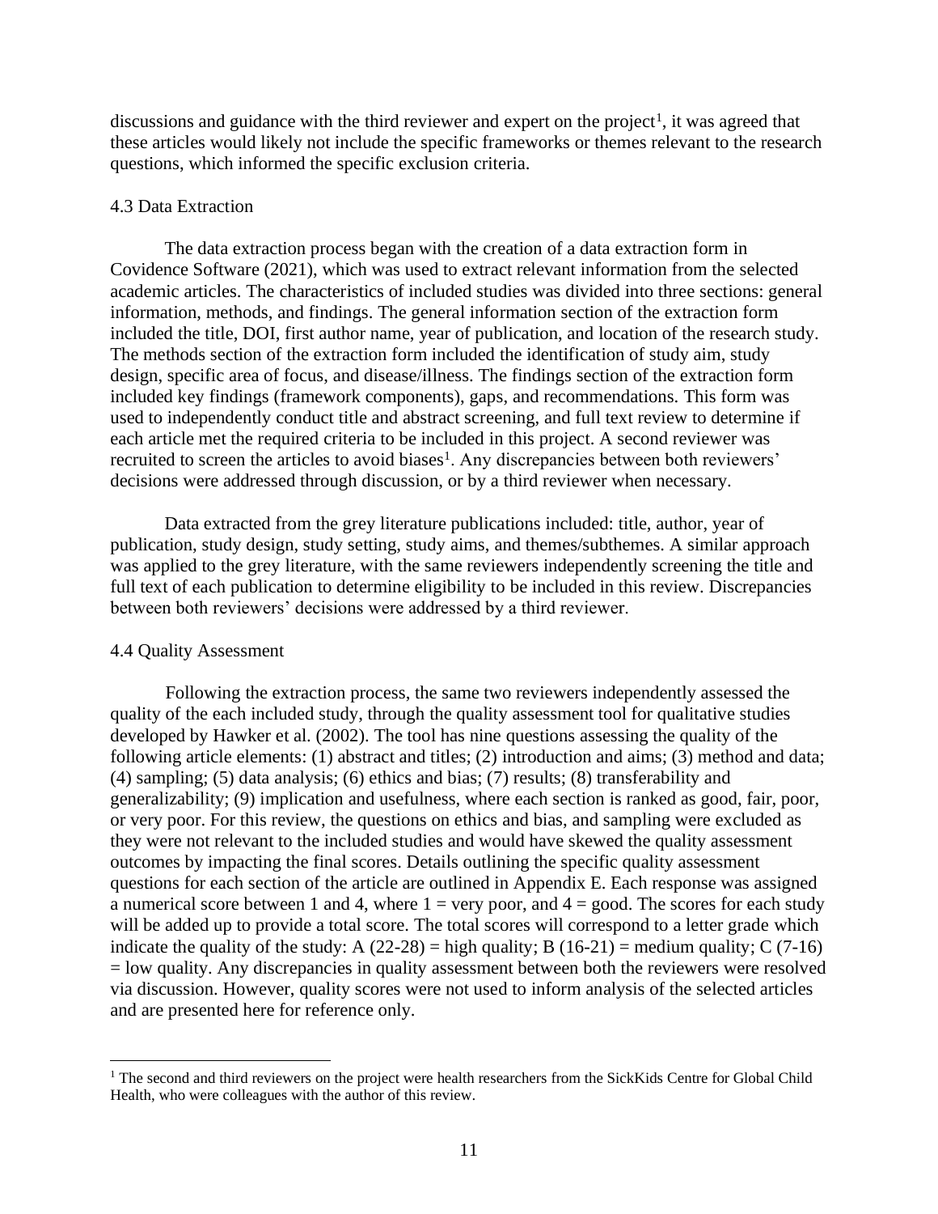discussions and guidance with the third reviewer and expert on the project[1], it was agreed that these articles would likely not include the specific frameworks or themes relevant to the research questions, which informed the specific exclusion criteria.

### 4.3 Data Extraction

The data extraction process began with the creation of a data extraction form in Covidence Software (2021), which was used to extract relevant information from the selected academic articles. The characteristics of included studies was divided into three sections: general information, methods, and findings. The general information section of the extraction form included the title, DOI, first author name, year of publication, and location of the research study. The methods section of the extraction form included the identification of study aim, study design, specific area of focus, and disease/illness. The findings section of the extraction form included key findings (framework components), gaps, and recommendations. This form was used to independently conduct title and abstract screening, and full text review to determine if each article met the required criteria to be included in this project. A second reviewer was recruited to screen the articles to avoid biases[1]. Any discrepancies between both reviewers' decisions were addressed through discussion, or by a third reviewer when necessary.

Data extracted from the grey literature publications included: title, author, year of publication, study design, study setting, study aims, and themes/subthemes. A similar approach was applied to the grey literature, with the same reviewers independently screening the title and full text of each publication to determine eligibility to be included in this review. Discrepancies between both reviewers' decisions were addressed by a third reviewer.

### 4.4 Quality Assessment

Following the extraction process, the same two reviewers independently assessed the quality of the each included study, through the quality assessment tool for qualitative studies developed by Hawker et al. (2002). The tool has nine questions assessing the quality of the following article elements: (1) abstract and titles; (2) introduction and aims; (3) method and data; (4) sampling; (5) data analysis; (6) ethics and bias; (7) results; (8) transferability and generalizability; (9) implication and usefulness, where each section is ranked as good, fair, poor, or very poor. For this review, the questions on ethics and bias, and sampling were excluded as they were not relevant to the included studies and would have skewed the quality assessment outcomes by impacting the final scores. Details outlining the specific quality assessment questions for each section of the article are outlined in Appendix E. Each response was assigned a numerical score between 1 and 4, where 1 = very poor, and 4 = good. The scores for each study will be added up to provide a total score. The total scores will correspond to a letter grade which indicate the quality of the study: A (22-28) = high quality; B (16-21) = medium quality; C (7-16) = low quality. Any discrepancies in quality assessment between both the reviewers were resolved via discussion. However, quality scores were not used to inform analysis of the selected articles and are presented here for reference only.

---

[1] The second and third reviewers on the project were health researchers from the SickKids Centre for Global Child Health, who were colleagues with the author of this review.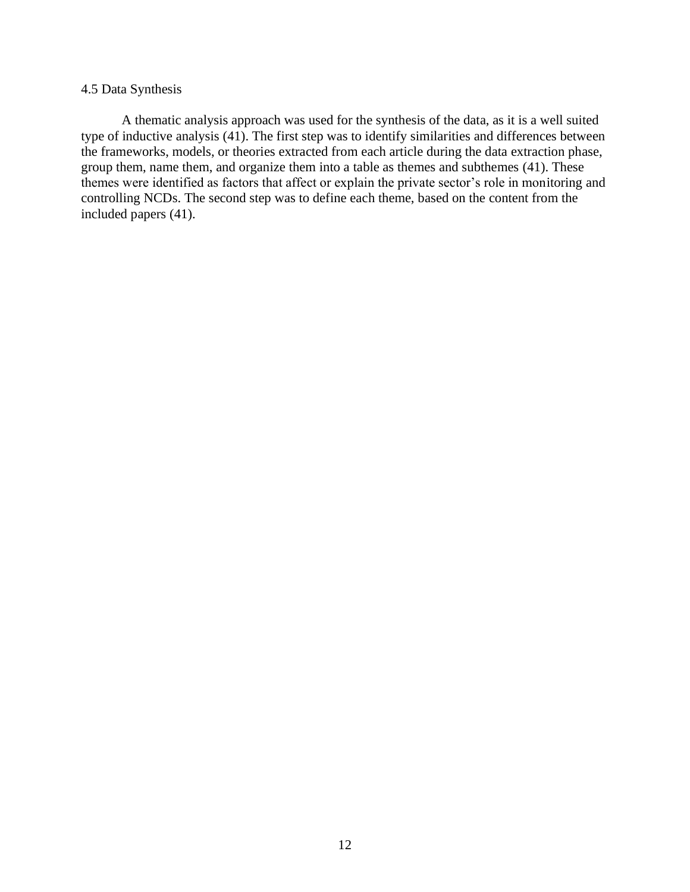## 4.5 Data Synthesis

A thematic analysis approach was used for the synthesis of the data, as it is a well suited type of inductive analysis (41). The first step was to identify similarities and differences between the frameworks, models, or theories extracted from each article during the data extraction phase, group them, name them, and organize them into a table as themes and subthemes (41). These themes were identified as factors that affect or explain the private sector's role in monitoring and controlling NCDs. The second step was to define each theme, based on the content from the included papers (41).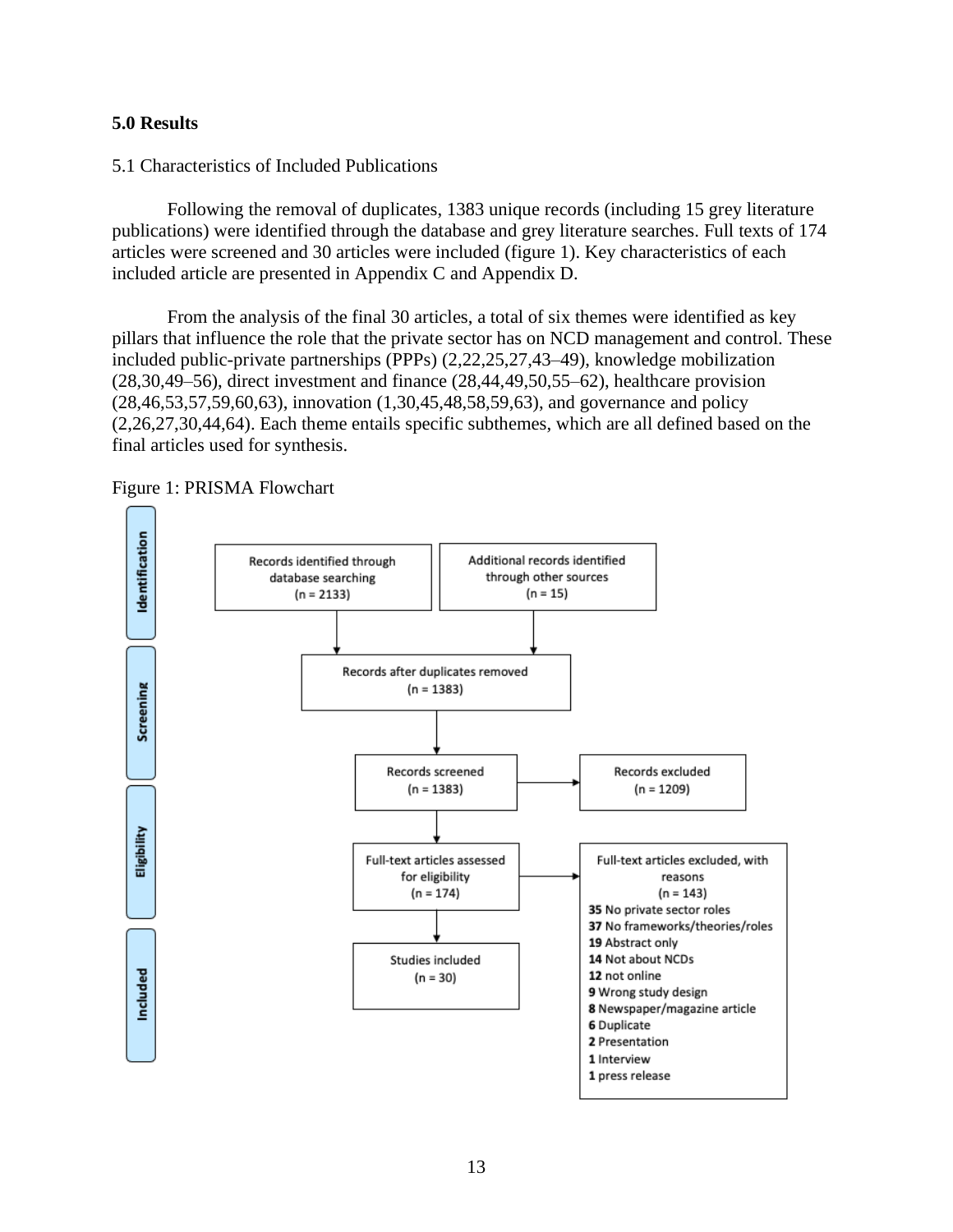## 5.0 Results

### 5.1 Characteristics of Included Publications

Following the removal of duplicates, 1383 unique records (including 15 grey literature publications) were identified through the database and grey literature searches. Full texts of 174 articles were screened and 30 articles were included (figure 1). Key characteristics of each included article are presented in Appendix C and Appendix D.

From the analysis of the final 30 articles, a total of six themes were identified as key pillars that influence the role that the private sector has on NCD management and control. These included public-private partnerships (PPPs) (2,22,25,27,43–49), knowledge mobilization (28,30,49–56), direct investment and finance (28,44,49,50,55–62), healthcare provision (28,46,53,57,59,60,63), innovation (1,30,45,48,58,59,63), and governance and policy (2,26,27,30,44,64). Each theme entails specific subthemes, which are all defined based on the final articles used for synthesis.

Figure 1: PRISMA Flowchart

**Identification**

- Records identified through database searching (n = 2133)
- Additional records identified through other sources (n = 15)

**Screening**

- Records after duplicates removed (n = 1383)
- Records screened (n = 1383)
- Records excluded (n = 1209)

**Eligibility**

- Full-text articles assessed for eligibility (n = 174)
- Full-text articles excluded, with reasons (n = 143)
  - **35** No private sector roles
  - **37** No frameworks/theories/roles
  - **19** Abstract only
  - **14** Not about NCDs
  - **12** not online
  - **9** Wrong study design
  - **8** Newspaper/magazine article
  - **6** Duplicate
  - **2** Presentation
  - **1** Interview
  - **1** press release

**Included**

- Studies included (n = 30)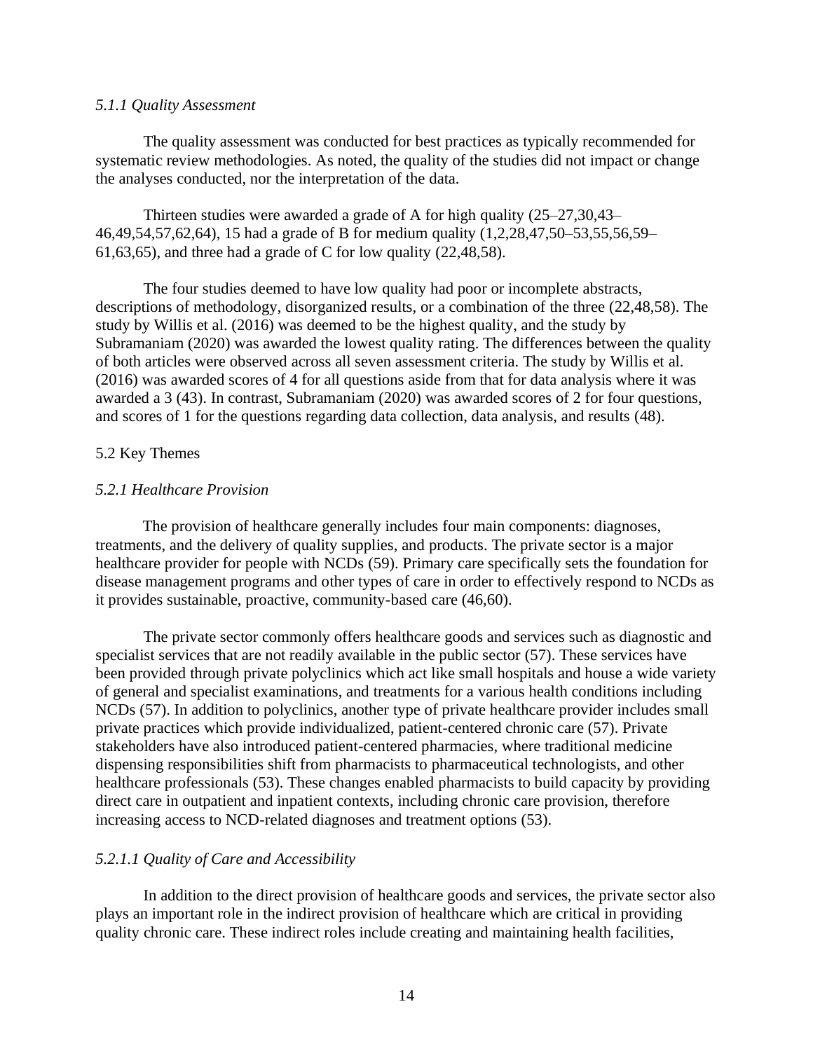### *5.1.1 Quality Assessment*

The quality assessment was conducted for best practices as typically recommended for systematic review methodologies. As noted, the quality of the studies did not impact or change the analyses conducted, nor the interpretation of the data.

Thirteen studies were awarded a grade of A for high quality (25–27,30,43–46,49,54,57,62,64), 15 had a grade of B for medium quality (1,2,28,47,50–53,55,56,59–61,63,65), and three had a grade of C for low quality (22,48,58).

The four studies deemed to have low quality had poor or incomplete abstracts, descriptions of methodology, disorganized results, or a combination of the three (22,48,58). The study by Willis et al. (2016) was deemed to be the highest quality, and the study by Subramaniam (2020) was awarded the lowest quality rating. The differences between the quality of both articles were observed across all seven assessment criteria. The study by Willis et al. (2016) was awarded scores of 4 for all questions aside from that for data analysis where it was awarded a 3 (43). In contrast, Subramaniam (2020) was awarded scores of 2 for four questions, and scores of 1 for the questions regarding data collection, data analysis, and results (48).

## 5.2 Key Themes

### *5.2.1 Healthcare Provision*

The provision of healthcare generally includes four main components: diagnoses, treatments, and the delivery of quality supplies, and products. The private sector is a major healthcare provider for people with NCDs (59). Primary care specifically sets the foundation for disease management programs and other types of care in order to effectively respond to NCDs as it provides sustainable, proactive, community-based care (46,60).

The private sector commonly offers healthcare goods and services such as diagnostic and specialist services that are not readily available in the public sector (57). These services have been provided through private polyclinics which act like small hospitals and house a wide variety of general and specialist examinations, and treatments for a various health conditions including NCDs (57). In addition to polyclinics, another type of private healthcare provider includes small private practices which provide individualized, patient-centered chronic care (57). Private stakeholders have also introduced patient-centered pharmacies, where traditional medicine dispensing responsibilities shift from pharmacists to pharmaceutical technologists, and other healthcare professionals (53). These changes enabled pharmacists to build capacity by providing direct care in outpatient and inpatient contexts, including chronic care provision, therefore increasing access to NCD-related diagnoses and treatment options (53).

#### *5.2.1.1 Quality of Care and Accessibility*

In addition to the direct provision of healthcare goods and services, the private sector also plays an important role in the indirect provision of healthcare which are critical in providing quality chronic care. These indirect roles include creating and maintaining health facilities,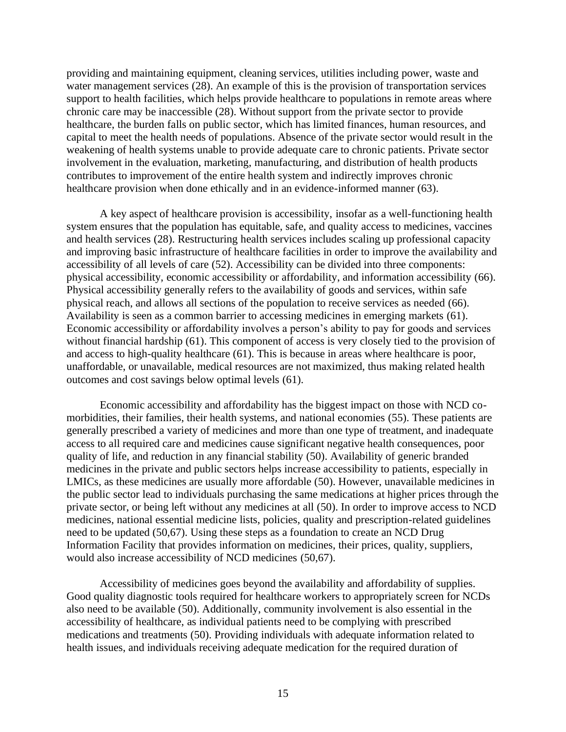providing and maintaining equipment, cleaning services, utilities including power, waste and water management services (28). An example of this is the provision of transportation services support to health facilities, which helps provide healthcare to populations in remote areas where chronic care may be inaccessible (28). Without support from the private sector to provide healthcare, the burden falls on public sector, which has limited finances, human resources, and capital to meet the health needs of populations. Absence of the private sector would result in the weakening of health systems unable to provide adequate care to chronic patients. Private sector involvement in the evaluation, marketing, manufacturing, and distribution of health products contributes to improvement of the entire health system and indirectly improves chronic healthcare provision when done ethically and in an evidence-informed manner (63).

A key aspect of healthcare provision is accessibility, insofar as a well-functioning health system ensures that the population has equitable, safe, and quality access to medicines, vaccines and health services (28). Restructuring health services includes scaling up professional capacity and improving basic infrastructure of healthcare facilities in order to improve the availability and accessibility of all levels of care (52). Accessibility can be divided into three components: physical accessibility, economic accessibility or affordability, and information accessibility (66). Physical accessibility generally refers to the availability of goods and services, within safe physical reach, and allows all sections of the population to receive services as needed (66). Availability is seen as a common barrier to accessing medicines in emerging markets (61). Economic accessibility or affordability involves a person's ability to pay for goods and services without financial hardship (61). This component of access is very closely tied to the provision of and access to high-quality healthcare (61). This is because in areas where healthcare is poor, unaffordable, or unavailable, medical resources are not maximized, thus making related health outcomes and cost savings below optimal levels (61).

Economic accessibility and affordability has the biggest impact on those with NCD co-morbidities, their families, their health systems, and national economies (55). These patients are generally prescribed a variety of medicines and more than one type of treatment, and inadequate access to all required care and medicines cause significant negative health consequences, poor quality of life, and reduction in any financial stability (50). Availability of generic branded medicines in the private and public sectors helps increase accessibility to patients, especially in LMICs, as these medicines are usually more affordable (50). However, unavailable medicines in the public sector lead to individuals purchasing the same medications at higher prices through the private sector, or being left without any medicines at all (50). In order to improve access to NCD medicines, national essential medicine lists, policies, quality and prescription-related guidelines need to be updated (50,67). Using these steps as a foundation to create an NCD Drug Information Facility that provides information on medicines, their prices, quality, suppliers, would also increase accessibility of NCD medicines (50,67).

Accessibility of medicines goes beyond the availability and affordability of supplies. Good quality diagnostic tools required for healthcare workers to appropriately screen for NCDs also need to be available (50). Additionally, community involvement is also essential in the accessibility of healthcare, as individual patients need to be complying with prescribed medications and treatments (50). Providing individuals with adequate information related to health issues, and individuals receiving adequate medication for the required duration of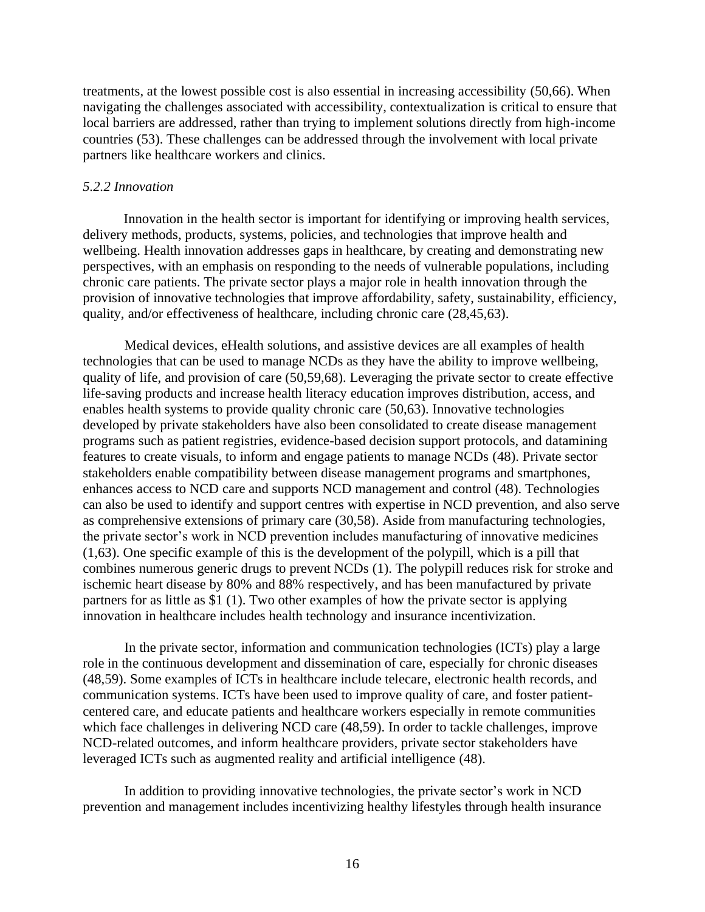treatments, at the lowest possible cost is also essential in increasing accessibility (50,66). When navigating the challenges associated with accessibility, contextualization is critical to ensure that local barriers are addressed, rather than trying to implement solutions directly from high-income countries (53). These challenges can be addressed through the involvement with local private partners like healthcare workers and clinics.

#### *5.2.2 Innovation*

Innovation in the health sector is important for identifying or improving health services, delivery methods, products, systems, policies, and technologies that improve health and wellbeing. Health innovation addresses gaps in healthcare, by creating and demonstrating new perspectives, with an emphasis on responding to the needs of vulnerable populations, including chronic care patients. The private sector plays a major role in health innovation through the provision of innovative technologies that improve affordability, safety, sustainability, efficiency, quality, and/or effectiveness of healthcare, including chronic care (28,45,63).

Medical devices, eHealth solutions, and assistive devices are all examples of health technologies that can be used to manage NCDs as they have the ability to improve wellbeing, quality of life, and provision of care (50,59,68). Leveraging the private sector to create effective life-saving products and increase health literacy education improves distribution, access, and enables health systems to provide quality chronic care (50,63). Innovative technologies developed by private stakeholders have also been consolidated to create disease management programs such as patient registries, evidence-based decision support protocols, and datamining features to create visuals, to inform and engage patients to manage NCDs (48). Private sector stakeholders enable compatibility between disease management programs and smartphones, enhances access to NCD care and supports NCD management and control (48). Technologies can also be used to identify and support centres with expertise in NCD prevention, and also serve as comprehensive extensions of primary care (30,58). Aside from manufacturing technologies, the private sector's work in NCD prevention includes manufacturing of innovative medicines (1,63). One specific example of this is the development of the polypill, which is a pill that combines numerous generic drugs to prevent NCDs (1). The polypill reduces risk for stroke and ischemic heart disease by 80% and 88% respectively, and has been manufactured by private partners for as little as $1 (1). Two other examples of how the private sector is applying innovation in healthcare includes health technology and insurance incentivization.

In the private sector, information and communication technologies (ICTs) play a large role in the continuous development and dissemination of care, especially for chronic diseases (48,59). Some examples of ICTs in healthcare include telecare, electronic health records, and communication systems. ICTs have been used to improve quality of care, and foster patient-centered care, and educate patients and healthcare workers especially in remote communities which face challenges in delivering NCD care (48,59). In order to tackle challenges, improve NCD-related outcomes, and inform healthcare providers, private sector stakeholders have leveraged ICTs such as augmented reality and artificial intelligence (48).

In addition to providing innovative technologies, the private sector's work in NCD prevention and management includes incentivizing healthy lifestyles through health insurance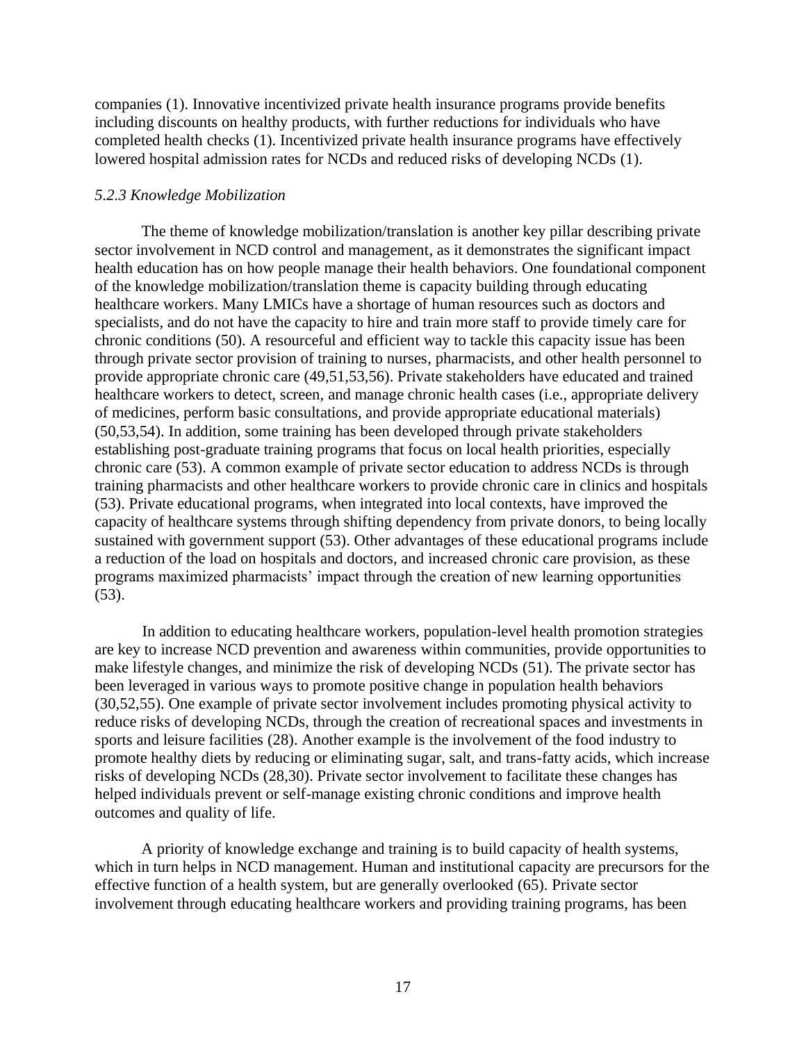companies (1). Innovative incentivized private health insurance programs provide benefits including discounts on healthy products, with further reductions for individuals who have completed health checks (1). Incentivized private health insurance programs have effectively lowered hospital admission rates for NCDs and reduced risks of developing NCDs (1).

### *5.2.3 Knowledge Mobilization*

The theme of knowledge mobilization/translation is another key pillar describing private sector involvement in NCD control and management, as it demonstrates the significant impact health education has on how people manage their health behaviors. One foundational component of the knowledge mobilization/translation theme is capacity building through educating healthcare workers. Many LMICs have a shortage of human resources such as doctors and specialists, and do not have the capacity to hire and train more staff to provide timely care for chronic conditions (50). A resourceful and efficient way to tackle this capacity issue has been through private sector provision of training to nurses, pharmacists, and other health personnel to provide appropriate chronic care (49,51,53,56). Private stakeholders have educated and trained healthcare workers to detect, screen, and manage chronic health cases (i.e., appropriate delivery of medicines, perform basic consultations, and provide appropriate educational materials) (50,53,54). In addition, some training has been developed through private stakeholders establishing post-graduate training programs that focus on local health priorities, especially chronic care (53). A common example of private sector education to address NCDs is through training pharmacists and other healthcare workers to provide chronic care in clinics and hospitals (53). Private educational programs, when integrated into local contexts, have improved the capacity of healthcare systems through shifting dependency from private donors, to being locally sustained with government support (53). Other advantages of these educational programs include a reduction of the load on hospitals and doctors, and increased chronic care provision, as these programs maximized pharmacists' impact through the creation of new learning opportunities (53).

In addition to educating healthcare workers, population-level health promotion strategies are key to increase NCD prevention and awareness within communities, provide opportunities to make lifestyle changes, and minimize the risk of developing NCDs (51). The private sector has been leveraged in various ways to promote positive change in population health behaviors (30,52,55). One example of private sector involvement includes promoting physical activity to reduce risks of developing NCDs, through the creation of recreational spaces and investments in sports and leisure facilities (28). Another example is the involvement of the food industry to promote healthy diets by reducing or eliminating sugar, salt, and trans-fatty acids, which increase risks of developing NCDs (28,30). Private sector involvement to facilitate these changes has helped individuals prevent or self-manage existing chronic conditions and improve health outcomes and quality of life.

A priority of knowledge exchange and training is to build capacity of health systems, which in turn helps in NCD management. Human and institutional capacity are precursors for the effective function of a health system, but are generally overlooked (65). Private sector involvement through educating healthcare workers and providing training programs, has been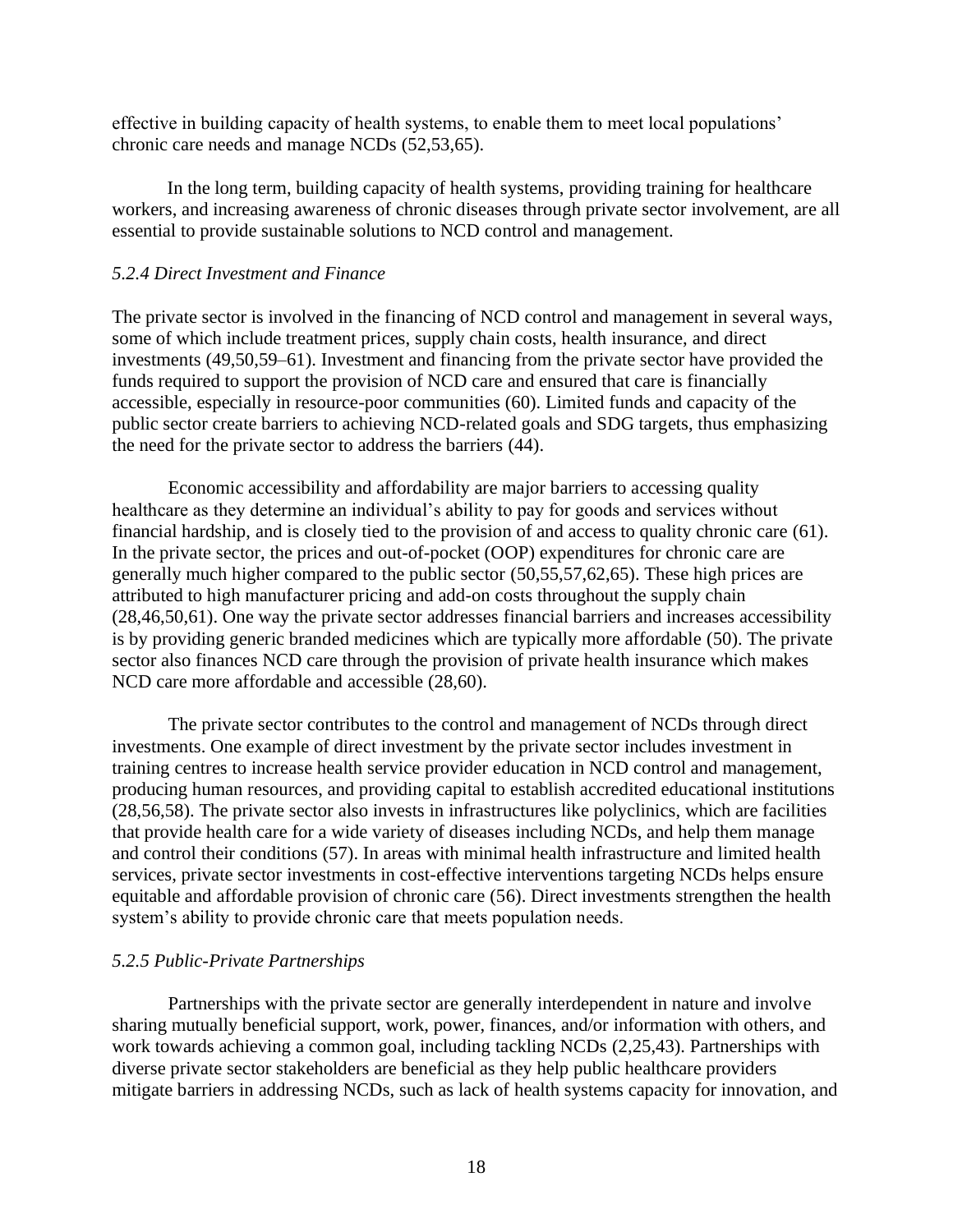effective in building capacity of health systems, to enable them to meet local populations' chronic care needs and manage NCDs (52,53,65).

In the long term, building capacity of health systems, providing training for healthcare workers, and increasing awareness of chronic diseases through private sector involvement, are all essential to provide sustainable solutions to NCD control and management.

*5.2.4 Direct Investment and Finance*

The private sector is involved in the financing of NCD control and management in several ways, some of which include treatment prices, supply chain costs, health insurance, and direct investments (49,50,59–61). Investment and financing from the private sector have provided the funds required to support the provision of NCD care and ensured that care is financially accessible, especially in resource-poor communities (60). Limited funds and capacity of the public sector create barriers to achieving NCD-related goals and SDG targets, thus emphasizing the need for the private sector to address the barriers (44).

Economic accessibility and affordability are major barriers to accessing quality healthcare as they determine an individual's ability to pay for goods and services without financial hardship, and is closely tied to the provision of and access to quality chronic care (61). In the private sector, the prices and out-of-pocket (OOP) expenditures for chronic care are generally much higher compared to the public sector (50,55,57,62,65). These high prices are attributed to high manufacturer pricing and add-on costs throughout the supply chain (28,46,50,61). One way the private sector addresses financial barriers and increases accessibility is by providing generic branded medicines which are typically more affordable (50). The private sector also finances NCD care through the provision of private health insurance which makes NCD care more affordable and accessible (28,60).

The private sector contributes to the control and management of NCDs through direct investments. One example of direct investment by the private sector includes investment in training centres to increase health service provider education in NCD control and management, producing human resources, and providing capital to establish accredited educational institutions (28,56,58). The private sector also invests in infrastructures like polyclinics, which are facilities that provide health care for a wide variety of diseases including NCDs, and help them manage and control their conditions (57). In areas with minimal health infrastructure and limited health services, private sector investments in cost-effective interventions targeting NCDs helps ensure equitable and affordable provision of chronic care (56). Direct investments strengthen the health system's ability to provide chronic care that meets population needs.

*5.2.5 Public-Private Partnerships*

Partnerships with the private sector are generally interdependent in nature and involve sharing mutually beneficial support, work, power, finances, and/or information with others, and work towards achieving a common goal, including tackling NCDs (2,25,43). Partnerships with diverse private sector stakeholders are beneficial as they help public healthcare providers mitigate barriers in addressing NCDs, such as lack of health systems capacity for innovation, and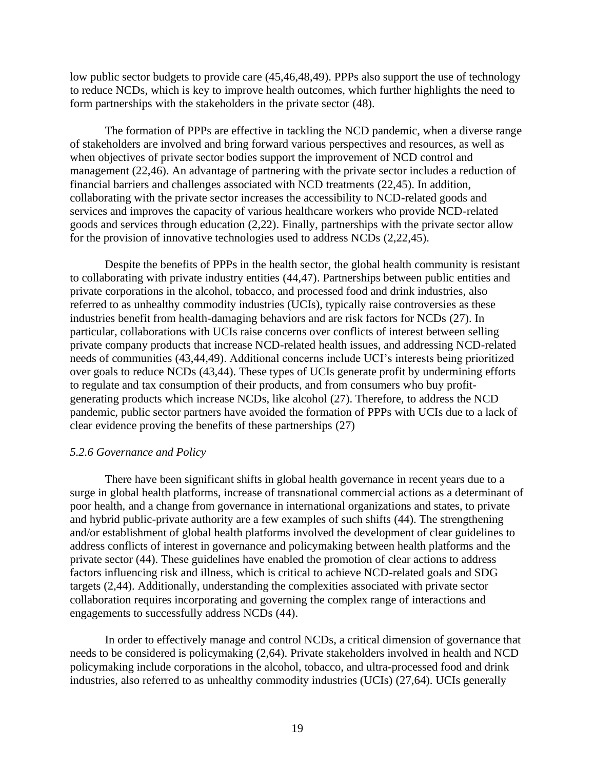low public sector budgets to provide care (45,46,48,49). PPPs also support the use of technology to reduce NCDs, which is key to improve health outcomes, which further highlights the need to form partnerships with the stakeholders in the private sector (48).

The formation of PPPs are effective in tackling the NCD pandemic, when a diverse range of stakeholders are involved and bring forward various perspectives and resources, as well as when objectives of private sector bodies support the improvement of NCD control and management (22,46). An advantage of partnering with the private sector includes a reduction of financial barriers and challenges associated with NCD treatments (22,45). In addition, collaborating with the private sector increases the accessibility to NCD-related goods and services and improves the capacity of various healthcare workers who provide NCD-related goods and services through education (2,22). Finally, partnerships with the private sector allow for the provision of innovative technologies used to address NCDs (2,22,45).

Despite the benefits of PPPs in the health sector, the global health community is resistant to collaborating with private industry entities (44,47). Partnerships between public entities and private corporations in the alcohol, tobacco, and processed food and drink industries, also referred to as unhealthy commodity industries (UCIs), typically raise controversies as these industries benefit from health-damaging behaviors and are risk factors for NCDs (27). In particular, collaborations with UCIs raise concerns over conflicts of interest between selling private company products that increase NCD-related health issues, and addressing NCD-related needs of communities (43,44,49). Additional concerns include UCI's interests being prioritized over goals to reduce NCDs (43,44). These types of UCIs generate profit by undermining efforts to regulate and tax consumption of their products, and from consumers who buy profit-generating products which increase NCDs, like alcohol (27). Therefore, to address the NCD pandemic, public sector partners have avoided the formation of PPPs with UCIs due to a lack of clear evidence proving the benefits of these partnerships (27)

### *5.2.6 Governance and Policy*

There have been significant shifts in global health governance in recent years due to a surge in global health platforms, increase of transnational commercial actions as a determinant of poor health, and a change from governance in international organizations and states, to private and hybrid public-private authority are a few examples of such shifts (44). The strengthening and/or establishment of global health platforms involved the development of clear guidelines to address conflicts of interest in governance and policymaking between health platforms and the private sector (44). These guidelines have enabled the promotion of clear actions to address factors influencing risk and illness, which is critical to achieve NCD-related goals and SDG targets (2,44). Additionally, understanding the complexities associated with private sector collaboration requires incorporating and governing the complex range of interactions and engagements to successfully address NCDs (44).

In order to effectively manage and control NCDs, a critical dimension of governance that needs to be considered is policymaking (2,64). Private stakeholders involved in health and NCD policymaking include corporations in the alcohol, tobacco, and ultra-processed food and drink industries, also referred to as unhealthy commodity industries (UCIs) (27,64). UCIs generally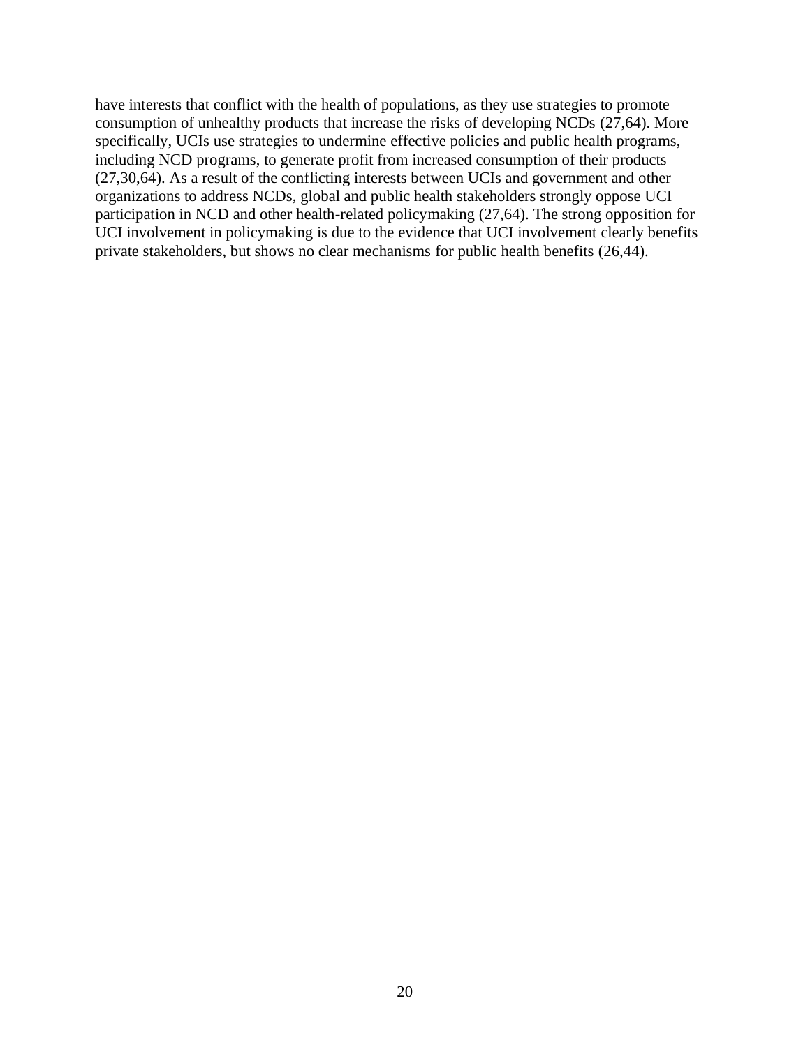have interests that conflict with the health of populations, as they use strategies to promote consumption of unhealthy products that increase the risks of developing NCDs (27,64). More specifically, UCIs use strategies to undermine effective policies and public health programs, including NCD programs, to generate profit from increased consumption of their products (27,30,64). As a result of the conflicting interests between UCIs and government and other organizations to address NCDs, global and public health stakeholders strongly oppose UCI participation in NCD and other health-related policymaking (27,64). The strong opposition for UCI involvement in policymaking is due to the evidence that UCI involvement clearly benefits private stakeholders, but shows no clear mechanisms for public health benefits (26,44).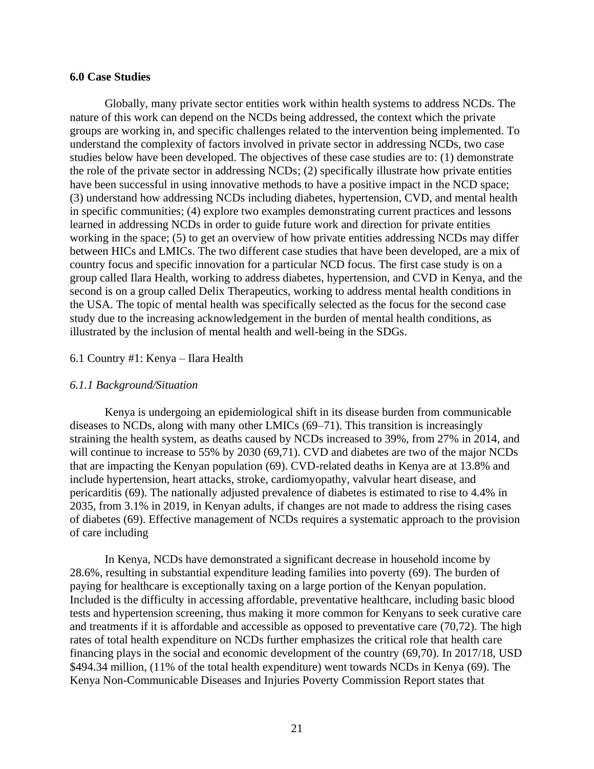## 6.0 Case Studies

Globally, many private sector entities work within health systems to address NCDs. The nature of this work can depend on the NCDs being addressed, the context which the private groups are working in, and specific challenges related to the intervention being implemented. To understand the complexity of factors involved in private sector in addressing NCDs, two case studies below have been developed. The objectives of these case studies are to: (1) demonstrate the role of the private sector in addressing NCDs; (2) specifically illustrate how private entities have been successful in using innovative methods to have a positive impact in the NCD space; (3) understand how addressing NCDs including diabetes, hypertension, CVD, and mental health in specific communities; (4) explore two examples demonstrating current practices and lessons learned in addressing NCDs in order to guide future work and direction for private entities working in the space; (5) to get an overview of how private entities addressing NCDs may differ between HICs and LMICs. The two different case studies that have been developed, are a mix of country focus and specific innovation for a particular NCD focus. The first case study is on a group called Ilara Health, working to address diabetes, hypertension, and CVD in Kenya, and the second is on a group called Delix Therapeutics, working to address mental health conditions in the USA. The topic of mental health was specifically selected as the focus for the second case study due to the increasing acknowledgement in the burden of mental health conditions, as illustrated by the inclusion of mental health and well-being in the SDGs.

### 6.1 Country #1: Kenya – Ilara Health

#### *6.1.1 Background/Situation*

Kenya is undergoing an epidemiological shift in its disease burden from communicable diseases to NCDs, along with many other LMICs (69–71). This transition is increasingly straining the health system, as deaths caused by NCDs increased to 39%, from 27% in 2014, and will continue to increase to 55% by 2030 (69,71). CVD and diabetes are two of the major NCDs that are impacting the Kenyan population (69). CVD-related deaths in Kenya are at 13.8% and include hypertension, heart attacks, stroke, cardiomyopathy, valvular heart disease, and pericarditis (69). The nationally adjusted prevalence of diabetes is estimated to rise to 4.4% in 2035, from 3.1% in 2019, in Kenyan adults, if changes are not made to address the rising cases of diabetes (69). Effective management of NCDs requires a systematic approach to the provision of care including

In Kenya, NCDs have demonstrated a significant decrease in household income by 28.6%, resulting in substantial expenditure leading families into poverty (69). The burden of paying for healthcare is exceptionally taxing on a large portion of the Kenyan population. Included is the difficulty in accessing affordable, preventative healthcare, including basic blood tests and hypertension screening, thus making it more common for Kenyans to seek curative care and treatments if it is affordable and accessible as opposed to preventative care (70,72). The high rates of total health expenditure on NCDs further emphasizes the critical role that health care financing plays in the social and economic development of the country (69,70). In 2017/18, USD $494.34 million, (11% of the total health expenditure) went towards NCDs in Kenya (69). The Kenya Non-Communicable Diseases and Injuries Poverty Commission Report states that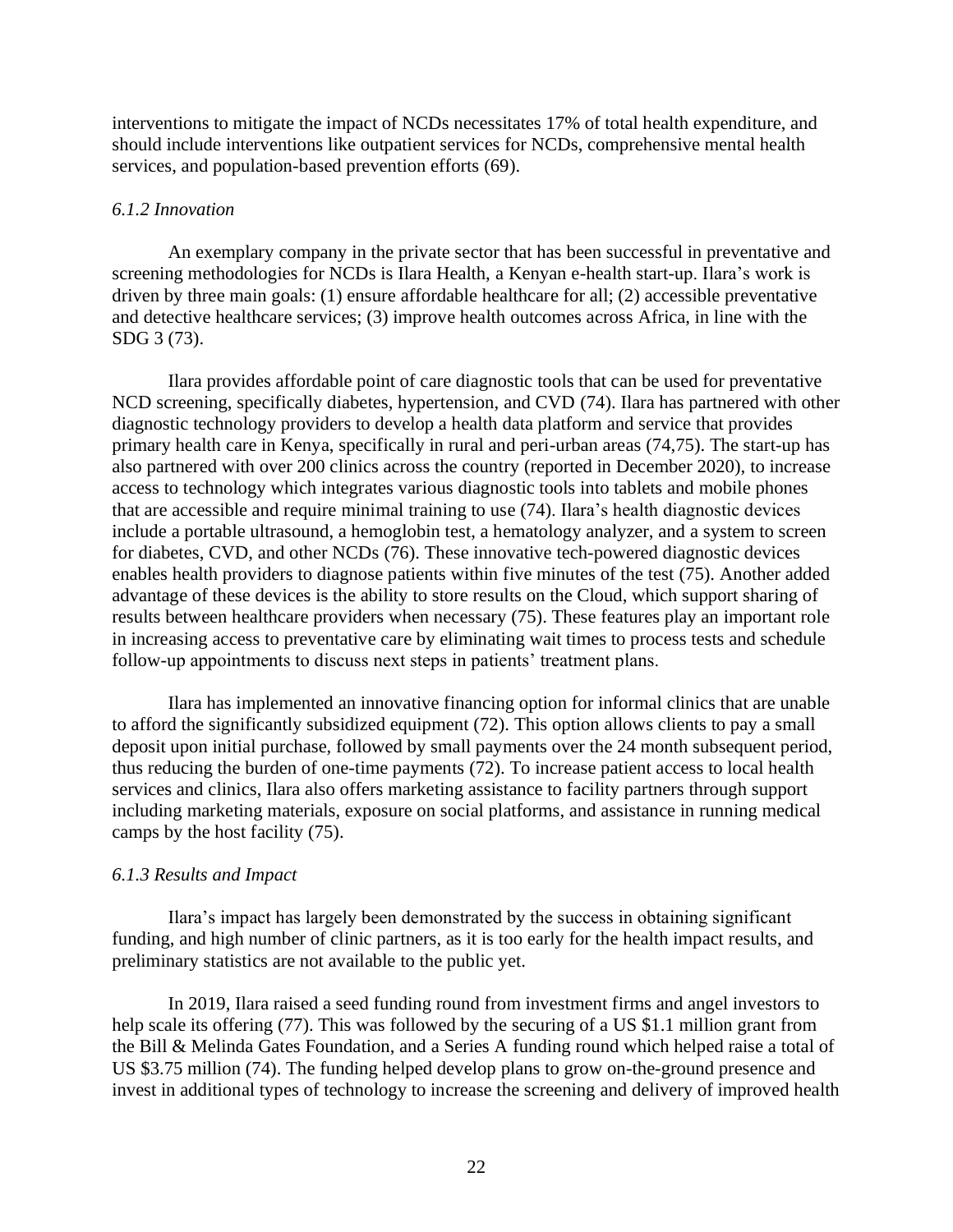interventions to mitigate the impact of NCDs necessitates 17% of total health expenditure, and should include interventions like outpatient services for NCDs, comprehensive mental health services, and population-based prevention efforts (69).

### *6.1.2 Innovation*

An exemplary company in the private sector that has been successful in preventative and screening methodologies for NCDs is Ilara Health, a Kenyan e-health start-up. Ilara's work is driven by three main goals: (1) ensure affordable healthcare for all; (2) accessible preventative and detective healthcare services; (3) improve health outcomes across Africa, in line with the SDG 3 (73).

Ilara provides affordable point of care diagnostic tools that can be used for preventative NCD screening, specifically diabetes, hypertension, and CVD (74). Ilara has partnered with other diagnostic technology providers to develop a health data platform and service that provides primary health care in Kenya, specifically in rural and peri-urban areas (74,75). The start-up has also partnered with over 200 clinics across the country (reported in December 2020), to increase access to technology which integrates various diagnostic tools into tablets and mobile phones that are accessible and require minimal training to use (74). Ilara's health diagnostic devices include a portable ultrasound, a hemoglobin test, a hematology analyzer, and a system to screen for diabetes, CVD, and other NCDs (76). These innovative tech-powered diagnostic devices enables health providers to diagnose patients within five minutes of the test (75). Another added advantage of these devices is the ability to store results on the Cloud, which support sharing of results between healthcare providers when necessary (75). These features play an important role in increasing access to preventative care by eliminating wait times to process tests and schedule follow-up appointments to discuss next steps in patients' treatment plans.

Ilara has implemented an innovative financing option for informal clinics that are unable to afford the significantly subsidized equipment (72). This option allows clients to pay a small deposit upon initial purchase, followed by small payments over the 24 month subsequent period, thus reducing the burden of one-time payments (72). To increase patient access to local health services and clinics, Ilara also offers marketing assistance to facility partners through support including marketing materials, exposure on social platforms, and assistance in running medical camps by the host facility (75).

### *6.1.3 Results and Impact*

Ilara's impact has largely been demonstrated by the success in obtaining significant funding, and high number of clinic partners, as it is too early for the health impact results, and preliminary statistics are not available to the public yet.

In 2019, Ilara raised a seed funding round from investment firms and angel investors to help scale its offering (77). This was followed by the securing of a US $1.1 million grant from the Bill & Melinda Gates Foundation, and a Series A funding round which helped raise a total of US $3.75 million (74). The funding helped develop plans to grow on-the-ground presence and invest in additional types of technology to increase the screening and delivery of improved health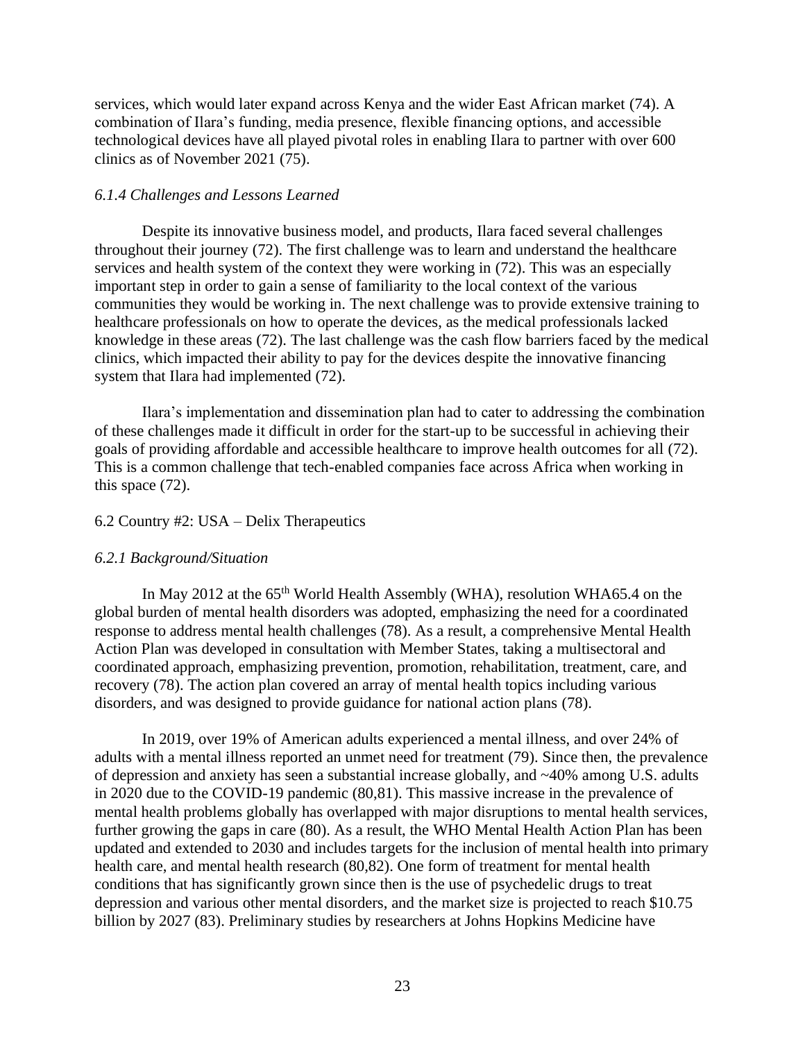services, which would later expand across Kenya and the wider East African market (74). A combination of Ilara's funding, media presence, flexible financing options, and accessible technological devices have all played pivotal roles in enabling Ilara to partner with over 600 clinics as of November 2021 (75).

### *6.1.4 Challenges and Lessons Learned*

Despite its innovative business model, and products, Ilara faced several challenges throughout their journey (72). The first challenge was to learn and understand the healthcare services and health system of the context they were working in (72). This was an especially important step in order to gain a sense of familiarity to the local context of the various communities they would be working in. The next challenge was to provide extensive training to healthcare professionals on how to operate the devices, as the medical professionals lacked knowledge in these areas (72). The last challenge was the cash flow barriers faced by the medical clinics, which impacted their ability to pay for the devices despite the innovative financing system that Ilara had implemented (72).

Ilara's implementation and dissemination plan had to cater to addressing the combination of these challenges made it difficult in order for the start-up to be successful in achieving their goals of providing affordable and accessible healthcare to improve health outcomes for all (72). This is a common challenge that tech-enabled companies face across Africa when working in this space (72).

## 6.2 Country #2: USA – Delix Therapeutics

### *6.2.1 Background/Situation*

In May 2012 at the 65th World Health Assembly (WHA), resolution WHA65.4 on the global burden of mental health disorders was adopted, emphasizing the need for a coordinated response to address mental health challenges (78). As a result, a comprehensive Mental Health Action Plan was developed in consultation with Member States, taking a multisectoral and coordinated approach, emphasizing prevention, promotion, rehabilitation, treatment, care, and recovery (78). The action plan covered an array of mental health topics including various disorders, and was designed to provide guidance for national action plans (78).

In 2019, over 19% of American adults experienced a mental illness, and over 24% of adults with a mental illness reported an unmet need for treatment (79). Since then, the prevalence of depression and anxiety has seen a substantial increase globally, and ~40% among U.S. adults in 2020 due to the COVID-19 pandemic (80,81). This massive increase in the prevalence of mental health problems globally has overlapped with major disruptions to mental health services, further growing the gaps in care (80). As a result, the WHO Mental Health Action Plan has been updated and extended to 2030 and includes targets for the inclusion of mental health into primary health care, and mental health research (80,82). One form of treatment for mental health conditions that has significantly grown since then is the use of psychedelic drugs to treat depression and various other mental disorders, and the market size is projected to reach $10.75 billion by 2027 (83). Preliminary studies by researchers at Johns Hopkins Medicine have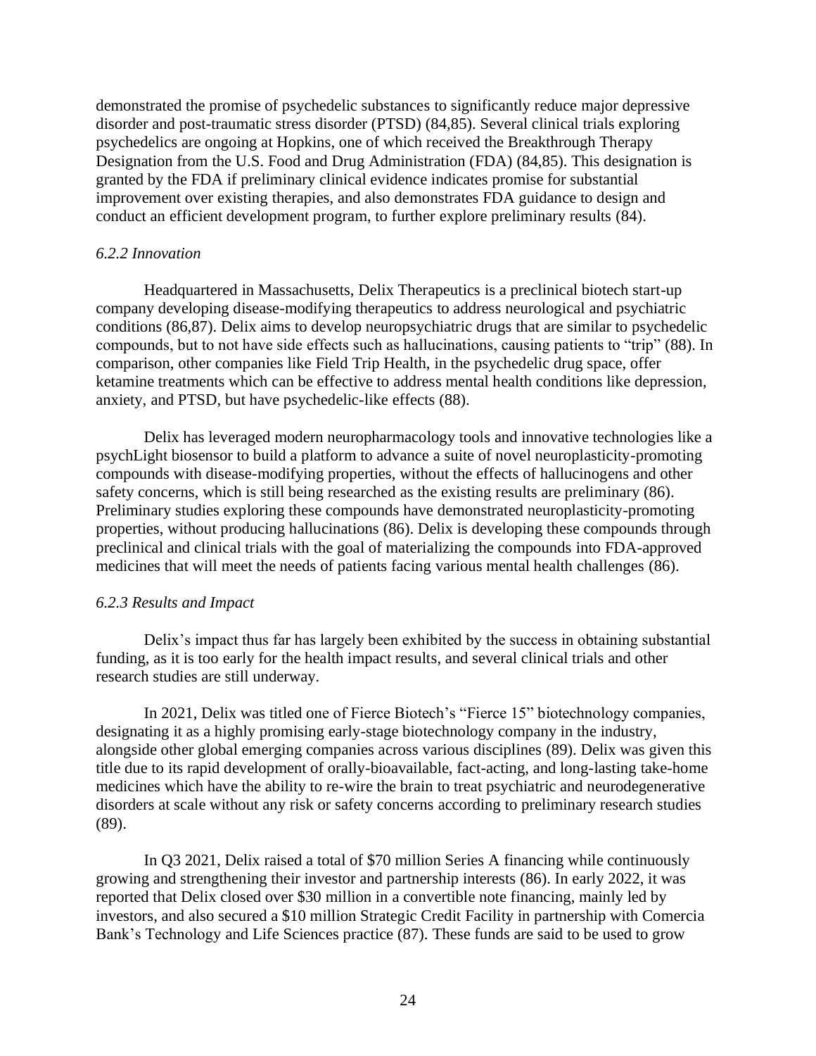demonstrated the promise of psychedelic substances to significantly reduce major depressive disorder and post-traumatic stress disorder (PTSD) (84,85). Several clinical trials exploring psychedelics are ongoing at Hopkins, one of which received the Breakthrough Therapy Designation from the U.S. Food and Drug Administration (FDA) (84,85). This designation is granted by the FDA if preliminary clinical evidence indicates promise for substantial improvement over existing therapies, and also demonstrates FDA guidance to design and conduct an efficient development program, to further explore preliminary results (84).

### *6.2.2 Innovation*

Headquartered in Massachusetts, Delix Therapeutics is a preclinical biotech start-up company developing disease-modifying therapeutics to address neurological and psychiatric conditions (86,87). Delix aims to develop neuropsychiatric drugs that are similar to psychedelic compounds, but to not have side effects such as hallucinations, causing patients to "trip" (88). In comparison, other companies like Field Trip Health, in the psychedelic drug space, offer ketamine treatments which can be effective to address mental health conditions like depression, anxiety, and PTSD, but have psychedelic-like effects (88).

Delix has leveraged modern neuropharmacology tools and innovative technologies like a psychLight biosensor to build a platform to advance a suite of novel neuroplasticity-promoting compounds with disease-modifying properties, without the effects of hallucinogens and other safety concerns, which is still being researched as the existing results are preliminary (86). Preliminary studies exploring these compounds have demonstrated neuroplasticity-promoting properties, without producing hallucinations (86). Delix is developing these compounds through preclinical and clinical trials with the goal of materializing the compounds into FDA-approved medicines that will meet the needs of patients facing various mental health challenges (86).

### *6.2.3 Results and Impact*

Delix's impact thus far has largely been exhibited by the success in obtaining substantial funding, as it is too early for the health impact results, and several clinical trials and other research studies are still underway.

In 2021, Delix was titled one of Fierce Biotech's "Fierce 15" biotechnology companies, designating it as a highly promising early-stage biotechnology company in the industry, alongside other global emerging companies across various disciplines (89). Delix was given this title due to its rapid development of orally-bioavailable, fact-acting, and long-lasting take-home medicines which have the ability to re-wire the brain to treat psychiatric and neurodegenerative disorders at scale without any risk or safety concerns according to preliminary research studies (89).

In Q3 2021, Delix raised a total of $70 million Series A financing while continuously growing and strengthening their investor and partnership interests (86). In early 2022, it was reported that Delix closed over $30 million in a convertible note financing, mainly led by investors, and also secured a $10 million Strategic Credit Facility in partnership with Comercia Bank's Technology and Life Sciences practice (87). These funds are said to be used to grow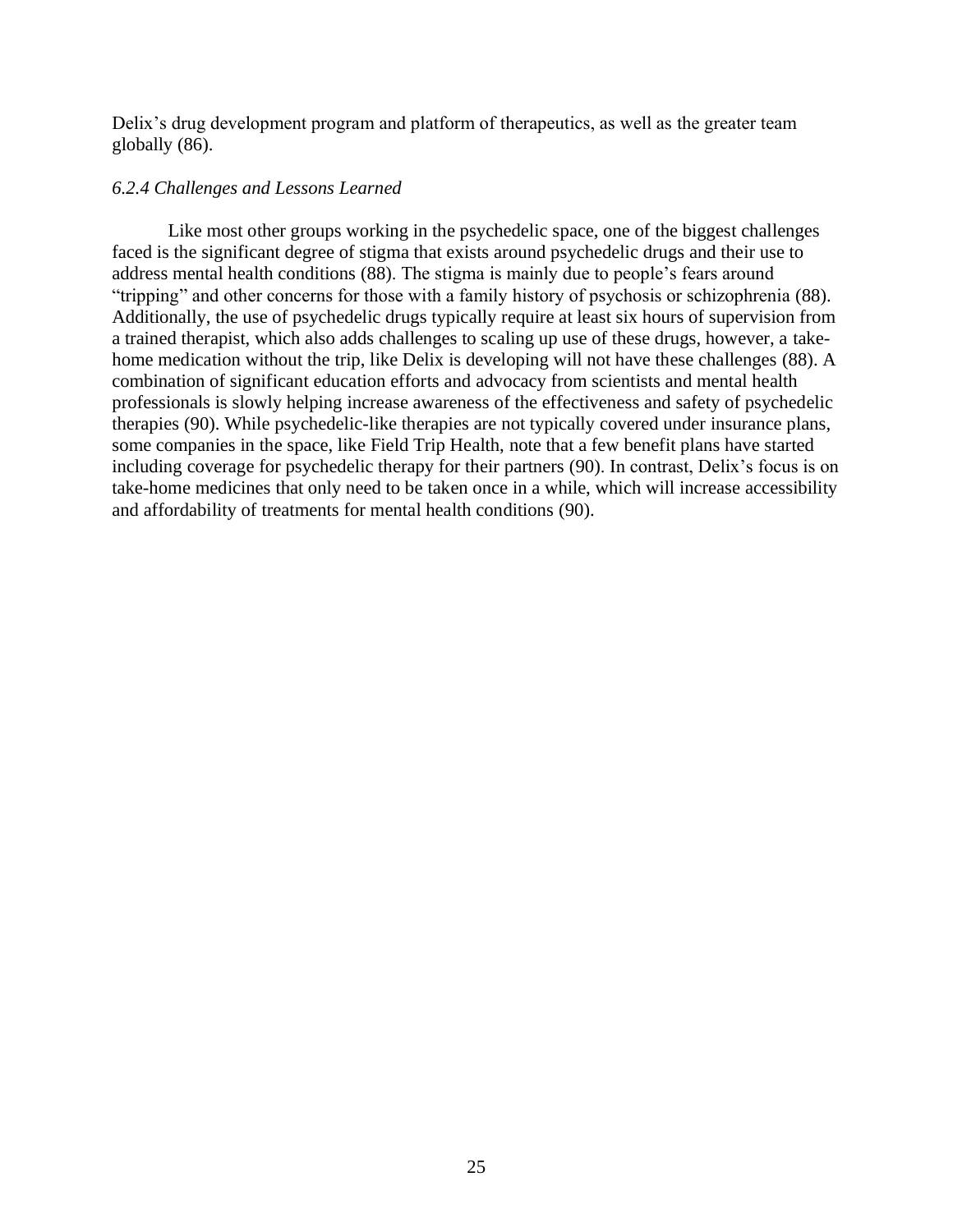Delix's drug development program and platform of therapeutics, as well as the greater team globally (86).

### *6.2.4 Challenges and Lessons Learned*

Like most other groups working in the psychedelic space, one of the biggest challenges faced is the significant degree of stigma that exists around psychedelic drugs and their use to address mental health conditions (88). The stigma is mainly due to people's fears around "tripping" and other concerns for those with a family history of psychosis or schizophrenia (88). Additionally, the use of psychedelic drugs typically require at least six hours of supervision from a trained therapist, which also adds challenges to scaling up use of these drugs, however, a take-home medication without the trip, like Delix is developing will not have these challenges (88). A combination of significant education efforts and advocacy from scientists and mental health professionals is slowly helping increase awareness of the effectiveness and safety of psychedelic therapies (90). While psychedelic-like therapies are not typically covered under insurance plans, some companies in the space, like Field Trip Health, note that a few benefit plans have started including coverage for psychedelic therapy for their partners (90). In contrast, Delix's focus is on take-home medicines that only need to be taken once in a while, which will increase accessibility and affordability of treatments for mental health conditions (90).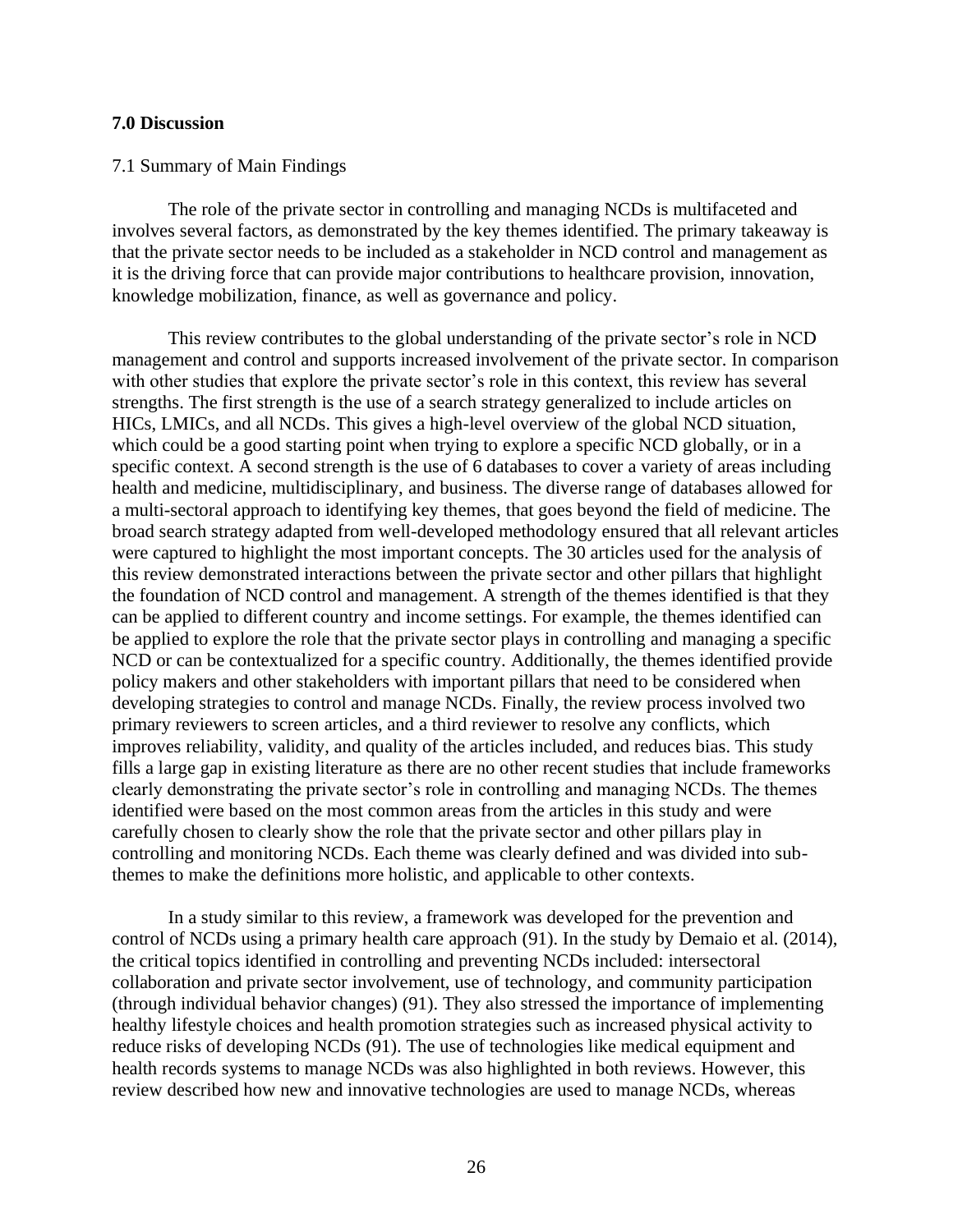## 7.0 Discussion

### 7.1 Summary of Main Findings

The role of the private sector in controlling and managing NCDs is multifaceted and involves several factors, as demonstrated by the key themes identified. The primary takeaway is that the private sector needs to be included as a stakeholder in NCD control and management as it is the driving force that can provide major contributions to healthcare provision, innovation, knowledge mobilization, finance, as well as governance and policy.

This review contributes to the global understanding of the private sector's role in NCD management and control and supports increased involvement of the private sector. In comparison with other studies that explore the private sector's role in this context, this review has several strengths. The first strength is the use of a search strategy generalized to include articles on HICs, LMICs, and all NCDs. This gives a high-level overview of the global NCD situation, which could be a good starting point when trying to explore a specific NCD globally, or in a specific context. A second strength is the use of 6 databases to cover a variety of areas including health and medicine, multidisciplinary, and business. The diverse range of databases allowed for a multi-sectoral approach to identifying key themes, that goes beyond the field of medicine. The broad search strategy adapted from well-developed methodology ensured that all relevant articles were captured to highlight the most important concepts. The 30 articles used for the analysis of this review demonstrated interactions between the private sector and other pillars that highlight the foundation of NCD control and management. A strength of the themes identified is that they can be applied to different country and income settings. For example, the themes identified can be applied to explore the role that the private sector plays in controlling and managing a specific NCD or can be contextualized for a specific country. Additionally, the themes identified provide policy makers and other stakeholders with important pillars that need to be considered when developing strategies to control and manage NCDs. Finally, the review process involved two primary reviewers to screen articles, and a third reviewer to resolve any conflicts, which improves reliability, validity, and quality of the articles included, and reduces bias. This study fills a large gap in existing literature as there are no other recent studies that include frameworks clearly demonstrating the private sector's role in controlling and managing NCDs. The themes identified were based on the most common areas from the articles in this study and were carefully chosen to clearly show the role that the private sector and other pillars play in controlling and monitoring NCDs. Each theme was clearly defined and was divided into sub-themes to make the definitions more holistic, and applicable to other contexts.

In a study similar to this review, a framework was developed for the prevention and control of NCDs using a primary health care approach (91). In the study by Demaio et al. (2014), the critical topics identified in controlling and preventing NCDs included: intersectoral collaboration and private sector involvement, use of technology, and community participation (through individual behavior changes) (91). They also stressed the importance of implementing healthy lifestyle choices and health promotion strategies such as increased physical activity to reduce risks of developing NCDs (91). The use of technologies like medical equipment and health records systems to manage NCDs was also highlighted in both reviews. However, this review described how new and innovative technologies are used to manage NCDs, whereas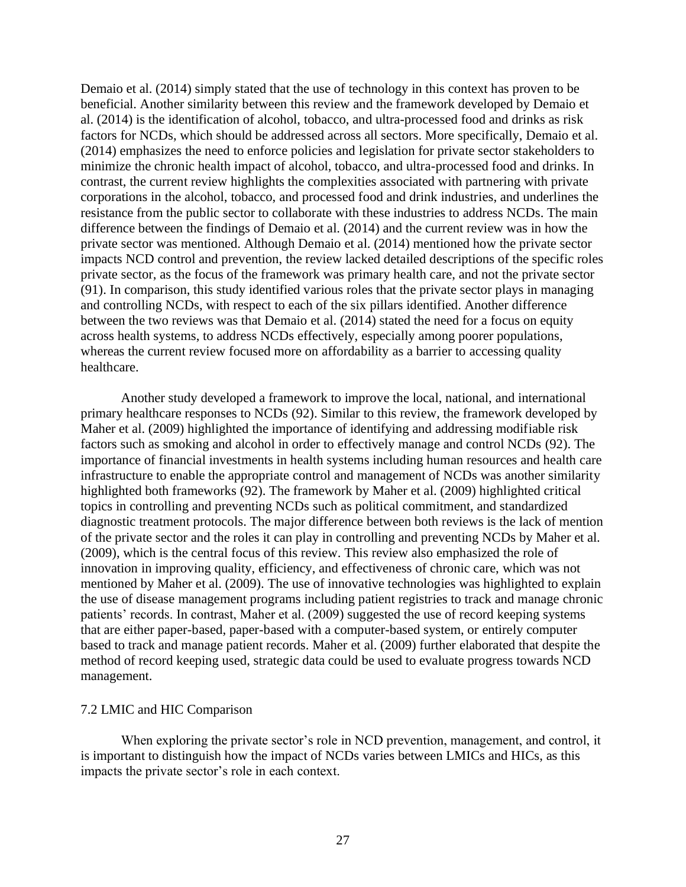Demaio et al. (2014) simply stated that the use of technology in this context has proven to be beneficial. Another similarity between this review and the framework developed by Demaio et al. (2014) is the identification of alcohol, tobacco, and ultra-processed food and drinks as risk factors for NCDs, which should be addressed across all sectors. More specifically, Demaio et al. (2014) emphasizes the need to enforce policies and legislation for private sector stakeholders to minimize the chronic health impact of alcohol, tobacco, and ultra-processed food and drinks. In contrast, the current review highlights the complexities associated with partnering with private corporations in the alcohol, tobacco, and processed food and drink industries, and underlines the resistance from the public sector to collaborate with these industries to address NCDs. The main difference between the findings of Demaio et al. (2014) and the current review was in how the private sector was mentioned. Although Demaio et al. (2014) mentioned how the private sector impacts NCD control and prevention, the review lacked detailed descriptions of the specific roles private sector, as the focus of the framework was primary health care, and not the private sector (91). In comparison, this study identified various roles that the private sector plays in managing and controlling NCDs, with respect to each of the six pillars identified. Another difference between the two reviews was that Demaio et al. (2014) stated the need for a focus on equity across health systems, to address NCDs effectively, especially among poorer populations, whereas the current review focused more on affordability as a barrier to accessing quality healthcare.

Another study developed a framework to improve the local, national, and international primary healthcare responses to NCDs (92). Similar to this review, the framework developed by Maher et al. (2009) highlighted the importance of identifying and addressing modifiable risk factors such as smoking and alcohol in order to effectively manage and control NCDs (92). The importance of financial investments in health systems including human resources and health care infrastructure to enable the appropriate control and management of NCDs was another similarity highlighted both frameworks (92). The framework by Maher et al. (2009) highlighted critical topics in controlling and preventing NCDs such as political commitment, and standardized diagnostic treatment protocols. The major difference between both reviews is the lack of mention of the private sector and the roles it can play in controlling and preventing NCDs by Maher et al. (2009), which is the central focus of this review. This review also emphasized the role of innovation in improving quality, efficiency, and effectiveness of chronic care, which was not mentioned by Maher et al. (2009). The use of innovative technologies was highlighted to explain the use of disease management programs including patient registries to track and manage chronic patients' records. In contrast, Maher et al. (2009) suggested the use of record keeping systems that are either paper-based, paper-based with a computer-based system, or entirely computer based to track and manage patient records. Maher et al. (2009) further elaborated that despite the method of record keeping used, strategic data could be used to evaluate progress towards NCD management.

## 7.2 LMIC and HIC Comparison

When exploring the private sector's role in NCD prevention, management, and control, it is important to distinguish how the impact of NCDs varies between LMICs and HICs, as this impacts the private sector's role in each context.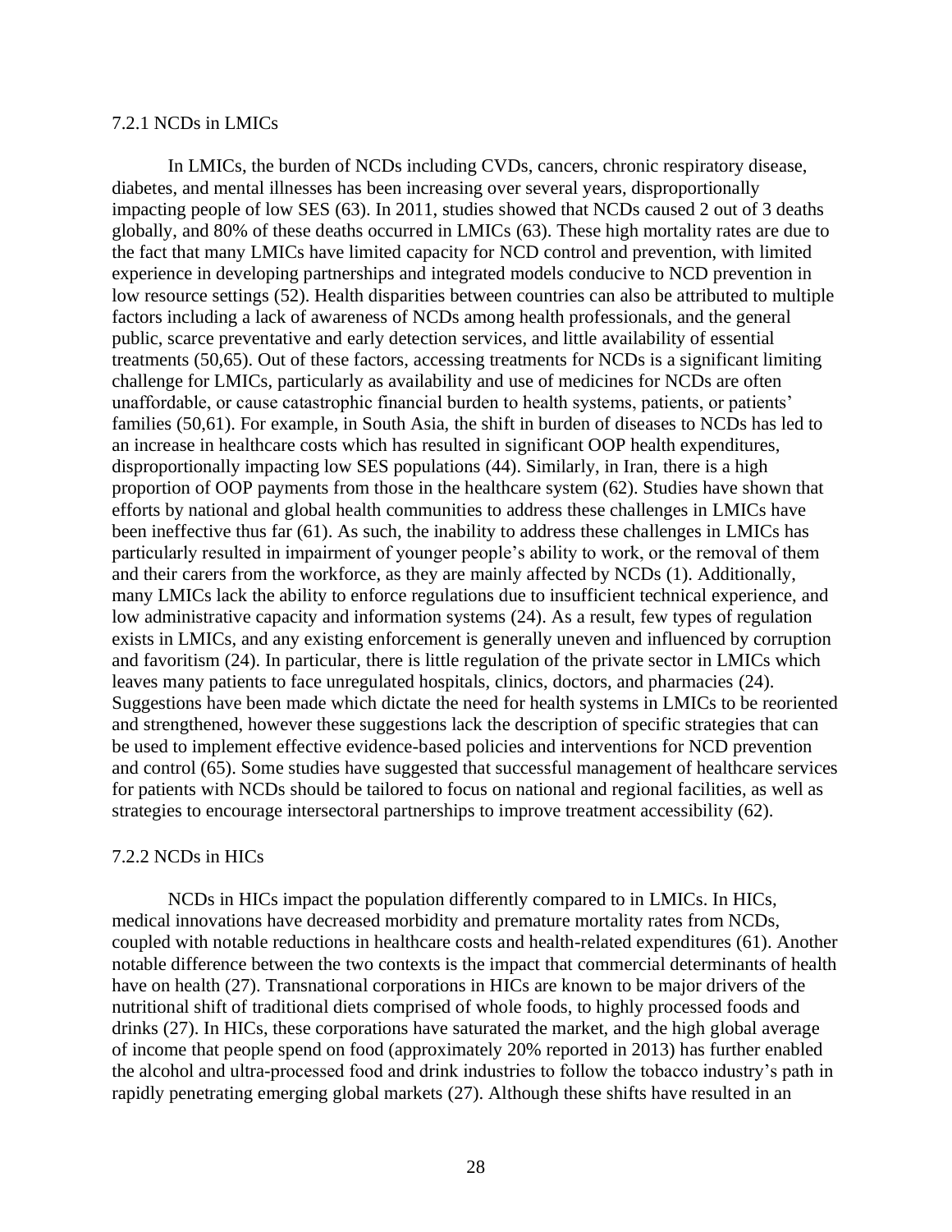### 7.2.1 NCDs in LMICs

In LMICs, the burden of NCDs including CVDs, cancers, chronic respiratory disease, diabetes, and mental illnesses has been increasing over several years, disproportionally impacting people of low SES (63). In 2011, studies showed that NCDs caused 2 out of 3 deaths globally, and 80% of these deaths occurred in LMICs (63). These high mortality rates are due to the fact that many LMICs have limited capacity for NCD control and prevention, with limited experience in developing partnerships and integrated models conducive to NCD prevention in low resource settings (52). Health disparities between countries can also be attributed to multiple factors including a lack of awareness of NCDs among health professionals, and the general public, scarce preventative and early detection services, and little availability of essential treatments (50,65). Out of these factors, accessing treatments for NCDs is a significant limiting challenge for LMICs, particularly as availability and use of medicines for NCDs are often unaffordable, or cause catastrophic financial burden to health systems, patients, or patients' families (50,61). For example, in South Asia, the shift in burden of diseases to NCDs has led to an increase in healthcare costs which has resulted in significant OOP health expenditures, disproportionally impacting low SES populations (44). Similarly, in Iran, there is a high proportion of OOP payments from those in the healthcare system (62). Studies have shown that efforts by national and global health communities to address these challenges in LMICs have been ineffective thus far (61). As such, the inability to address these challenges in LMICs has particularly resulted in impairment of younger people's ability to work, or the removal of them and their carers from the workforce, as they are mainly affected by NCDs (1). Additionally, many LMICs lack the ability to enforce regulations due to insufficient technical experience, and low administrative capacity and information systems (24). As a result, few types of regulation exists in LMICs, and any existing enforcement is generally uneven and influenced by corruption and favoritism (24). In particular, there is little regulation of the private sector in LMICs which leaves many patients to face unregulated hospitals, clinics, doctors, and pharmacies (24). Suggestions have been made which dictate the need for health systems in LMICs to be reoriented and strengthened, however these suggestions lack the description of specific strategies that can be used to implement effective evidence-based policies and interventions for NCD prevention and control (65). Some studies have suggested that successful management of healthcare services for patients with NCDs should be tailored to focus on national and regional facilities, as well as strategies to encourage intersectoral partnerships to improve treatment accessibility (62).

### 7.2.2 NCDs in HICs

NCDs in HICs impact the population differently compared to in LMICs. In HICs, medical innovations have decreased morbidity and premature mortality rates from NCDs, coupled with notable reductions in healthcare costs and health-related expenditures (61). Another notable difference between the two contexts is the impact that commercial determinants of health have on health (27). Transnational corporations in HICs are known to be major drivers of the nutritional shift of traditional diets comprised of whole foods, to highly processed foods and drinks (27). In HICs, these corporations have saturated the market, and the high global average of income that people spend on food (approximately 20% reported in 2013) has further enabled the alcohol and ultra-processed food and drink industries to follow the tobacco industry's path in rapidly penetrating emerging global markets (27). Although these shifts have resulted in an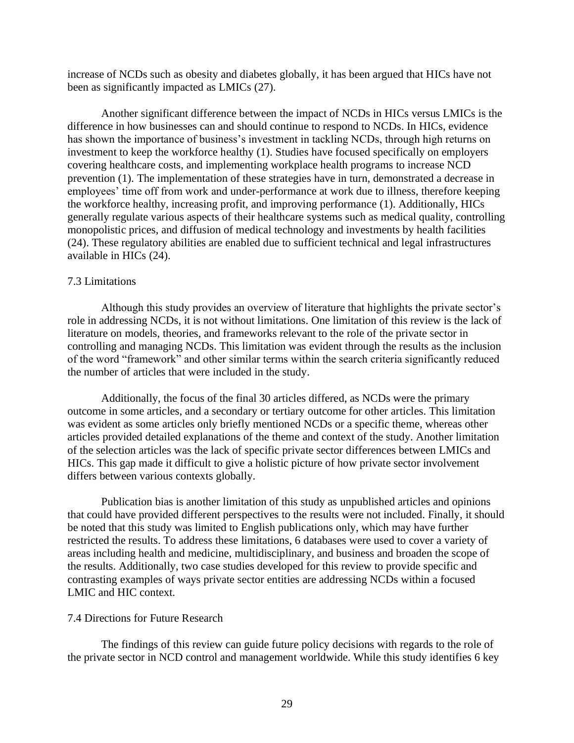increase of NCDs such as obesity and diabetes globally, it has been argued that HICs have not been as significantly impacted as LMICs (27).

Another significant difference between the impact of NCDs in HICs versus LMICs is the difference in how businesses can and should continue to respond to NCDs. In HICs, evidence has shown the importance of business's investment in tackling NCDs, through high returns on investment to keep the workforce healthy (1). Studies have focused specifically on employers covering healthcare costs, and implementing workplace health programs to increase NCD prevention (1). The implementation of these strategies have in turn, demonstrated a decrease in employees' time off from work and under-performance at work due to illness, therefore keeping the workforce healthy, increasing profit, and improving performance (1). Additionally, HICs generally regulate various aspects of their healthcare systems such as medical quality, controlling monopolistic prices, and diffusion of medical technology and investments by health facilities (24). These regulatory abilities are enabled due to sufficient technical and legal infrastructures available in HICs (24).

### 7.3 Limitations

Although this study provides an overview of literature that highlights the private sector's role in addressing NCDs, it is not without limitations. One limitation of this review is the lack of literature on models, theories, and frameworks relevant to the role of the private sector in controlling and managing NCDs. This limitation was evident through the results as the inclusion of the word "framework" and other similar terms within the search criteria significantly reduced the number of articles that were included in the study.

Additionally, the focus of the final 30 articles differed, as NCDs were the primary outcome in some articles, and a secondary or tertiary outcome for other articles. This limitation was evident as some articles only briefly mentioned NCDs or a specific theme, whereas other articles provided detailed explanations of the theme and context of the study. Another limitation of the selection articles was the lack of specific private sector differences between LMICs and HICs. This gap made it difficult to give a holistic picture of how private sector involvement differs between various contexts globally.

Publication bias is another limitation of this study as unpublished articles and opinions that could have provided different perspectives to the results were not included. Finally, it should be noted that this study was limited to English publications only, which may have further restricted the results. To address these limitations, 6 databases were used to cover a variety of areas including health and medicine, multidisciplinary, and business and broaden the scope of the results. Additionally, two case studies developed for this review to provide specific and contrasting examples of ways private sector entities are addressing NCDs within a focused LMIC and HIC context.

### 7.4 Directions for Future Research

The findings of this review can guide future policy decisions with regards to the role of the private sector in NCD control and management worldwide. While this study identifies 6 key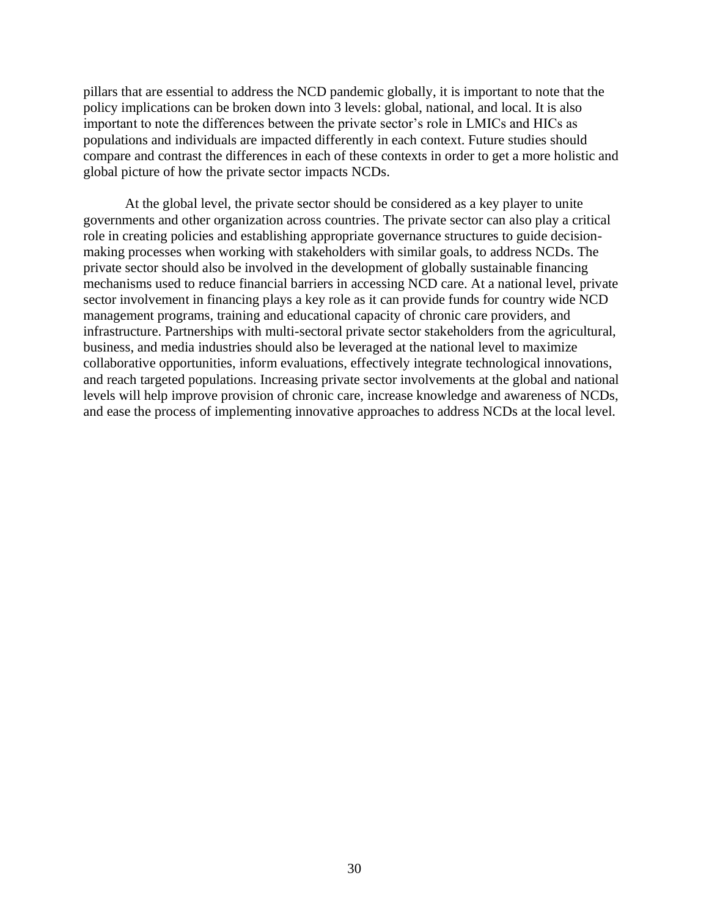pillars that are essential to address the NCD pandemic globally, it is important to note that the policy implications can be broken down into 3 levels: global, national, and local. It is also important to note the differences between the private sector's role in LMICs and HICs as populations and individuals are impacted differently in each context. Future studies should compare and contrast the differences in each of these contexts in order to get a more holistic and global picture of how the private sector impacts NCDs.

At the global level, the private sector should be considered as a key player to unite governments and other organization across countries. The private sector can also play a critical role in creating policies and establishing appropriate governance structures to guide decision-making processes when working with stakeholders with similar goals, to address NCDs. The private sector should also be involved in the development of globally sustainable financing mechanisms used to reduce financial barriers in accessing NCD care. At a national level, private sector involvement in financing plays a key role as it can provide funds for country wide NCD management programs, training and educational capacity of chronic care providers, and infrastructure. Partnerships with multi-sectoral private sector stakeholders from the agricultural, business, and media industries should also be leveraged at the national level to maximize collaborative opportunities, inform evaluations, effectively integrate technological innovations, and reach targeted populations. Increasing private sector involvements at the global and national levels will help improve provision of chronic care, increase knowledge and awareness of NCDs, and ease the process of implementing innovative approaches to address NCDs at the local level.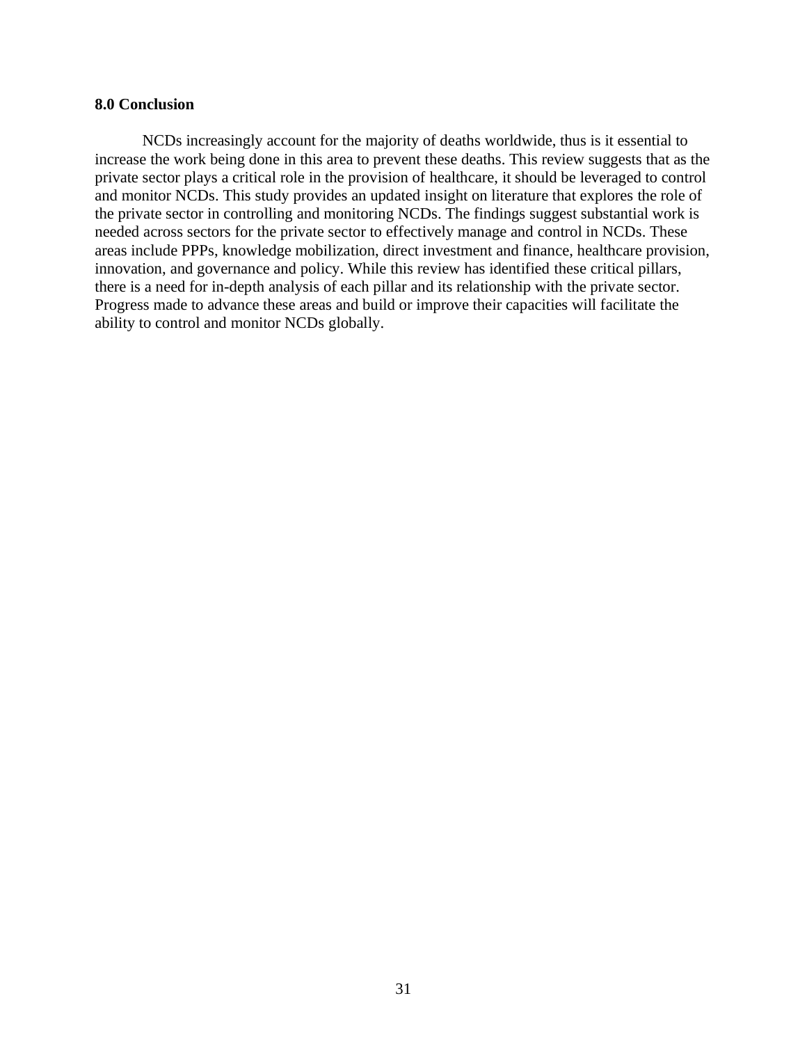## 8.0 Conclusion

NCDs increasingly account for the majority of deaths worldwide, thus is it essential to increase the work being done in this area to prevent these deaths. This review suggests that as the private sector plays a critical role in the provision of healthcare, it should be leveraged to control and monitor NCDs. This study provides an updated insight on literature that explores the role of the private sector in controlling and monitoring NCDs. The findings suggest substantial work is needed across sectors for the private sector to effectively manage and control in NCDs. These areas include PPPs, knowledge mobilization, direct investment and finance, healthcare provision, innovation, and governance and policy. While this review has identified these critical pillars, there is a need for in-depth analysis of each pillar and its relationship with the private sector. Progress made to advance these areas and build or improve their capacities will facilitate the ability to control and monitor NCDs globally.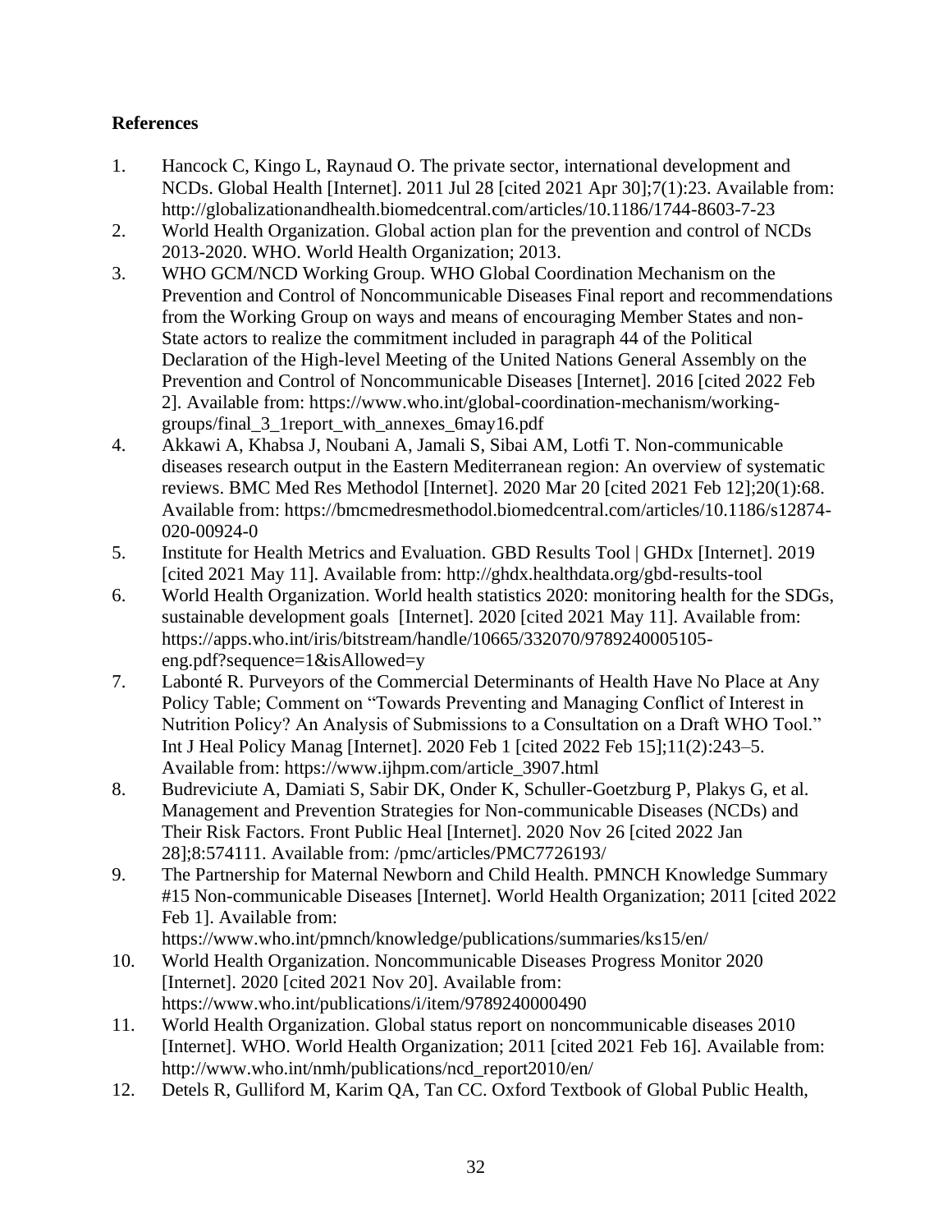**References**

1. Hancock C, Kingo L, Raynaud O. The private sector, international development and NCDs. Global Health [Internet]. 2011 Jul 28 [cited 2021 Apr 30];7(1):23. Available from: http://globalizationandhealth.biomedcentral.com/articles/10.1186/1744-8603-7-23
2. World Health Organization. Global action plan for the prevention and control of NCDs 2013-2020. WHO. World Health Organization; 2013.
3. WHO GCM/NCD Working Group. WHO Global Coordination Mechanism on the Prevention and Control of Noncommunicable Diseases Final report and recommendations from the Working Group on ways and means of encouraging Member States and non-State actors to realize the commitment included in paragraph 44 of the Political Declaration of the High-level Meeting of the United Nations General Assembly on the Prevention and Control of Noncommunicable Diseases [Internet]. 2016 [cited 2022 Feb 2]. Available from: https://www.who.int/global-coordination-mechanism/working-groups/final_3_1report_with_annexes_6may16.pdf
4. Akkawi A, Khabsa J, Noubani A, Jamali S, Sibai AM, Lotfi T. Non-communicable diseases research output in the Eastern Mediterranean region: An overview of systematic reviews. BMC Med Res Methodol [Internet]. 2020 Mar 20 [cited 2021 Feb 12];20(1):68. Available from: https://bmcmedresmethodol.biomedcentral.com/articles/10.1186/s12874-020-00924-0
5. Institute for Health Metrics and Evaluation. GBD Results Tool | GHDx [Internet]. 2019 [cited 2021 May 11]. Available from: http://ghdx.healthdata.org/gbd-results-tool
6. World Health Organization. World health statistics 2020: monitoring health for the SDGs, sustainable development goals [Internet]. 2020 [cited 2021 May 11]. Available from: https://apps.who.int/iris/bitstream/handle/10665/332070/9789240005105-eng.pdf?sequence=1&isAllowed=y
7. Labonté R. Purveyors of the Commercial Determinants of Health Have No Place at Any Policy Table; Comment on "Towards Preventing and Managing Conflict of Interest in Nutrition Policy? An Analysis of Submissions to a Consultation on a Draft WHO Tool." Int J Heal Policy Manag [Internet]. 2020 Feb 1 [cited 2022 Feb 15];11(2):243–5. Available from: https://www.ijhpm.com/article_3907.html
8. Budreviciute A, Damiati S, Sabir DK, Onder K, Schuller-Goetzburg P, Plakys G, et al. Management and Prevention Strategies for Non-communicable Diseases (NCDs) and Their Risk Factors. Front Public Heal [Internet]. 2020 Nov 26 [cited 2022 Jan 28];8:574111. Available from: /pmc/articles/PMC7726193/
9. The Partnership for Maternal Newborn and Child Health. PMNCH Knowledge Summary #15 Non-communicable Diseases [Internet]. World Health Organization; 2011 [cited 2022 Feb 1]. Available from: https://www.who.int/pmnch/knowledge/publications/summaries/ks15/en/
10. World Health Organization. Noncommunicable Diseases Progress Monitor 2020 [Internet]. 2020 [cited 2021 Nov 20]. Available from: https://www.who.int/publications/i/item/9789240000490
11. World Health Organization. Global status report on noncommunicable diseases 2010 [Internet]. WHO. World Health Organization; 2011 [cited 2021 Feb 16]. Available from: http://www.who.int/nmh/publications/ncd_report2010/en/
12. Detels R, Gulliford M, Karim QA, Tan CC. Oxford Textbook of Global Public Health,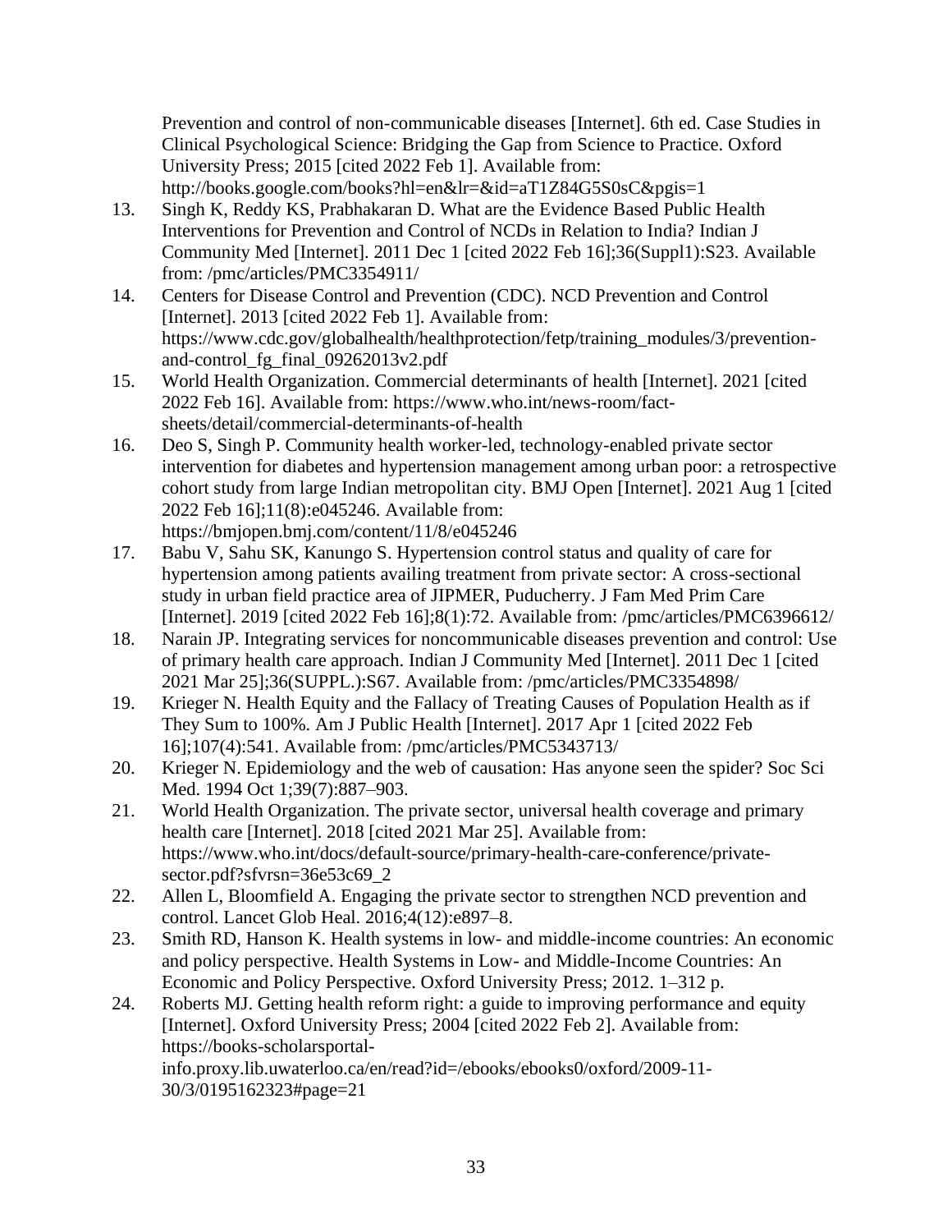Prevention and control of non-communicable diseases [Internet]. 6th ed. Case Studies in Clinical Psychological Science: Bridging the Gap from Science to Practice. Oxford University Press; 2015 [cited 2022 Feb 1]. Available from: http://books.google.com/books?hl=en&lr=&id=aT1Z84G5S0sC&pgis=1

13. Singh K, Reddy KS, Prabhakaran D. What are the Evidence Based Public Health Interventions for Prevention and Control of NCDs in Relation to India? Indian J Community Med [Internet]. 2011 Dec 1 [cited 2022 Feb 16];36(Suppl1):S23. Available from: /pmc/articles/PMC3354911/
14. Centers for Disease Control and Prevention (CDC). NCD Prevention and Control [Internet]. 2013 [cited 2022 Feb 1]. Available from: https://www.cdc.gov/globalhealth/healthprotection/fetp/training_modules/3/prevention-and-control_fg_final_09262013v2.pdf
15. World Health Organization. Commercial determinants of health [Internet]. 2021 [cited 2022 Feb 16]. Available from: https://www.who.int/news-room/fact-sheets/detail/commercial-determinants-of-health
16. Deo S, Singh P. Community health worker-led, technology-enabled private sector intervention for diabetes and hypertension management among urban poor: a retrospective cohort study from large Indian metropolitan city. BMJ Open [Internet]. 2021 Aug 1 [cited 2022 Feb 16];11(8):e045246. Available from: https://bmjopen.bmj.com/content/11/8/e045246
17. Babu V, Sahu SK, Kanungo S. Hypertension control status and quality of care for hypertension among patients availing treatment from private sector: A cross-sectional study in urban field practice area of JIPMER, Puducherry. J Fam Med Prim Care [Internet]. 2019 [cited 2022 Feb 16];8(1):72. Available from: /pmc/articles/PMC6396612/
18. Narain JP. Integrating services for noncommunicable diseases prevention and control: Use of primary health care approach. Indian J Community Med [Internet]. 2011 Dec 1 [cited 2021 Mar 25];36(SUPPL.):S67. Available from: /pmc/articles/PMC3354898/
19. Krieger N. Health Equity and the Fallacy of Treating Causes of Population Health as if They Sum to 100%. Am J Public Health [Internet]. 2017 Apr 1 [cited 2022 Feb 16];107(4):541. Available from: /pmc/articles/PMC5343713/
20. Krieger N. Epidemiology and the web of causation: Has anyone seen the spider? Soc Sci Med. 1994 Oct 1;39(7):887–903.
21. World Health Organization. The private sector, universal health coverage and primary health care [Internet]. 2018 [cited 2021 Mar 25]. Available from: https://www.who.int/docs/default-source/primary-health-care-conference/private-sector.pdf?sfvrsn=36e53c69_2
22. Allen L, Bloomfield A. Engaging the private sector to strengthen NCD prevention and control. Lancet Glob Heal. 2016;4(12):e897–8.
23. Smith RD, Hanson K. Health systems in low- and middle-income countries: An economic and policy perspective. Health Systems in Low- and Middle-Income Countries: An Economic and Policy Perspective. Oxford University Press; 2012. 1–312 p.
24. Roberts MJ. Getting health reform right: a guide to improving performance and equity [Internet]. Oxford University Press; 2004 [cited 2022 Feb 2]. Available from: https://books-scholarsportal-info.proxy.lib.uwaterloo.ca/en/read?id=/ebooks/ebooks0/oxford/2009-11-30/3/0195162323#page=21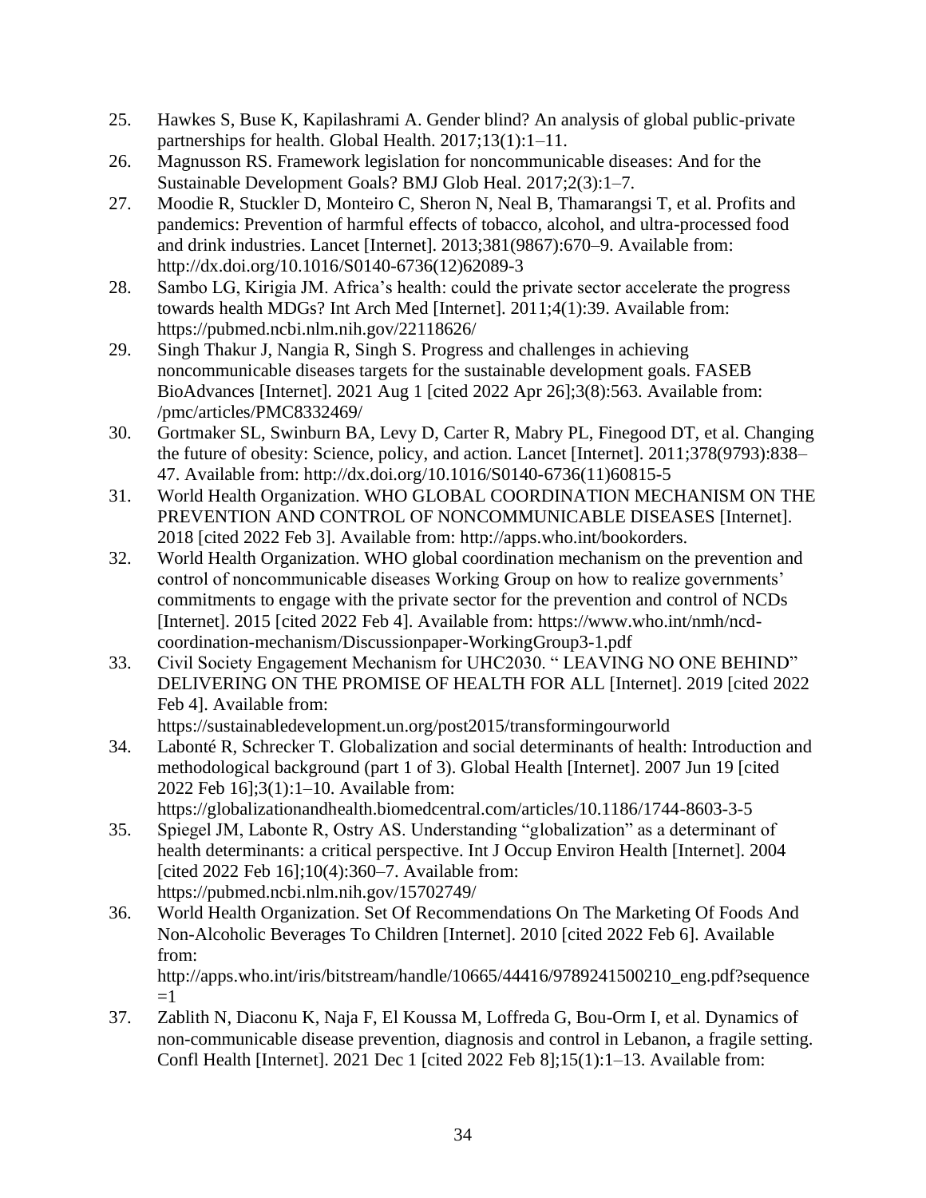25. Hawkes S, Buse K, Kapilashrami A. Gender blind? An analysis of global public-private partnerships for health. Global Health. 2017;13(1):1–11.
26. Magnusson RS. Framework legislation for noncommunicable diseases: And for the Sustainable Development Goals? BMJ Glob Heal. 2017;2(3):1–7.
27. Moodie R, Stuckler D, Monteiro C, Sheron N, Neal B, Thamarangsi T, et al. Profits and pandemics: Prevention of harmful effects of tobacco, alcohol, and ultra-processed food and drink industries. Lancet [Internet]. 2013;381(9867):670–9. Available from: http://dx.doi.org/10.1016/S0140-6736(12)62089-3
28. Sambo LG, Kirigia JM. Africa's health: could the private sector accelerate the progress towards health MDGs? Int Arch Med [Internet]. 2011;4(1):39. Available from: https://pubmed.ncbi.nlm.nih.gov/22118626/
29. Singh Thakur J, Nangia R, Singh S. Progress and challenges in achieving noncommunicable diseases targets for the sustainable development goals. FASEB BioAdvances [Internet]. 2021 Aug 1 [cited 2022 Apr 26];3(8):563. Available from: /pmc/articles/PMC8332469/
30. Gortmaker SL, Swinburn BA, Levy D, Carter R, Mabry PL, Finegood DT, et al. Changing the future of obesity: Science, policy, and action. Lancet [Internet]. 2011;378(9793):838–47. Available from: http://dx.doi.org/10.1016/S0140-6736(11)60815-5
31. World Health Organization. WHO GLOBAL COORDINATION MECHANISM ON THE PREVENTION AND CONTROL OF NONCOMMUNICABLE DISEASES [Internet]. 2018 [cited 2022 Feb 3]. Available from: http://apps.who.int/bookorders.
32. World Health Organization. WHO global coordination mechanism on the prevention and control of noncommunicable diseases Working Group on how to realize governments' commitments to engage with the private sector for the prevention and control of NCDs [Internet]. 2015 [cited 2022 Feb 4]. Available from: https://www.who.int/nmh/ncd-coordination-mechanism/Discussionpaper-WorkingGroup3-1.pdf
33. Civil Society Engagement Mechanism for UHC2030. " LEAVING NO ONE BEHIND" DELIVERING ON THE PROMISE OF HEALTH FOR ALL [Internet]. 2019 [cited 2022 Feb 4]. Available from: https://sustainabledevelopment.un.org/post2015/transformingourworld
34. Labonté R, Schrecker T. Globalization and social determinants of health: Introduction and methodological background (part 1 of 3). Global Health [Internet]. 2007 Jun 19 [cited 2022 Feb 16];3(1):1–10. Available from: https://globalizationandhealth.biomedcentral.com/articles/10.1186/1744-8603-3-5
35. Spiegel JM, Labonte R, Ostry AS. Understanding "globalization" as a determinant of health determinants: a critical perspective. Int J Occup Environ Health [Internet]. 2004 [cited 2022 Feb 16];10(4):360–7. Available from: https://pubmed.ncbi.nlm.nih.gov/15702749/
36. World Health Organization. Set Of Recommendations On The Marketing Of Foods And Non-Alcoholic Beverages To Children [Internet]. 2010 [cited 2022 Feb 6]. Available from: http://apps.who.int/iris/bitstream/handle/10665/44416/9789241500210_eng.pdf?sequence=1
37. Zablith N, Diaconu K, Naja F, El Koussa M, Loffreda G, Bou-Orm I, et al. Dynamics of non-communicable disease prevention, diagnosis and control in Lebanon, a fragile setting. Confl Health [Internet]. 2021 Dec 1 [cited 2022 Feb 8];15(1):1–13. Available from: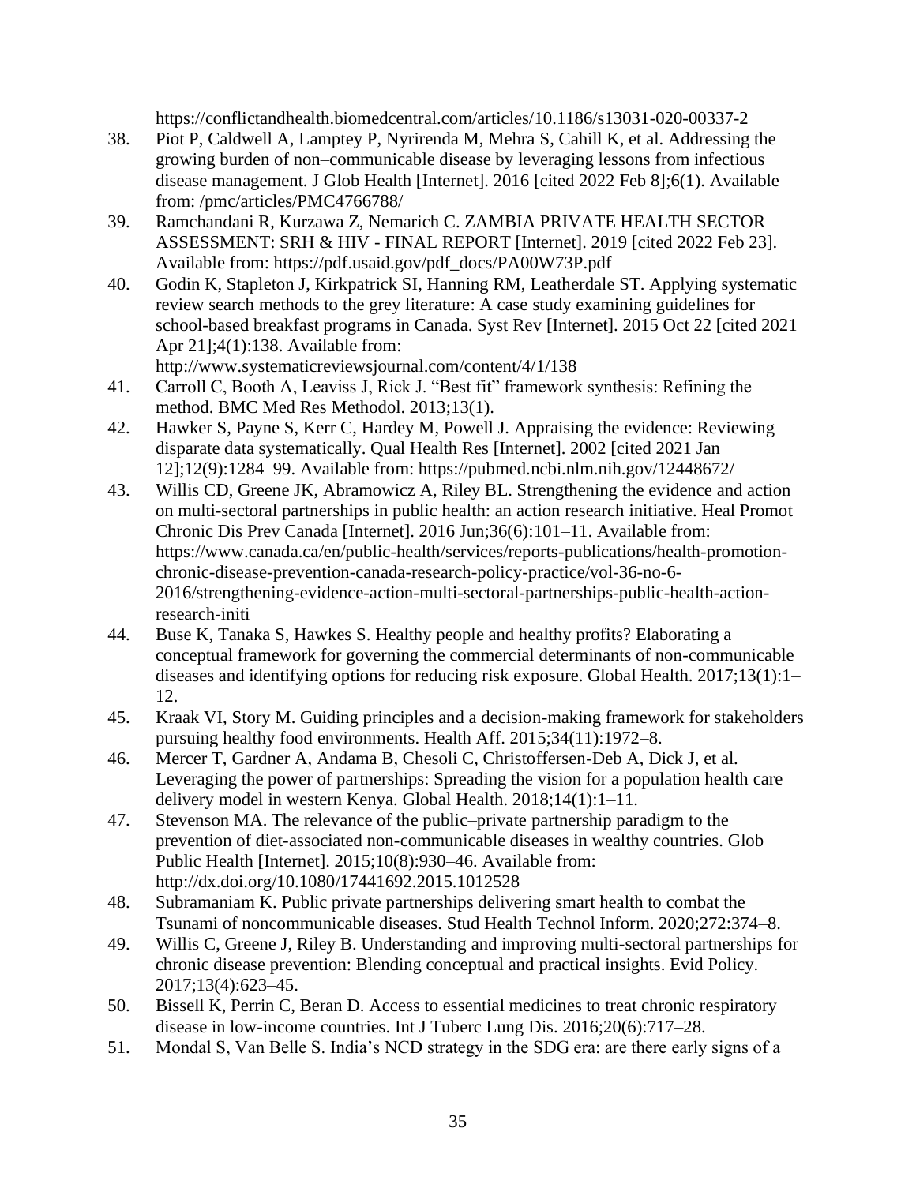https://conflictandhealth.biomedcentral.com/articles/10.1186/s13031-020-00337-2

38. Piot P, Caldwell A, Lamptey P, Nyrirenda M, Mehra S, Cahill K, et al. Addressing the growing burden of non–communicable disease by leveraging lessons from infectious disease management. J Glob Health [Internet]. 2016 [cited 2022 Feb 8];6(1). Available from: /pmc/articles/PMC4766788/
39. Ramchandani R, Kurzawa Z, Nemarich C. ZAMBIA PRIVATE HEALTH SECTOR ASSESSMENT: SRH & HIV - FINAL REPORT [Internet]. 2019 [cited 2022 Feb 23]. Available from: https://pdf.usaid.gov/pdf_docs/PA00W73P.pdf
40. Godin K, Stapleton J, Kirkpatrick SI, Hanning RM, Leatherdale ST. Applying systematic review search methods to the grey literature: A case study examining guidelines for school-based breakfast programs in Canada. Syst Rev [Internet]. 2015 Oct 22 [cited 2021 Apr 21];4(1):138. Available from: http://www.systematicreviewsjournal.com/content/4/1/138
41. Carroll C, Booth A, Leaviss J, Rick J. "Best fit" framework synthesis: Refining the method. BMC Med Res Methodol. 2013;13(1).
42. Hawker S, Payne S, Kerr C, Hardey M, Powell J. Appraising the evidence: Reviewing disparate data systematically. Qual Health Res [Internet]. 2002 [cited 2021 Jan 12];12(9):1284–99. Available from: https://pubmed.ncbi.nlm.nih.gov/12448672/
43. Willis CD, Greene JK, Abramowicz A, Riley BL. Strengthening the evidence and action on multi-sectoral partnerships in public health: an action research initiative. Heal Promot Chronic Dis Prev Canada [Internet]. 2016 Jun;36(6):101–11. Available from: https://www.canada.ca/en/public-health/services/reports-publications/health-promotion-chronic-disease-prevention-canada-research-policy-practice/vol-36-no-6-2016/strengthening-evidence-action-multi-sectoral-partnerships-public-health-action-research-initi
44. Buse K, Tanaka S, Hawkes S. Healthy people and healthy profits? Elaborating a conceptual framework for governing the commercial determinants of non-communicable diseases and identifying options for reducing risk exposure. Global Health. 2017;13(1):1–12.
45. Kraak VI, Story M. Guiding principles and a decision-making framework for stakeholders pursuing healthy food environments. Health Aff. 2015;34(11):1972–8.
46. Mercer T, Gardner A, Andama B, Chesoli C, Christoffersen-Deb A, Dick J, et al. Leveraging the power of partnerships: Spreading the vision for a population health care delivery model in western Kenya. Global Health. 2018;14(1):1–11.
47. Stevenson MA. The relevance of the public–private partnership paradigm to the prevention of diet-associated non-communicable diseases in wealthy countries. Glob Public Health [Internet]. 2015;10(8):930–46. Available from: http://dx.doi.org/10.1080/17441692.2015.1012528
48. Subramaniam K. Public private partnerships delivering smart health to combat the Tsunami of noncommunicable diseases. Stud Health Technol Inform. 2020;272:374–8.
49. Willis C, Greene J, Riley B. Understanding and improving multi-sectoral partnerships for chronic disease prevention: Blending conceptual and practical insights. Evid Policy. 2017;13(4):623–45.
50. Bissell K, Perrin C, Beran D. Access to essential medicines to treat chronic respiratory disease in low-income countries. Int J Tuberc Lung Dis. 2016;20(6):717–28.
51. Mondal S, Van Belle S. India's NCD strategy in the SDG era: are there early signs of a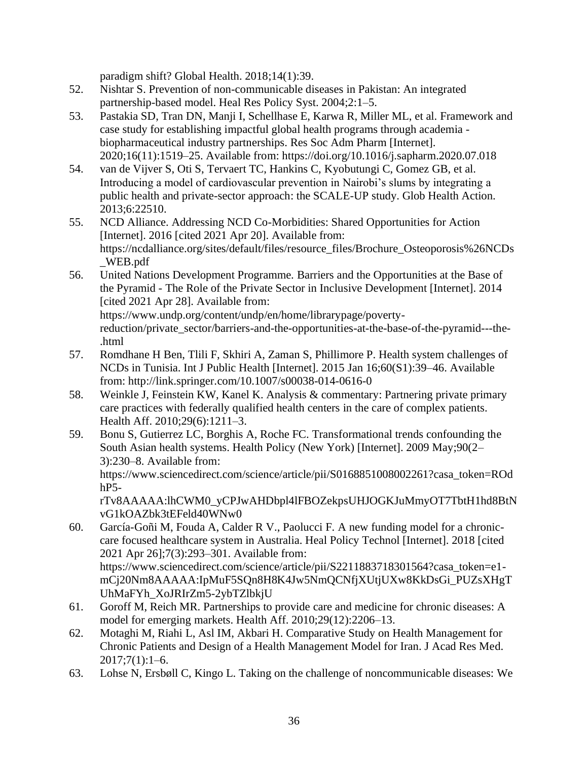paradigm shift? Global Health. 2018;14(1):39.

52. Nishtar S. Prevention of non-communicable diseases in Pakistan: An integrated partnership-based model. Heal Res Policy Syst. 2004;2:1–5.
53. Pastakia SD, Tran DN, Manji I, Schellhase E, Karwa R, Miller ML, et al. Framework and case study for establishing impactful global health programs through academia - biopharmaceutical industry partnerships. Res Soc Adm Pharm [Internet]. 2020;16(11):1519–25. Available from: https://doi.org/10.1016/j.sapharm.2020.07.018
54. van de Vijver S, Oti S, Tervaert TC, Hankins C, Kyobutungi C, Gomez GB, et al. Introducing a model of cardiovascular prevention in Nairobi's slums by integrating a public health and private-sector approach: the SCALE-UP study. Glob Health Action. 2013;6:22510.
55. NCD Alliance. Addressing NCD Co-Morbidities: Shared Opportunities for Action [Internet]. 2016 [cited 2021 Apr 20]. Available from: https://ncdalliance.org/sites/default/files/resource_files/Brochure_Osteoporosis%26NCDs_WEB.pdf
56. United Nations Development Programme. Barriers and the Opportunities at the Base of the Pyramid - The Role of the Private Sector in Inclusive Development [Internet]. 2014 [cited 2021 Apr 28]. Available from: https://www.undp.org/content/undp/en/home/librarypage/poverty-reduction/private_sector/barriers-and-the-opportunities-at-the-base-of-the-pyramid---the-.html
57. Romdhane H Ben, Tlili F, Skhiri A, Zaman S, Phillimore P. Health system challenges of NCDs in Tunisia. Int J Public Health [Internet]. 2015 Jan 16;60(S1):39–46. Available from: http://link.springer.com/10.1007/s00038-014-0616-0
58. Weinkle J, Feinstein KW, Kanel K. Analysis & commentary: Partnering private primary care practices with federally qualified health centers in the care of complex patients. Health Aff. 2010;29(6):1211–3.
59. Bonu S, Gutierrez LC, Borghis A, Roche FC. Transformational trends confounding the South Asian health systems. Health Policy (New York) [Internet]. 2009 May;90(2–3):230–8. Available from: https://www.sciencedirect.com/science/article/pii/S0168851008002261?casa_token=ROdhP5-rTv8AAAAA:lhCWM0_yCPJwAHDbpl4lFBOZekpsUHJOGKJuMmyOT7TbtH1hd8BtNvG1kOAZbk3tEFeld40WNw0
60. García-Goñi M, Fouda A, Calder R V., Paolucci F. A new funding model for a chronic-care focused healthcare system in Australia. Heal Policy Technol [Internet]. 2018 [cited 2021 Apr 26];7(3):293–301. Available from: https://www.sciencedirect.com/science/article/pii/S2211883718301564?casa_token=e1-mCj20Nm8AAAAA:IpMuF5SQn8H8K4Jw5NmQCNfjXUtjUXw8KkDsGi_PUZsXHgTUhMaFYh_XoJRIrZm5-2ybTZlbkjU
61. Goroff M, Reich MR. Partnerships to provide care and medicine for chronic diseases: A model for emerging markets. Health Aff. 2010;29(12):2206–13.
62. Motaghi M, Riahi L, Asl IM, Akbari H. Comparative Study on Health Management for Chronic Patients and Design of a Health Management Model for Iran. J Acad Res Med. 2017;7(1):1–6.
63. Lohse N, Ersbøll C, Kingo L. Taking on the challenge of noncommunicable diseases: We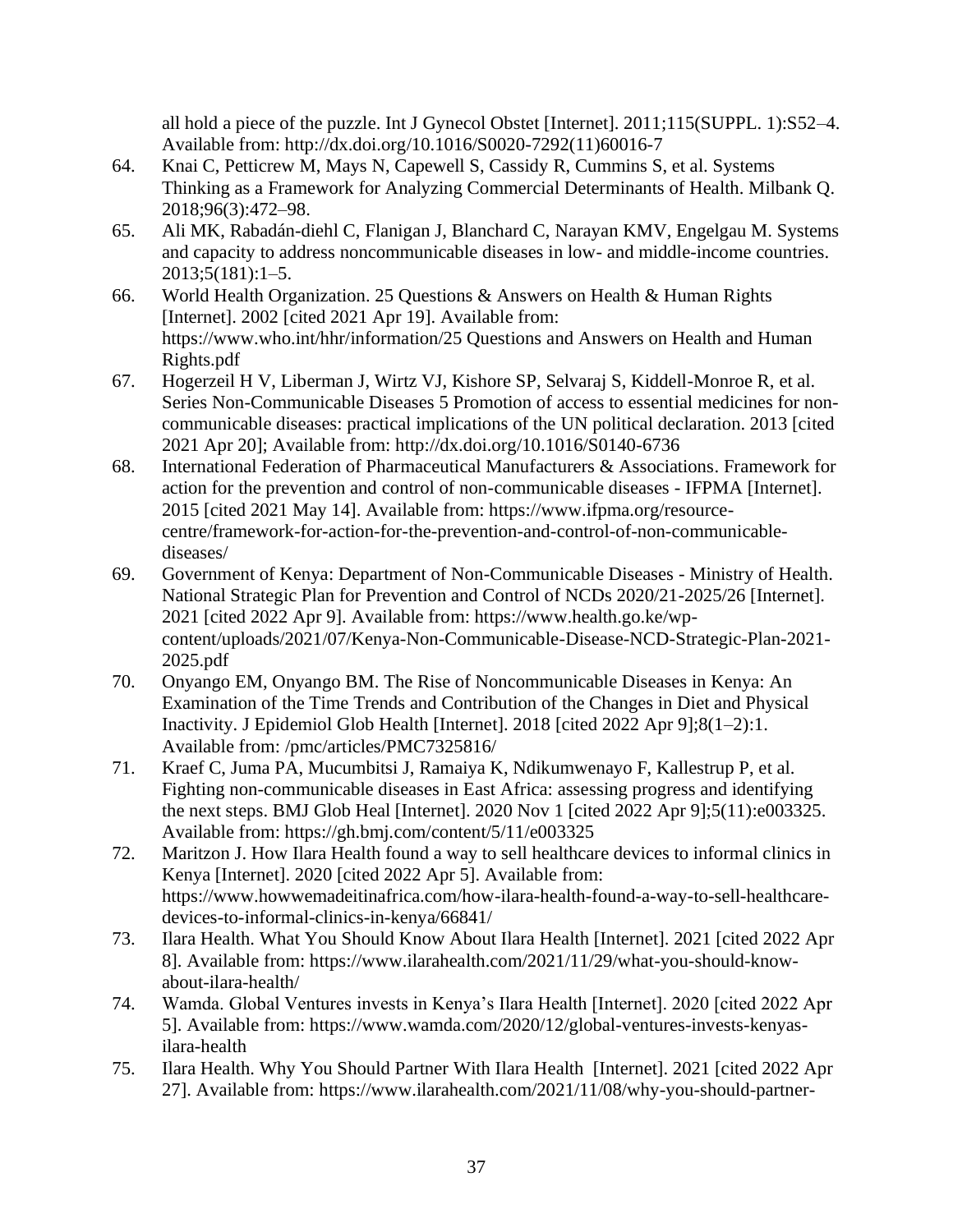all hold a piece of the puzzle. Int J Gynecol Obstet [Internet]. 2011;115(SUPPL. 1):S52–4. Available from: http://dx.doi.org/10.1016/S0020-7292(11)60016-7

64. Knai C, Petticrew M, Mays N, Capewell S, Cassidy R, Cummins S, et al. Systems Thinking as a Framework for Analyzing Commercial Determinants of Health. Milbank Q. 2018;96(3):472–98.
65. Ali MK, Rabadán-diehl C, Flanigan J, Blanchard C, Narayan KMV, Engelgau M. Systems and capacity to address noncommunicable diseases in low- and middle-income countries. 2013;5(181):1–5.
66. World Health Organization. 25 Questions & Answers on Health & Human Rights [Internet]. 2002 [cited 2021 Apr 19]. Available from: https://www.who.int/hhr/information/25 Questions and Answers on Health and Human Rights.pdf
67. Hogerzeil H V, Liberman J, Wirtz VJ, Kishore SP, Selvaraj S, Kiddell-Monroe R, et al. Series Non-Communicable Diseases 5 Promotion of access to essential medicines for non-communicable diseases: practical implications of the UN political declaration. 2013 [cited 2021 Apr 20]; Available from: http://dx.doi.org/10.1016/S0140-6736
68. International Federation of Pharmaceutical Manufacturers & Associations. Framework for action for the prevention and control of non-communicable diseases - IFPMA [Internet]. 2015 [cited 2021 May 14]. Available from: https://www.ifpma.org/resource-centre/framework-for-action-for-the-prevention-and-control-of-non-communicable-diseases/
69. Government of Kenya: Department of Non-Communicable Diseases - Ministry of Health. National Strategic Plan for Prevention and Control of NCDs 2020/21-2025/26 [Internet]. 2021 [cited 2022 Apr 9]. Available from: https://www.health.go.ke/wp-content/uploads/2021/07/Kenya-Non-Communicable-Disease-NCD-Strategic-Plan-2021-2025.pdf
70. Onyango EM, Onyango BM. The Rise of Noncommunicable Diseases in Kenya: An Examination of the Time Trends and Contribution of the Changes in Diet and Physical Inactivity. J Epidemiol Glob Health [Internet]. 2018 [cited 2022 Apr 9];8(1–2):1. Available from: /pmc/articles/PMC7325816/
71. Kraef C, Juma PA, Mucumbitsi J, Ramaiya K, Ndikumwenayo F, Kallestrup P, et al. Fighting non-communicable diseases in East Africa: assessing progress and identifying the next steps. BMJ Glob Heal [Internet]. 2020 Nov 1 [cited 2022 Apr 9];5(11):e003325. Available from: https://gh.bmj.com/content/5/11/e003325
72. Maritzon J. How Ilara Health found a way to sell healthcare devices to informal clinics in Kenya [Internet]. 2020 [cited 2022 Apr 5]. Available from: https://www.howwemadeitinafrica.com/how-ilara-health-found-a-way-to-sell-healthcare-devices-to-informal-clinics-in-kenya/66841/
73. Ilara Health. What You Should Know About Ilara Health [Internet]. 2021 [cited 2022 Apr 8]. Available from: https://www.ilarahealth.com/2021/11/29/what-you-should-know-about-ilara-health/
74. Wamda. Global Ventures invests in Kenya's Ilara Health [Internet]. 2020 [cited 2022 Apr 5]. Available from: https://www.wamda.com/2020/12/global-ventures-invests-kenyas-ilara-health
75. Ilara Health. Why You Should Partner With Ilara Health [Internet]. 2021 [cited 2022 Apr 27]. Available from: https://www.ilarahealth.com/2021/11/08/why-you-should-partner-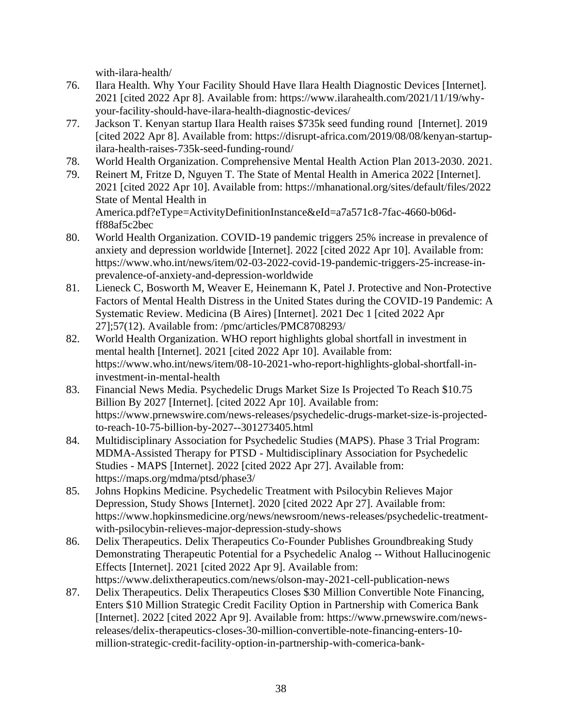with-ilara-health/

76. Ilara Health. Why Your Facility Should Have Ilara Health Diagnostic Devices [Internet]. 2021 [cited 2022 Apr 8]. Available from: https://www.ilarahealth.com/2021/11/19/why-your-facility-should-have-ilara-health-diagnostic-devices/
77. Jackson T. Kenyan startup Ilara Health raises $735k seed funding round [Internet]. 2019 [cited 2022 Apr 8]. Available from: https://disrupt-africa.com/2019/08/08/kenyan-startup-ilara-health-raises-735k-seed-funding-round/
78. World Health Organization. Comprehensive Mental Health Action Plan 2013-2030. 2021.
79. Reinert M, Fritze D, Nguyen T. The State of Mental Health in America 2022 [Internet]. 2021 [cited 2022 Apr 10]. Available from: https://mhanational.org/sites/default/files/2022 State of Mental Health in America.pdf?eType=ActivityDefinitionInstance&eId=a7a571c8-7fac-4660-b06d-ff88af5c2bec
80. World Health Organization. COVID-19 pandemic triggers 25% increase in prevalence of anxiety and depression worldwide [Internet]. 2022 [cited 2022 Apr 10]. Available from: https://www.who.int/news/item/02-03-2022-covid-19-pandemic-triggers-25-increase-in-prevalence-of-anxiety-and-depression-worldwide
81. Lieneck C, Bosworth M, Weaver E, Heinemann K, Patel J. Protective and Non-Protective Factors of Mental Health Distress in the United States during the COVID-19 Pandemic: A Systematic Review. Medicina (B Aires) [Internet]. 2021 Dec 1 [cited 2022 Apr 27];57(12). Available from: /pmc/articles/PMC8708293/
82. World Health Organization. WHO report highlights global shortfall in investment in mental health [Internet]. 2021 [cited 2022 Apr 10]. Available from: https://www.who.int/news/item/08-10-2021-who-report-highlights-global-shortfall-in-investment-in-mental-health
83. Financial News Media. Psychedelic Drugs Market Size Is Projected To Reach $10.75 Billion By 2027 [Internet]. [cited 2022 Apr 10]. Available from: https://www.prnewswire.com/news-releases/psychedelic-drugs-market-size-is-projected-to-reach-10-75-billion-by-2027--301273405.html
84. Multidisciplinary Association for Psychedelic Studies (MAPS). Phase 3 Trial Program: MDMA-Assisted Therapy for PTSD - Multidisciplinary Association for Psychedelic Studies - MAPS [Internet]. 2022 [cited 2022 Apr 27]. Available from: https://maps.org/mdma/ptsd/phase3/
85. Johns Hopkins Medicine. Psychedelic Treatment with Psilocybin Relieves Major Depression, Study Shows [Internet]. 2020 [cited 2022 Apr 27]. Available from: https://www.hopkinsmedicine.org/news/newsroom/news-releases/psychedelic-treatment-with-psilocybin-relieves-major-depression-study-shows
86. Delix Therapeutics. Delix Therapeutics Co-Founder Publishes Groundbreaking Study Demonstrating Therapeutic Potential for a Psychedelic Analog -- Without Hallucinogenic Effects [Internet]. 2021 [cited 2022 Apr 9]. Available from: https://www.delixtherapeutics.com/news/olson-may-2021-cell-publication-news
87. Delix Therapeutics. Delix Therapeutics Closes $30 Million Convertible Note Financing, Enters $10 Million Strategic Credit Facility Option in Partnership with Comerica Bank [Internet]. 2022 [cited 2022 Apr 9]. Available from: https://www.prnewswire.com/news-releases/delix-therapeutics-closes-30-million-convertible-note-financing-enters-10-million-strategic-credit-facility-option-in-partnership-with-comerica-bank-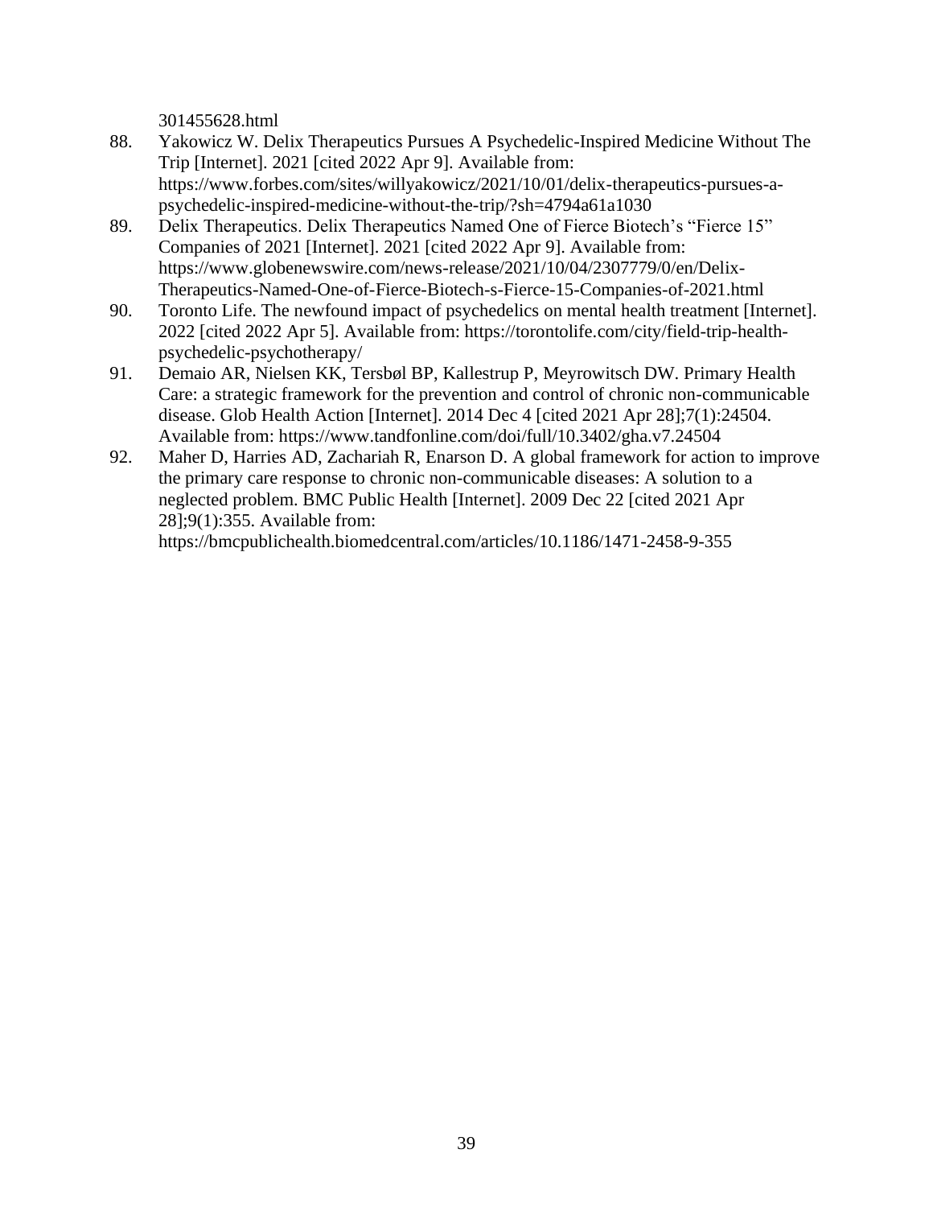301455628.html

88. Yakowicz W. Delix Therapeutics Pursues A Psychedelic-Inspired Medicine Without The Trip [Internet]. 2021 [cited 2022 Apr 9]. Available from: https://www.forbes.com/sites/willyakowicz/2021/10/01/delix-therapeutics-pursues-a-psychedelic-inspired-medicine-without-the-trip/?sh=4794a61a1030
89. Delix Therapeutics. Delix Therapeutics Named One of Fierce Biotech's "Fierce 15" Companies of 2021 [Internet]. 2021 [cited 2022 Apr 9]. Available from: https://www.globenewswire.com/news-release/2021/10/04/2307779/0/en/Delix-Therapeutics-Named-One-of-Fierce-Biotech-s-Fierce-15-Companies-of-2021.html
90. Toronto Life. The newfound impact of psychedelics on mental health treatment [Internet]. 2022 [cited 2022 Apr 5]. Available from: https://torontolife.com/city/field-trip-health-psychedelic-psychotherapy/
91. Demaio AR, Nielsen KK, Tersbøl BP, Kallestrup P, Meyrowitsch DW. Primary Health Care: a strategic framework for the prevention and control of chronic non-communicable disease. Glob Health Action [Internet]. 2014 Dec 4 [cited 2021 Apr 28];7(1):24504. Available from: https://www.tandfonline.com/doi/full/10.3402/gha.v7.24504
92. Maher D, Harries AD, Zachariah R, Enarson D. A global framework for action to improve the primary care response to chronic non-communicable diseases: A solution to a neglected problem. BMC Public Health [Internet]. 2009 Dec 22 [cited 2021 Apr 28];9(1):355. Available from: https://bmcpublichealth.biomedcentral.com/articles/10.1186/1471-2458-9-355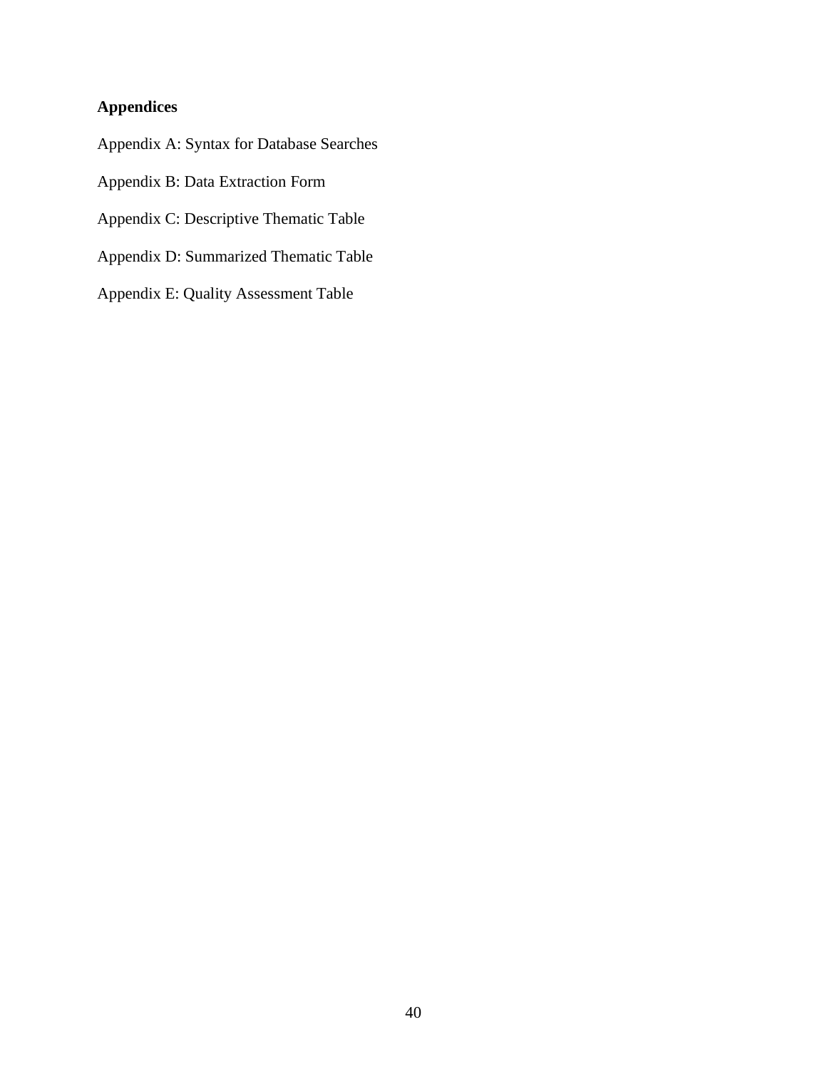## Appendices

Appendix A: Syntax for Database Searches

Appendix B: Data Extraction Form

Appendix C: Descriptive Thematic Table

Appendix D: Summarized Thematic Table

Appendix E: Quality Assessment Table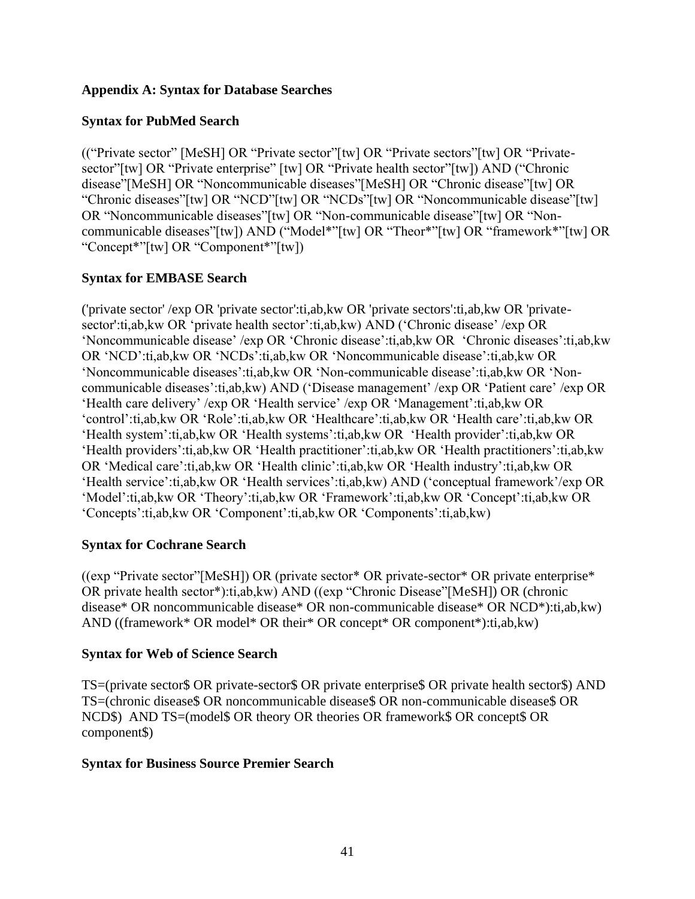## Appendix A: Syntax for Database Searches

### Syntax for PubMed Search

((“Private sector” [MeSH] OR “Private sector”[tw] OR “Private sectors”[tw] OR “Private-sector”[tw] OR “Private enterprise” [tw] OR “Private health sector”[tw]) AND (“Chronic disease”[MeSH] OR “Noncommunicable diseases”[MeSH] OR “Chronic disease”[tw] OR “Chronic diseases”[tw] OR “NCD”[tw] OR “NCDs”[tw] OR “Noncommunicable disease”[tw] OR “Noncommunicable diseases”[tw] OR “Non-communicable disease”[tw] OR “Non-communicable diseases”[tw]) AND (“Model*”[tw] OR “Theor*”[tw] OR “framework*”[tw] OR “Concept*”[tw] OR “Component*”[tw])

### Syntax for EMBASE Search

('private sector' /exp OR 'private sector':ti,ab,kw OR 'private sectors':ti,ab,kw OR 'private-sector':ti,ab,kw OR ‘private health sector’:ti,ab,kw) AND (‘Chronic disease’ /exp OR ‘Noncommunicable disease’ /exp OR ‘Chronic disease’:ti,ab,kw OR ‘Chronic diseases’:ti,ab,kw OR ‘NCD’:ti,ab,kw OR ‘NCDs’:ti,ab,kw OR ‘Noncommunicable disease’:ti,ab,kw OR ‘Noncommunicable diseases’:ti,ab,kw OR ‘Non-communicable disease’:ti,ab,kw OR ‘Non-communicable diseases’:ti,ab,kw) AND (‘Disease management’ /exp OR ‘Patient care’ /exp OR ‘Health care delivery’ /exp OR ‘Health service’ /exp OR ‘Management’:ti,ab,kw OR ‘control’:ti,ab,kw OR ‘Role’:ti,ab,kw OR ‘Healthcare’:ti,ab,kw OR ‘Health care’:ti,ab,kw OR ‘Health system’:ti,ab,kw OR ‘Health systems’:ti,ab,kw OR ‘Health provider’:ti,ab,kw OR ‘Health providers’:ti,ab,kw OR ‘Health practitioner’:ti,ab,kw OR ‘Health practitioners’:ti,ab,kw OR ‘Medical care’:ti,ab,kw OR ‘Health clinic’:ti,ab,kw OR ‘Health industry’:ti,ab,kw OR ‘Health service’:ti,ab,kw OR ‘Health services’:ti,ab,kw) AND (‘conceptual framework’/exp OR ‘Model’:ti,ab,kw OR ‘Theory’:ti,ab,kw OR ‘Framework’:ti,ab,kw OR ‘Concept’:ti,ab,kw OR ‘Concepts’:ti,ab,kw OR ‘Component’:ti,ab,kw OR ‘Components’:ti,ab,kw)

### Syntax for Cochrane Search

((exp “Private sector”[MeSH]) OR (private sector* OR private-sector* OR private enterprise* OR private health sector*):ti,ab,kw) AND ((exp “Chronic Disease”[MeSH]) OR (chronic disease* OR noncommunicable disease* OR non-communicable disease* OR NCD*):ti,ab,kw) AND ((framework* OR model* OR their* OR concept* OR component*):ti,ab,kw)

### Syntax for Web of Science Search

TS=(private sector$ OR private-sector$ OR private enterprise$ OR private health sector$) AND TS=(chronic disease$ OR noncommunicable disease$ OR non-communicable disease$ OR NCD$) AND TS=(model$ OR theory OR theories OR framework$ OR concept$ OR component$)

### Syntax for Business Source Premier Search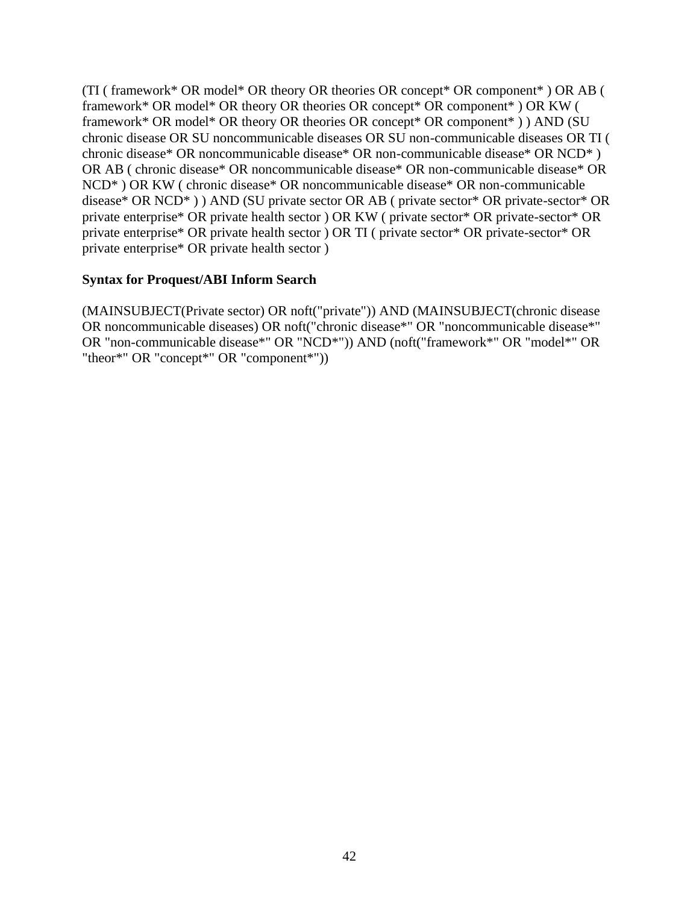(TI ( framework* OR model* OR theory OR theories OR concept* OR component* ) OR AB ( framework* OR model* OR theory OR theories OR concept* OR component* ) OR KW ( framework* OR model* OR theory OR theories OR concept* OR component* ) ) AND (SU chronic disease OR SU noncommunicable diseases OR SU non-communicable diseases OR TI ( chronic disease* OR noncommunicable disease* OR non-communicable disease* OR NCD* ) OR AB ( chronic disease* OR noncommunicable disease* OR non-communicable disease* OR NCD* ) OR KW ( chronic disease* OR noncommunicable disease* OR non-communicable disease* OR NCD* ) ) AND (SU private sector OR AB ( private sector* OR private-sector* OR private enterprise* OR private health sector ) OR KW ( private sector* OR private-sector* OR private enterprise* OR private health sector ) OR TI ( private sector* OR private-sector* OR private enterprise* OR private health sector )

**Syntax for Proquest/ABI Inform Search**

(MAINSUBJECT(Private sector) OR noft("private")) AND (MAINSUBJECT(chronic disease OR noncommunicable diseases) OR noft("chronic disease*" OR "noncommunicable disease*" OR "non-communicable disease*" OR "NCD*")) AND (noft("framework*" OR "model*" OR "theor*" OR "concept*" OR "component*"))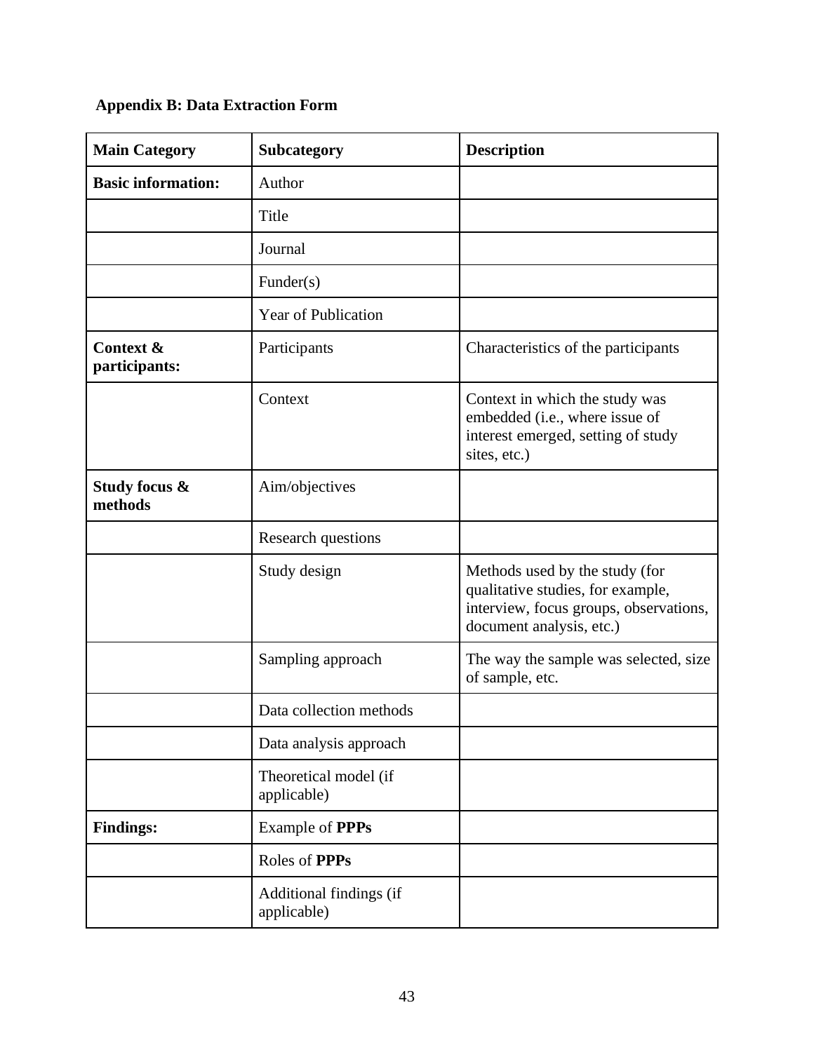**Appendix B: Data Extraction Form**

| **Main Category** | **Subcategory** | **Description** |
|---|---|---|
| **Basic information:** | Author | |
| | Title | |
| | Journal | |
| | Funder(s) | |
| | Year of Publication | |
| **Context & participants:** | Participants | Characteristics of the participants |
| | Context | Context in which the study was embedded (i.e., where issue of interest emerged, setting of study sites, etc.) |
| **Study focus & methods** | Aim/objectives | |
| | Research questions | |
| | Study design | Methods used by the study (for qualitative studies, for example, interview, focus groups, observations, document analysis, etc.) |
| | Sampling approach | The way the sample was selected, size of sample, etc. |
| | Data collection methods | |
| | Data analysis approach | |
| | Theoretical model (if applicable) | |
| **Findings:** | Example of **PPPs** | |
| | Roles of **PPPs** | |
| | Additional findings (if applicable) | |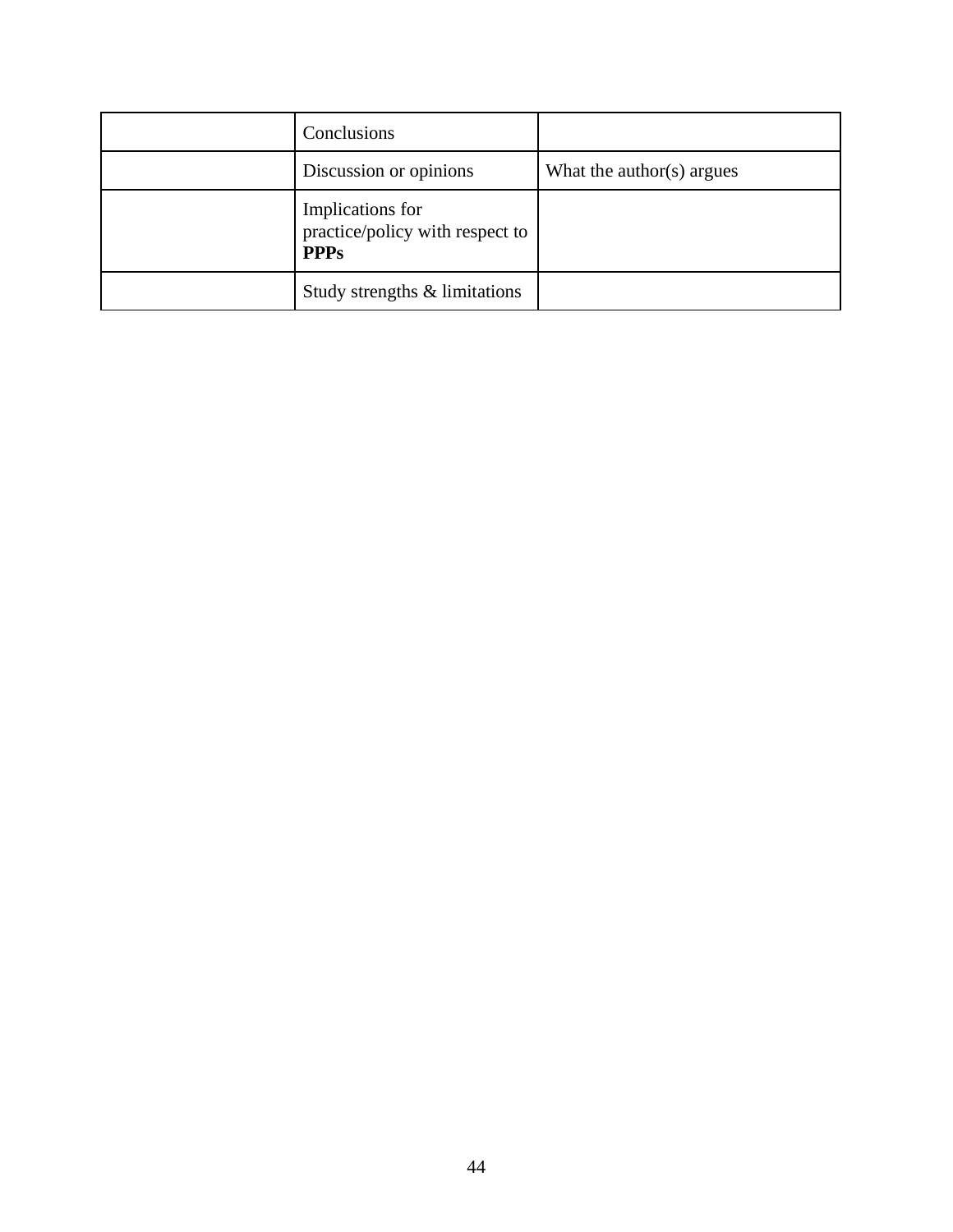| | | |
|---|---|---|
| | Conclusions | |
| | Discussion or opinions | What the author(s) argues |
| | Implications for practice/policy with respect to **PPPs** | |
| | Study strengths & limitations | |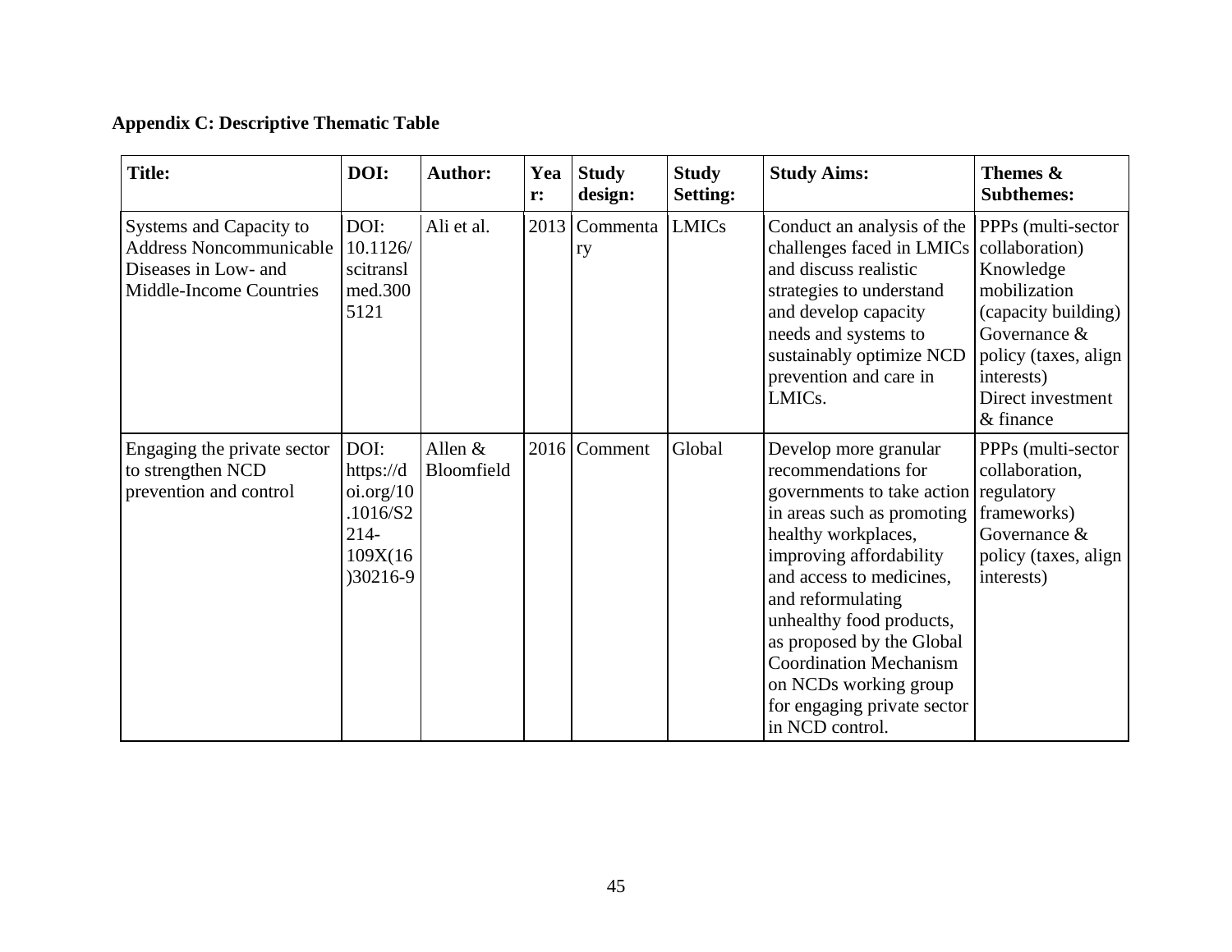**Appendix C: Descriptive Thematic Table**

| Title: | DOI: | Author: | Year: | Study design: | Study Setting: | Study Aims: | Themes & Subthemes: |
|---|---|---|---|---|---|---|---|
| Systems and Capacity to Address Noncommunicable Diseases in Low- and Middle-Income Countries | DOI: 10.1126/scitranslmed.3005121 | Ali et al. | 2013 | Commentary | LMICs | Conduct an analysis of the challenges faced in LMICs and discuss realistic strategies to understand and develop capacity needs and systems to sustainably optimize NCD prevention and care in LMICs. | PPPs (multi-sector collaboration) Knowledge mobilization (capacity building) Governance & policy (taxes, align interests) Direct investment & finance |
| Engaging the private sector to strengthen NCD prevention and control | DOI: https://doi.org/10.1016/S2214-109X(16)30216-9 | Allen & Bloomfield | 2016 | Comment | Global | Develop more granular recommendations for governments to take action in areas such as promoting healthy workplaces, improving affordability and access to medicines, and reformulating unhealthy food products, as proposed by the Global Coordination Mechanism on NCDs working group for engaging private sector in NCD control. | PPPs (multi-sector collaboration, regulatory frameworks) Governance & policy (taxes, align interests) |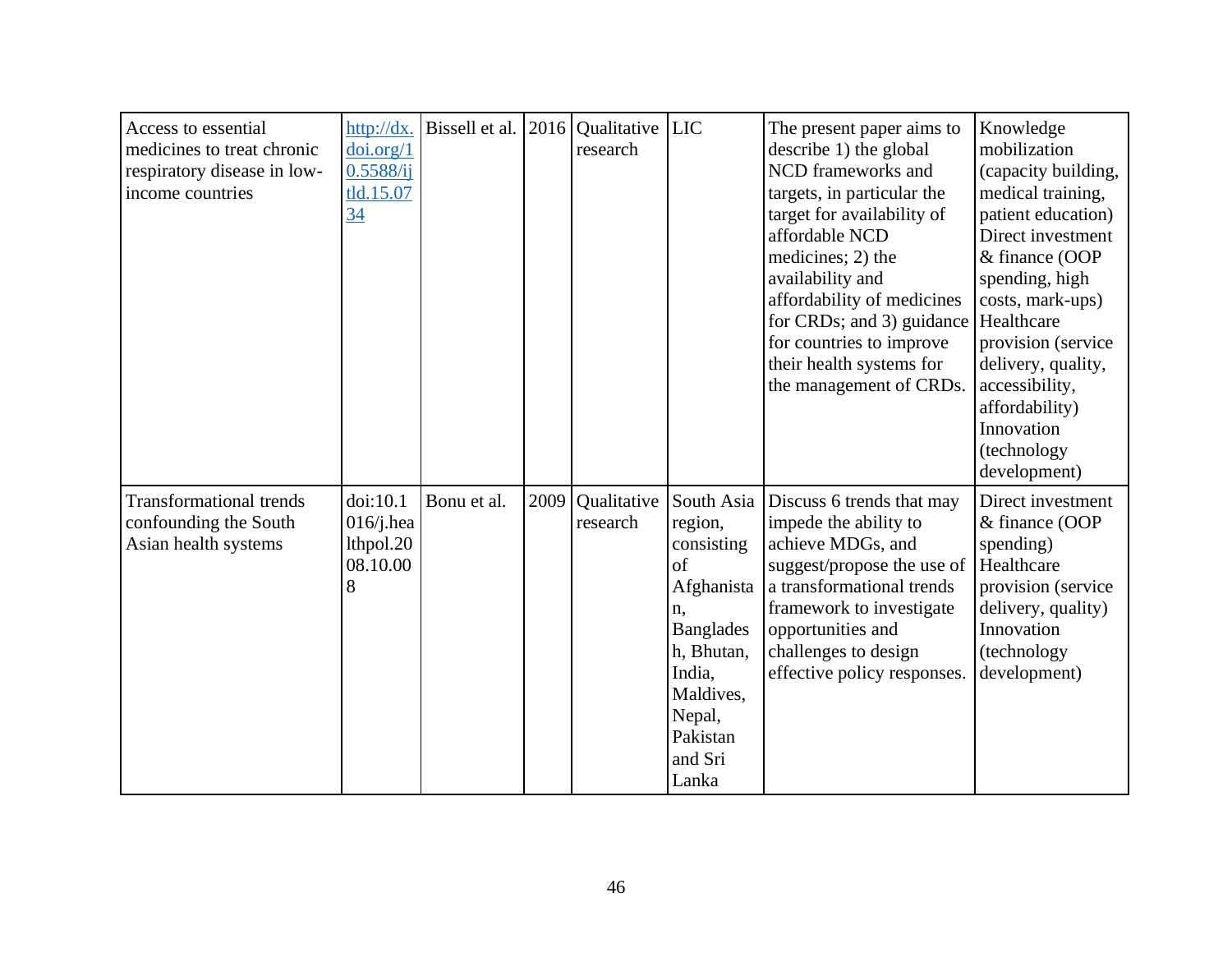| | | | | | | | |
|---|---|---|---|---|---|---|---|
| Access to essential medicines to treat chronic respiratory disease in low-income countries | http://dx.doi.org/10.5588/ijtld.15.0734 | Bissell et al. | 2016 | Qualitative research | LIC | The present paper aims to describe 1) the global NCD frameworks and targets, in particular the target for availability of affordable NCD medicines; 2) the availability and affordability of medicines for CRDs; and 3) guidance for countries to improve their health systems for the management of CRDs. | Knowledge mobilization (capacity building, medical training, patient education) Direct investment & finance (OOP spending, high costs, mark-ups) Healthcare provision (service delivery, quality, accessibility, affordability) Innovation (technology development) |
| Transformational trends confounding the South Asian health systems | doi:10.1016/j.healthpol.2008.10.008 | Bonu et al. | 2009 | Qualitative research | South Asia region, consisting of Afghanistan, Bangladesh, Bhutan, India, Maldives, Nepal, Pakistan and Sri Lanka | Discuss 6 trends that may impede the ability to achieve MDGs, and suggest/propose the use of a transformational trends framework to investigate opportunities and challenges to design effective policy responses. | Direct investment & finance (OOP spending) Healthcare provision (service delivery, quality) Innovation (technology development) |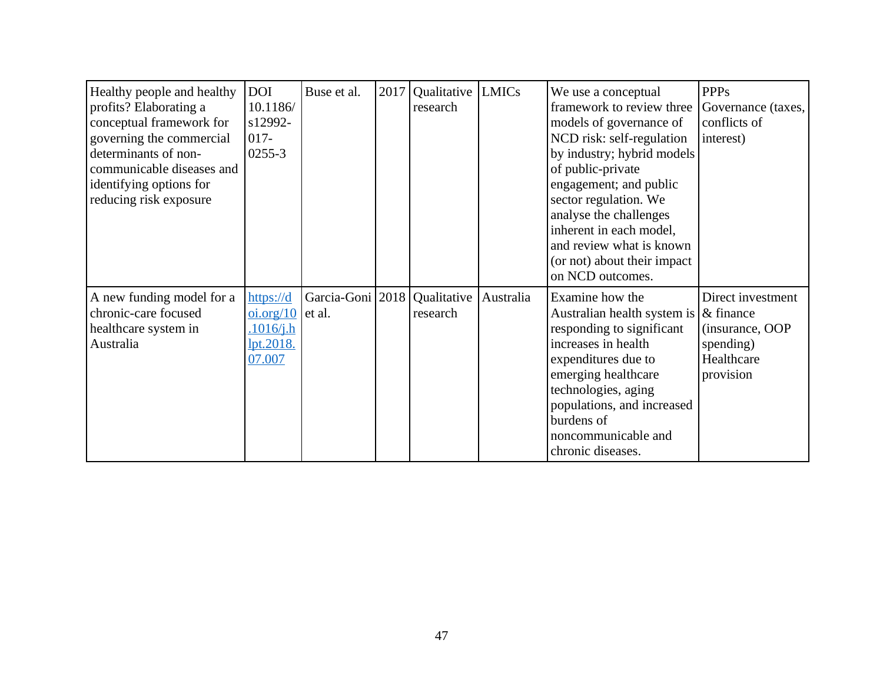| Healthy people and healthy profits? Elaborating a conceptual framework for governing the commercial determinants of non-communicable diseases and identifying options for reducing risk exposure | DOI 10.1186/s12992-017-0255-3 | Buse et al. | 2017 | Qualitative research | LMICs | We use a conceptual framework to review three models of governance of NCD risk: self-regulation by industry; hybrid models of public-private engagement; and public sector regulation. We analyse the challenges inherent in each model, and review what is known (or not) about their impact on NCD outcomes. | PPPs Governance (taxes, conflicts of interest) |
|---|---|---|---|---|---|---|---|
| A new funding model for a chronic-care focused healthcare system in Australia | https://doi.org/10.1016/j.hlpt.2018.07.007 | Garcia-Goni et al. | 2018 | Qualitative research | Australia | Examine how the Australian health system is responding to significant increases in health expenditures due to emerging healthcare technologies, aging populations, and increased burdens of noncommunicable and chronic diseases. | Direct investment & finance (insurance, OOP spending) Healthcare provision |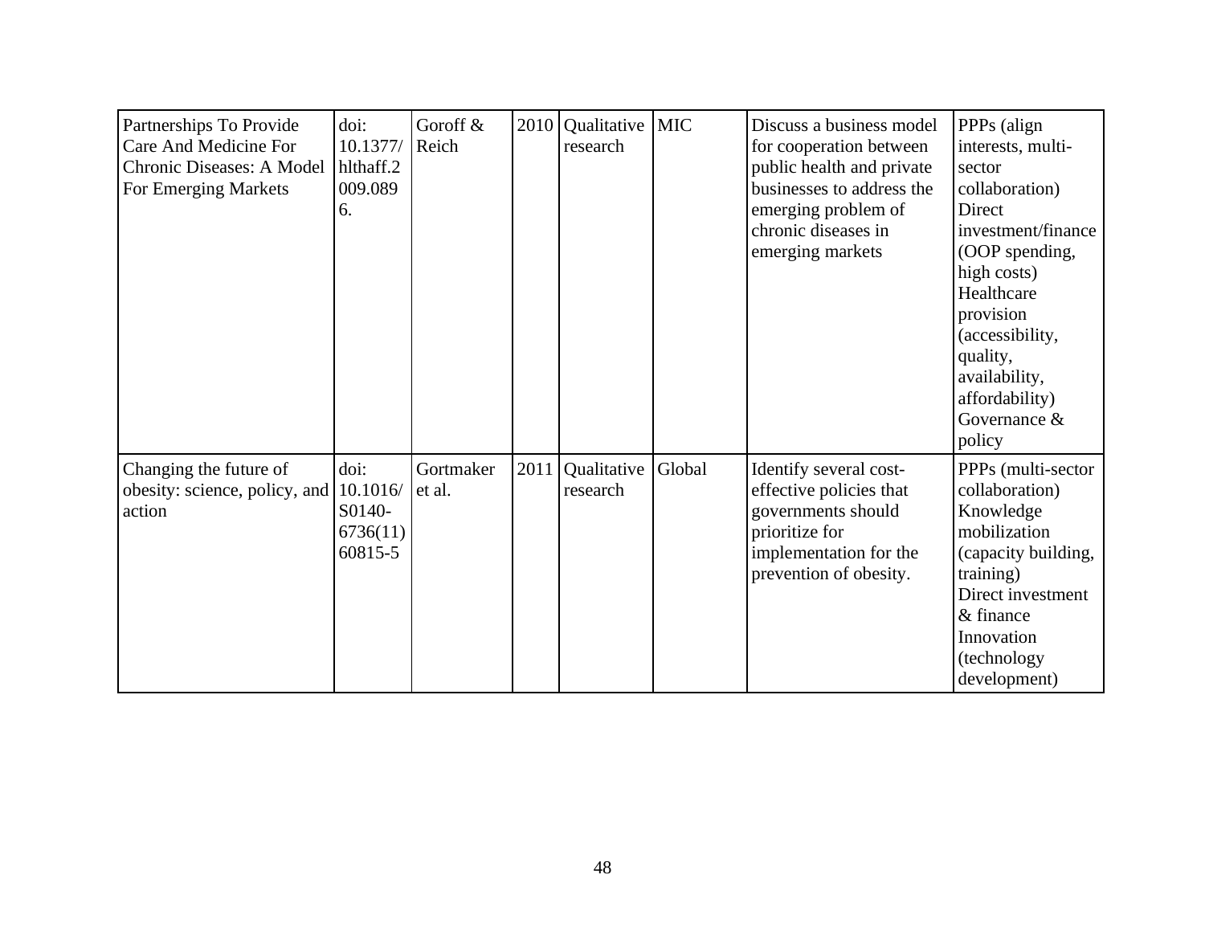| Partnerships To Provide Care And Medicine For Chronic Diseases: A Model For Emerging Markets | doi: 10.1377/hlthaff.2009.0896. | Goroff & Reich | 2010 | Qualitative research | MIC | Discuss a business model for cooperation between public health and private businesses to address the emerging problem of chronic diseases in emerging markets | PPPs (align interests, multi-sector collaboration) Direct investment/finance (OOP spending, high costs) Healthcare provision (accessibility, quality, availability, affordability) Governance & policy |
|---|---|---|---|---|---|---|---|
| Changing the future of obesity: science, policy, and action | doi: 10.1016/S0140-6736(11)60815-5 | Gortmaker et al. | 2011 | Qualitative research | Global | Identify several cost-effective policies that governments should prioritize for implementation for the prevention of obesity. | PPPs (multi-sector collaboration) Knowledge mobilization (capacity building, training) Direct investment & finance Innovation (technology development) |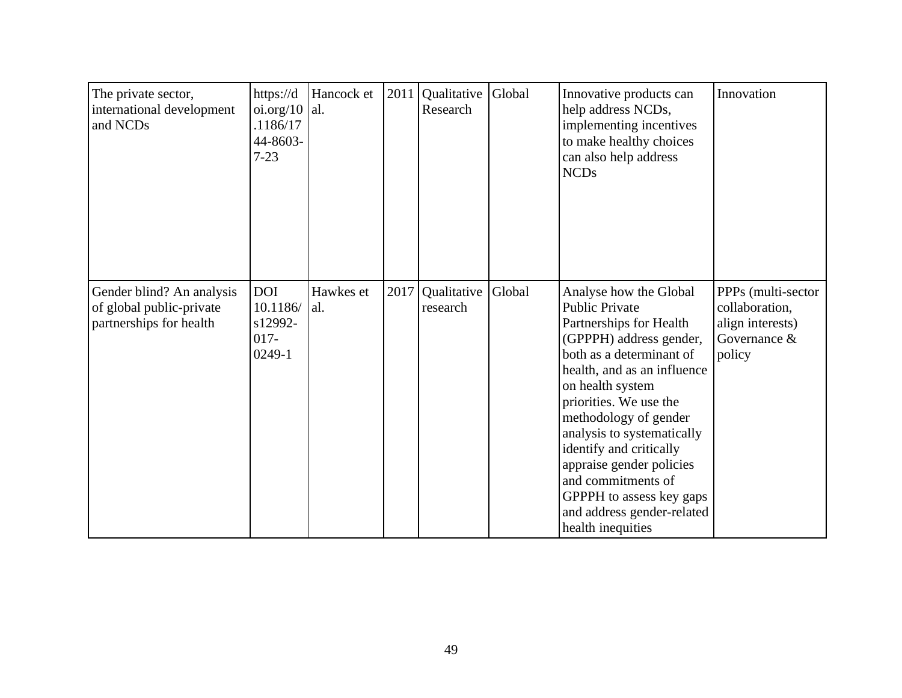| | | | | | | | |
|---|---|---|---|---|---|---|---|
| The private sector, international development and NCDs | https://doi.org/10.1186/1744-8603-7-23 | Hancock et al. | 2011 | Qualitative Research | Global | Innovative products can help address NCDs, implementing incentives to make healthy choices can also help address NCDs | Innovation |
| Gender blind? An analysis of global public-private partnerships for health | DOI 10.1186/s12992-017-0249-1 | Hawkes et al. | 2017 | Qualitative research | Global | Analyse how the Global Public Private Partnerships for Health (GPPPH) address gender, both as a determinant of health, and as an influence on health system priorities. We use the methodology of gender analysis to systematically identify and critically appraise gender policies and commitments of GPPPH to assess key gaps and address gender-related health inequities | PPPs (multi-sector collaboration, align interests) Governance & policy |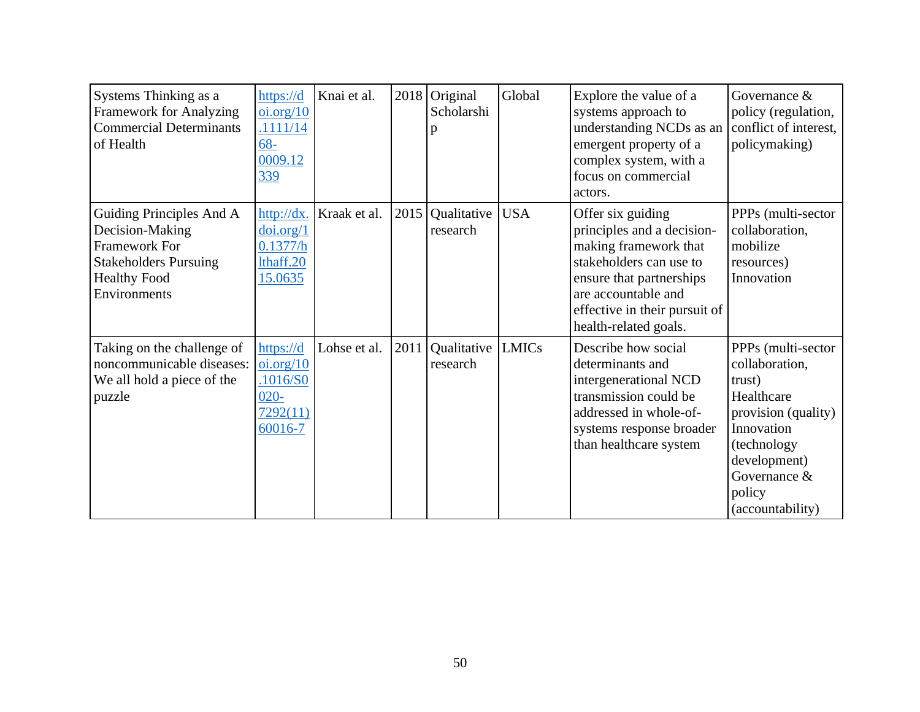| Systems Thinking as a Framework for Analyzing Commercial Determinants of Health | https://doi.org/10.1111/1468-0009.12339 | Knai et al. | 2018 | Original Scholarship | Global | Explore the value of a systems approach to understanding NCDs as an emergent property of a complex system, with a focus on commercial actors. | Governance & policy (regulation, conflict of interest, policymaking) |
|---|---|---|---|---|---|---|---|
| Guiding Principles And A Decision-Making Framework For Stakeholders Pursuing Healthy Food Environments | http://dx.doi.org/10.1377/hlthaff.2015.0635 | Kraak et al. | 2015 | Qualitative research | USA | Offer six guiding principles and a decision-making framework that stakeholders can use to ensure that partnerships are accountable and effective in their pursuit of health-related goals. | PPPs (multi-sector collaboration, mobilize resources) Innovation |
| Taking on the challenge of noncommunicable diseases: We all hold a piece of the puzzle | https://doi.org/10.1016/S0020-7292(11)60016-7 | Lohse et al. | 2011 | Qualitative research | LMICs | Describe how social determinants and intergenerational NCD transmission could be addressed in whole-of-systems response broader than healthcare system | PPPs (multi-sector collaboration, trust) Healthcare provision (quality) Innovation (technology development) Governance & policy (accountability) |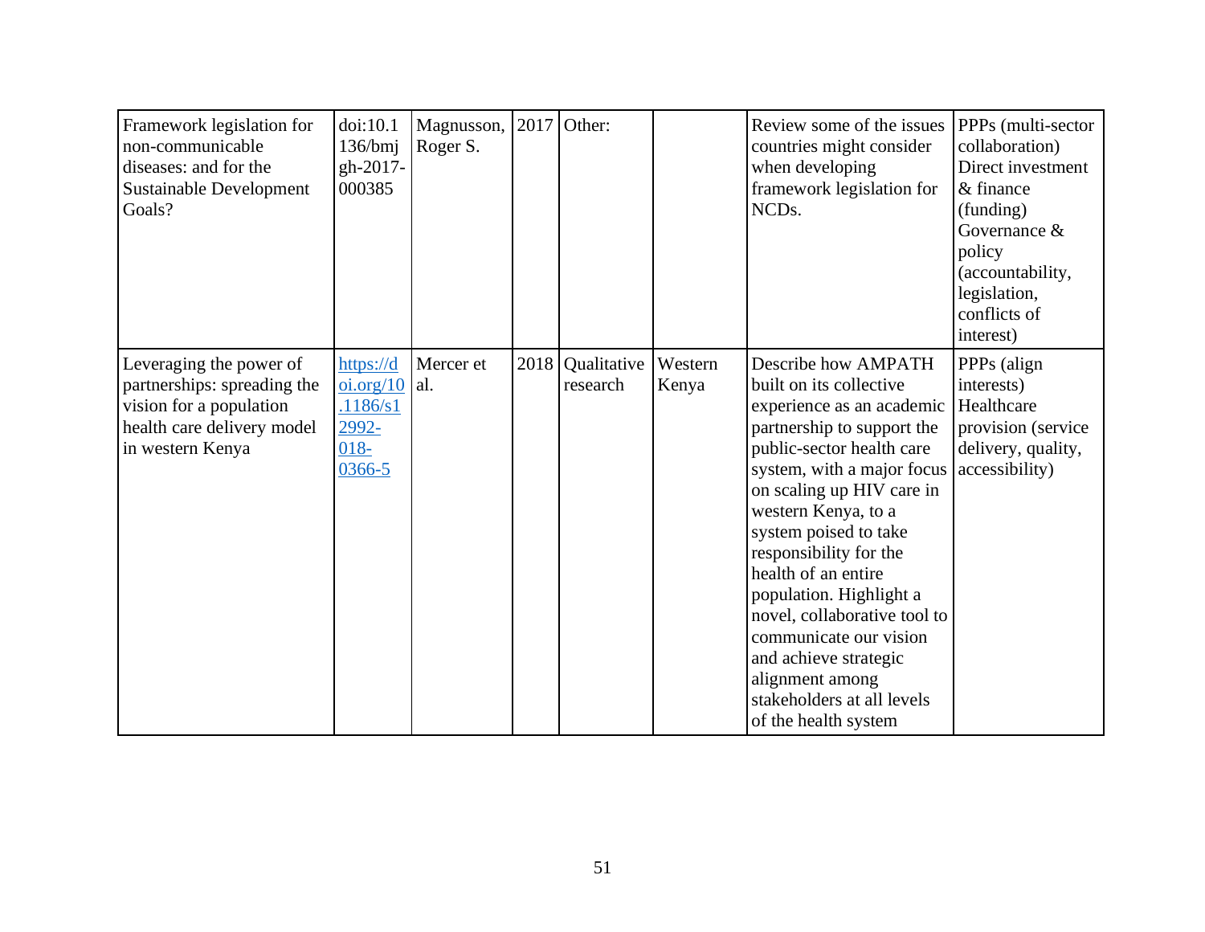| | | | | | | | |
|---|---|---|---|---|---|---|---|
| Framework legislation for non-communicable diseases: and for the Sustainable Development Goals? | doi:10.1136/bmjgh-2017-000385 | Magnusson, Roger S. | 2017 | Other: | | Review some of the issues countries might consider when developing framework legislation for NCDs. | PPPs (multi-sector collaboration) Direct investment & finance (funding) Governance & policy (accountability, legislation, conflicts of interest) |
| Leveraging the power of partnerships: spreading the vision for a population health care delivery model in western Kenya | [https://doi.org/10.1186/s12992-018-0366-5](https://doi.org/10.1186/s12992-018-0366-5) | Mercer et al. | 2018 | Qualitative research | Western Kenya | Describe how AMPATH built on its collective experience as an academic partnership to support the public-sector health care system, with a major focus on scaling up HIV care in western Kenya, to a system poised to take responsibility for the health of an entire population. Highlight a novel, collaborative tool to communicate our vision and achieve strategic alignment among stakeholders at all levels of the health system | PPPs (align interests) Healthcare provision (service delivery, quality, accessibility) |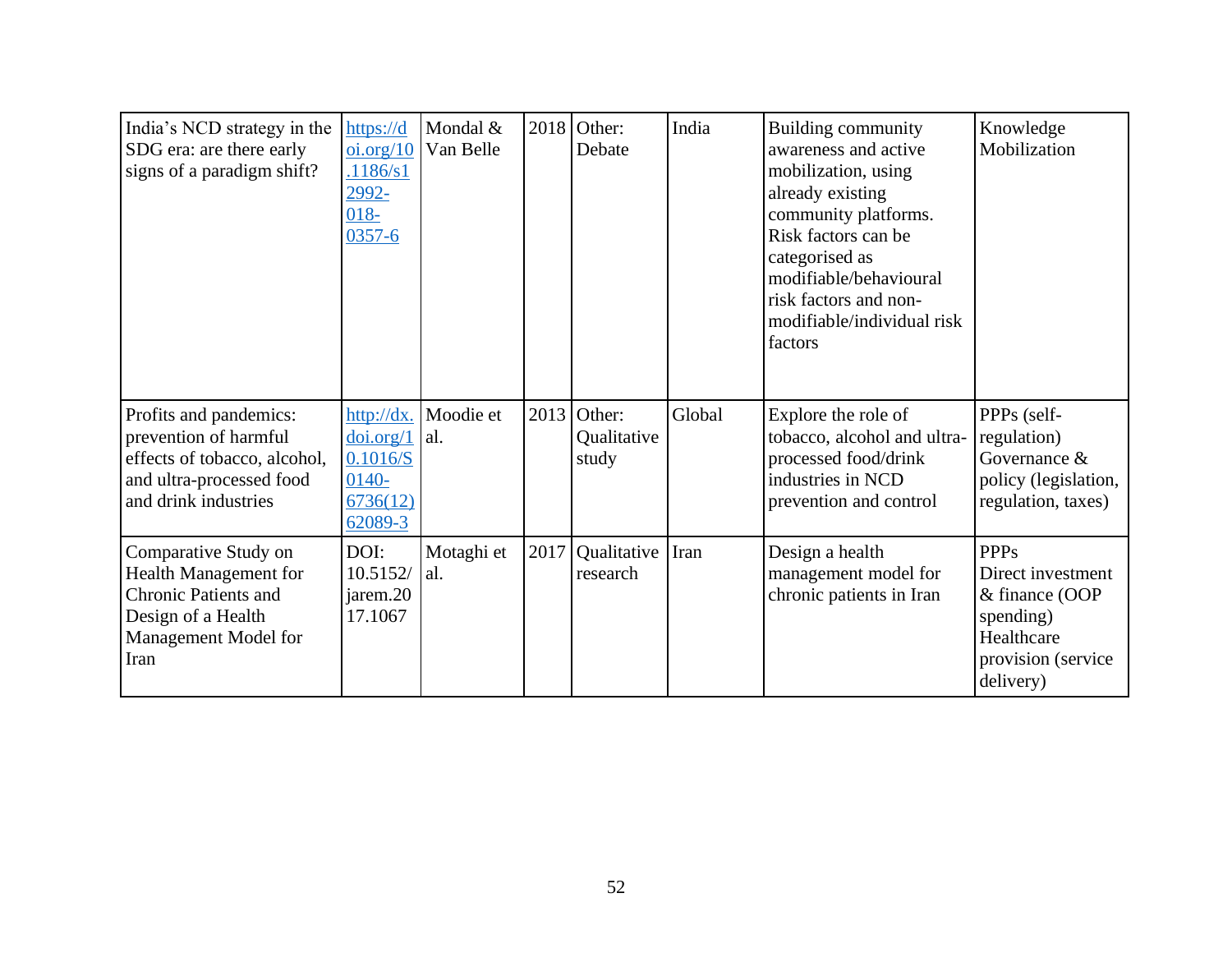| | | | | | | | |
|---|---|---|---|---|---|---|---|
| India's NCD strategy in the SDG era: are there early signs of a paradigm shift? | https://doi.org/10.1186/s12992-018-0357-6 | Mondal & Van Belle | 2018 | Other: Debate | India | Building community awareness and active mobilization, using already existing community platforms. Risk factors can be categorised as modifiable/behavioural risk factors and non-modifiable/individual risk factors | Knowledge Mobilization |
| Profits and pandemics: prevention of harmful effects of tobacco, alcohol, and ultra-processed food and drink industries | http://dx.doi.org/10.1016/S0140-6736(12)62089-3 | Moodie et al. | 2013 | Other: Qualitative study | Global | Explore the role of tobacco, alcohol and ultra-processed food/drink industries in NCD prevention and control | PPPs (self-regulation) Governance & policy (legislation, regulation, taxes) |
| Comparative Study on Health Management for Chronic Patients and Design of a Health Management Model for Iran | DOI: 10.5152/jarem.2017.1067 | Motaghi et al. | 2017 | Qualitative research | Iran | Design a health management model for chronic patients in Iran | PPPs Direct investment & finance (OOP spending) Healthcare provision (service delivery) |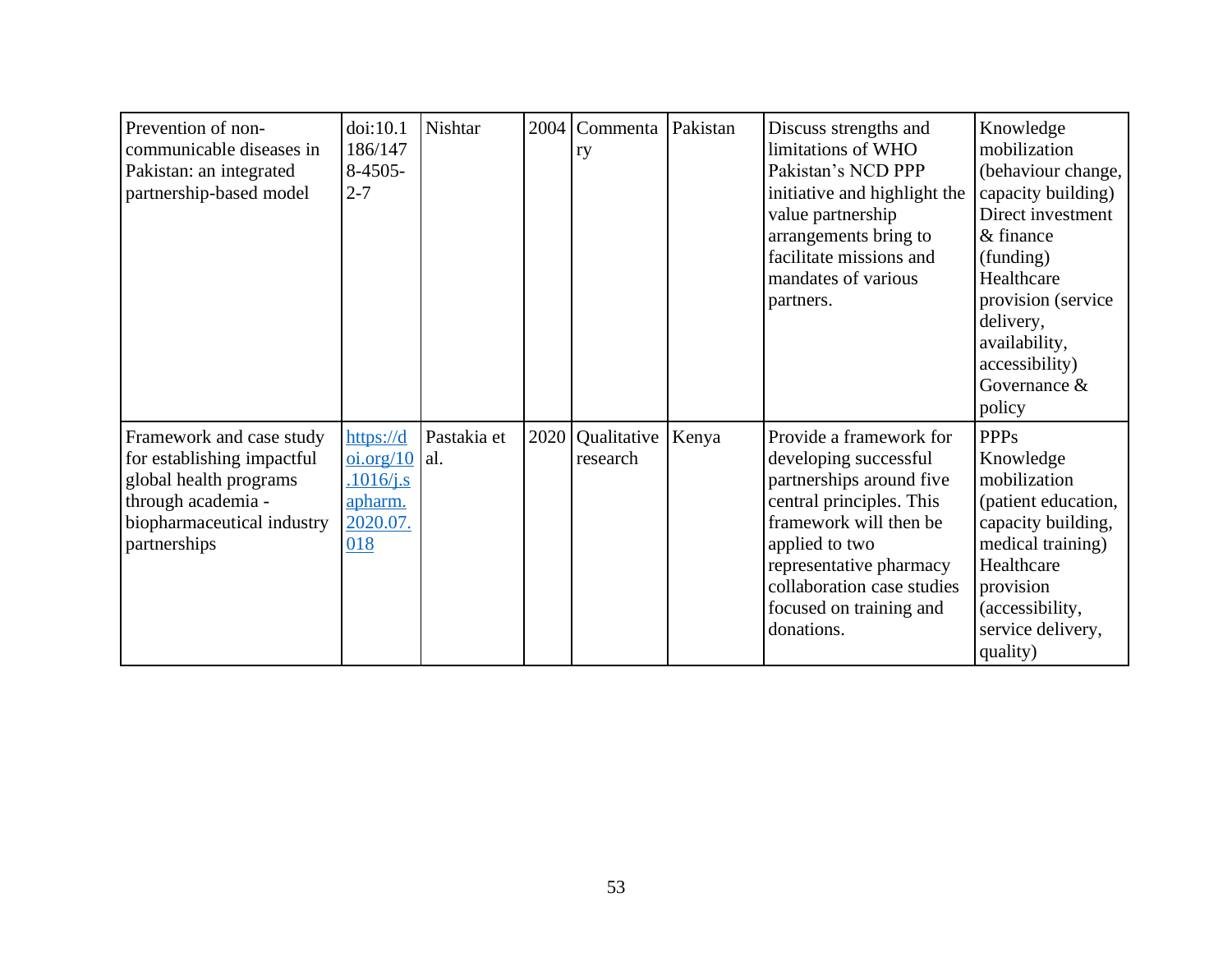| | | | | | | | |
|---|---|---|---|---|---|---|---|
| Prevention of non-communicable diseases in Pakistan: an integrated partnership-based model | doi:10.1186/1478-4505-2-7 | Nishtar | 2004 | Commentary | Pakistan | Discuss strengths and limitations of WHO Pakistan's NCD PPP initiative and highlight the value partnership arrangements bring to facilitate missions and mandates of various partners. | Knowledge mobilization (behaviour change, capacity building) Direct investment & finance (funding) Healthcare provision (service delivery, availability, accessibility) Governance & policy |
| Framework and case study for establishing impactful global health programs through academia - biopharmaceutical industry partnerships | https://doi.org/10.1016/j.sapharm.2020.07.018 | Pastakia et al. | 2020 | Qualitative research | Kenya | Provide a framework for developing successful partnerships around five central principles. This framework will then be applied to two representative pharmacy collaboration case studies focused on training and donations. | PPPs Knowledge mobilization (patient education, capacity building, medical training) Healthcare provision (accessibility, service delivery, quality) |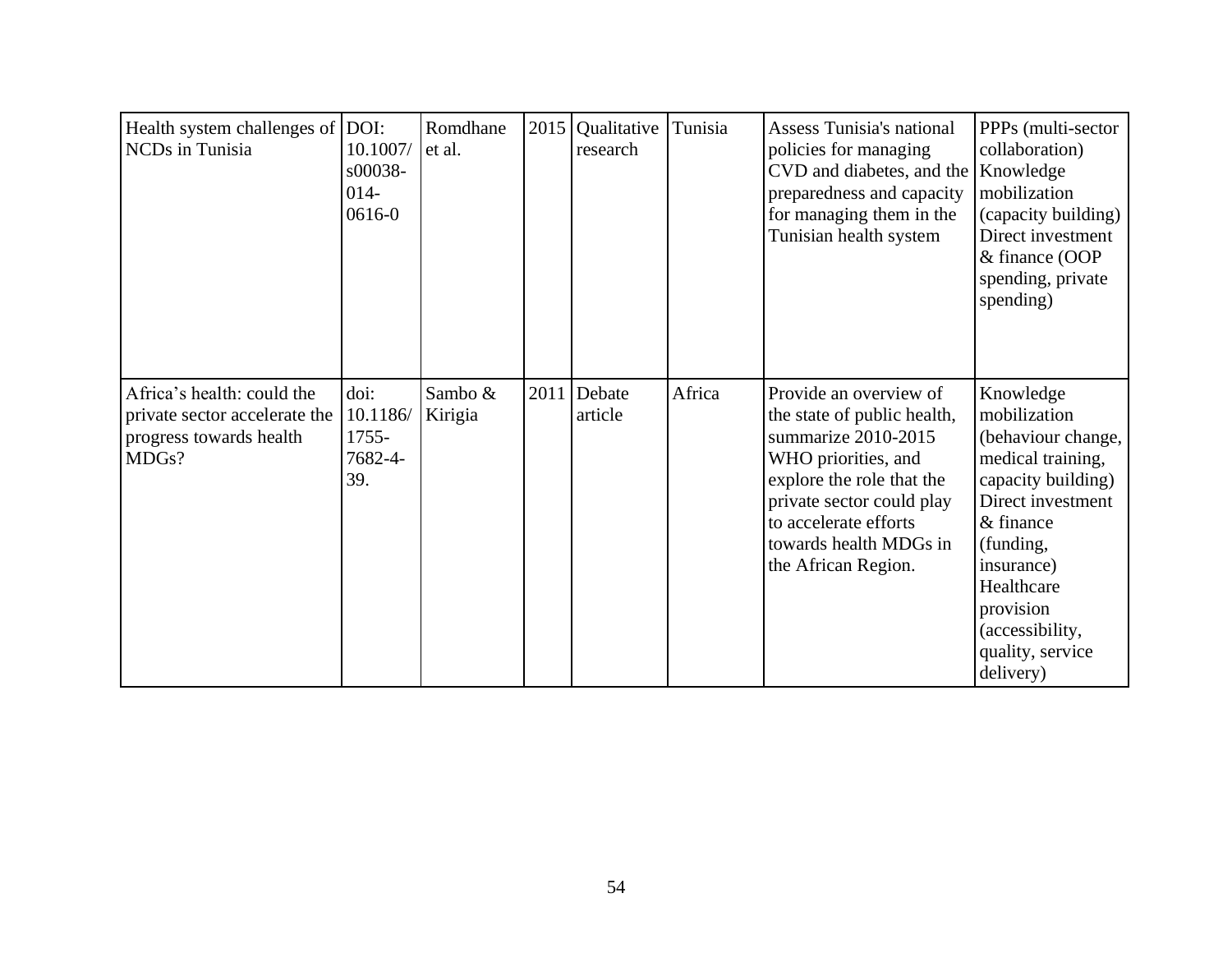| Health system challenges of NCDs in Tunisia | DOI: 10.1007/s00038-014-0616-0 | Romdhane et al. | 2015 | Qualitative research | Tunisia | Assess Tunisia's national policies for managing CVD and diabetes, and the preparedness and capacity for managing them in the Tunisian health system | PPPs (multi-sector collaboration) Knowledge mobilization (capacity building) Direct investment & finance (OOP spending, private spending) |
|---|---|---|---|---|---|---|---|
| Africa's health: could the private sector accelerate the progress towards health MDGs? | doi: 10.1186/1755-7682-4-39. | Sambo & Kirigia | 2011 | Debate article | Africa | Provide an overview of the state of public health, summarize 2010-2015 WHO priorities, and explore the role that the private sector could play to accelerate efforts towards health MDGs in the African Region. | Knowledge mobilization (behaviour change, medical training, capacity building) Direct investment & finance (funding, insurance) Healthcare provision (accessibility, quality, service delivery) |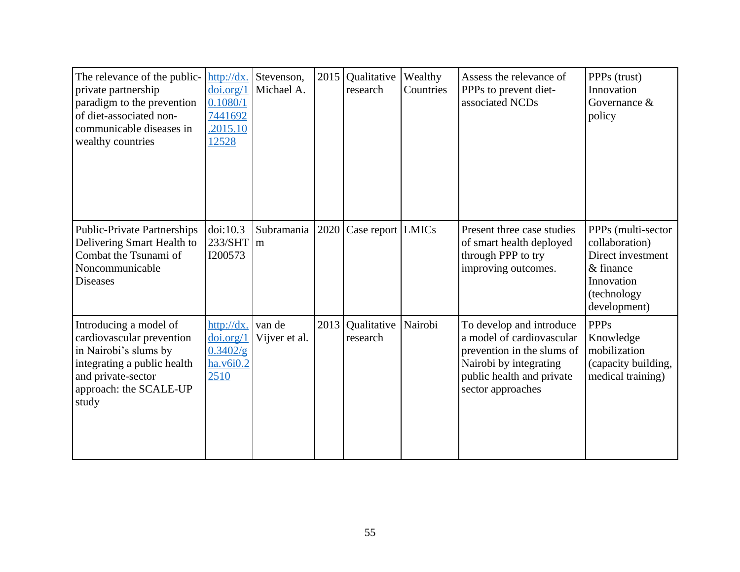| | | | | | | | |
|---|---|---|---|---|---|---|---|
| The relevance of the public-private partnership paradigm to the prevention of diet-associated non-communicable diseases in wealthy countries | http://dx.doi.org/10.1080/17441692.2015.1012528 | Stevenson, Michael A. | 2015 | Qualitative research | Wealthy Countries | Assess the relevance of PPPs to prevent diet-associated NCDs | PPPs (trust) Innovation Governance & policy |
| Public-Private Partnerships Delivering Smart Health to Combat the Tsunami of Noncommunicable Diseases | doi:10.3233/SHTI200573 | Subramaniam | 2020 | Case report | LMICs | Present three case studies of smart health deployed through PPP to try improving outcomes. | PPPs (multi-sector collaboration) Direct investment & finance Innovation (technology development) |
| Introducing a model of cardiovascular prevention in Nairobi's slums by integrating a public health and private-sector approach: the SCALE-UP study | http://dx.doi.org/10.3402/gha.v6i0.22510 | van de Vijver et al. | 2013 | Qualitative research | Nairobi | To develop and introduce a model of cardiovascular prevention in the slums of Nairobi by integrating public health and private sector approaches | PPPs Knowledge mobilization (capacity building, medical training) |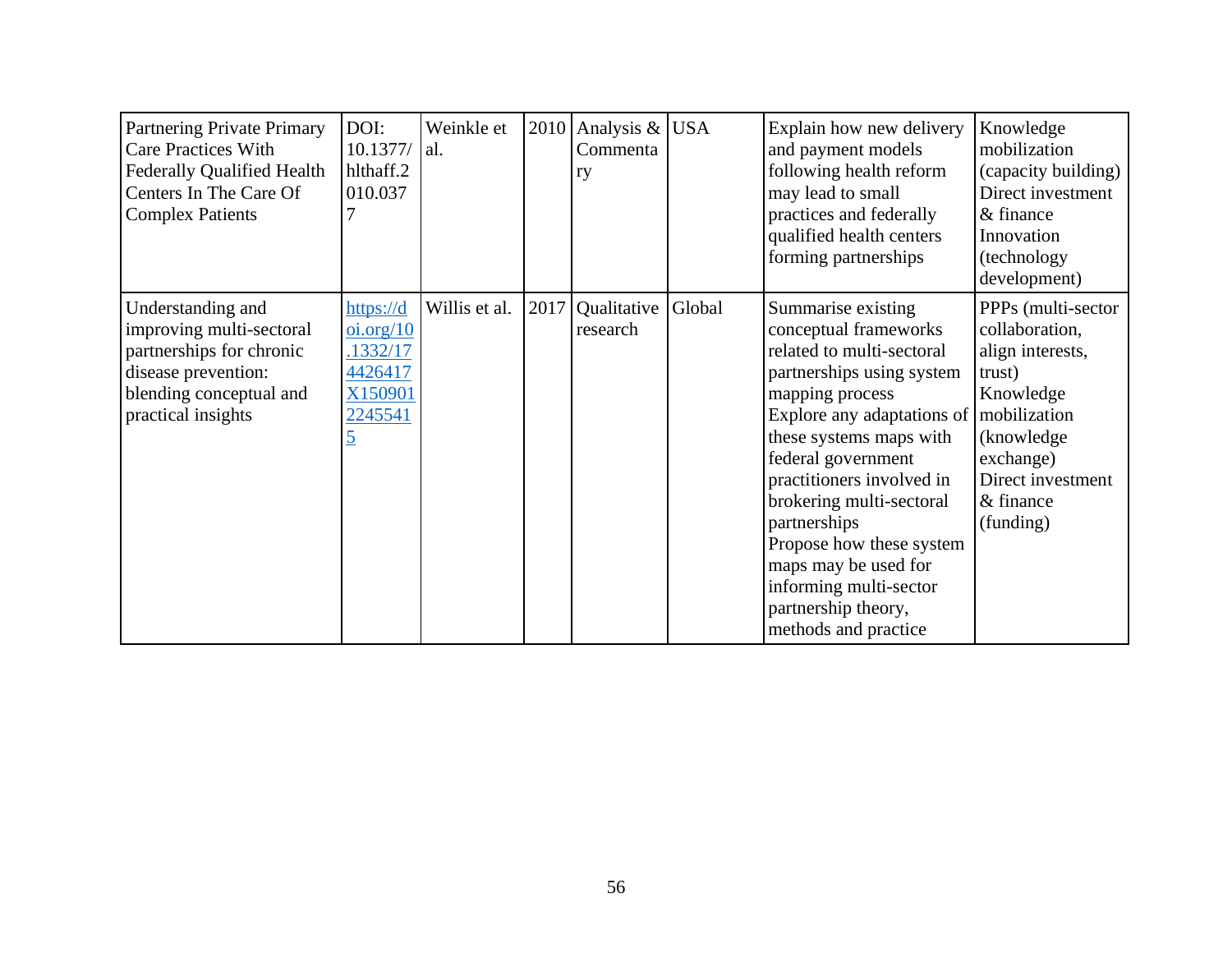| Partnering Private Primary Care Practices With Federally Qualified Health Centers In The Care Of Complex Patients | DOI: 10.1377/hlthaff.2010.0377 | Weinkle et al. | 2010 | Analysis & Commentary | USA | Explain how new delivery and payment models following health reform may lead to small practices and federally qualified health centers forming partnerships | Knowledge mobilization (capacity building)<br>Direct investment & finance<br>Innovation (technology development) |
|---|---|---|---|---|---|---|---|
| Understanding and improving multi-sectoral partnerships for chronic disease prevention: blending conceptual and practical insights | https://doi.org/10.1332/174426417X15090122455415 | Willis et al. | 2017 | Qualitative research | Global | Summarise existing conceptual frameworks related to multi-sectoral partnerships using system mapping process<br>Explore any adaptations of these systems maps with federal government practitioners involved in brokering multi-sectoral partnerships<br>Propose how these system maps may be used for informing multi-sector partnership theory, methods and practice | PPPs (multi-sector collaboration, align interests, trust)<br>Knowledge mobilization (knowledge exchange)<br>Direct investment & finance (funding) |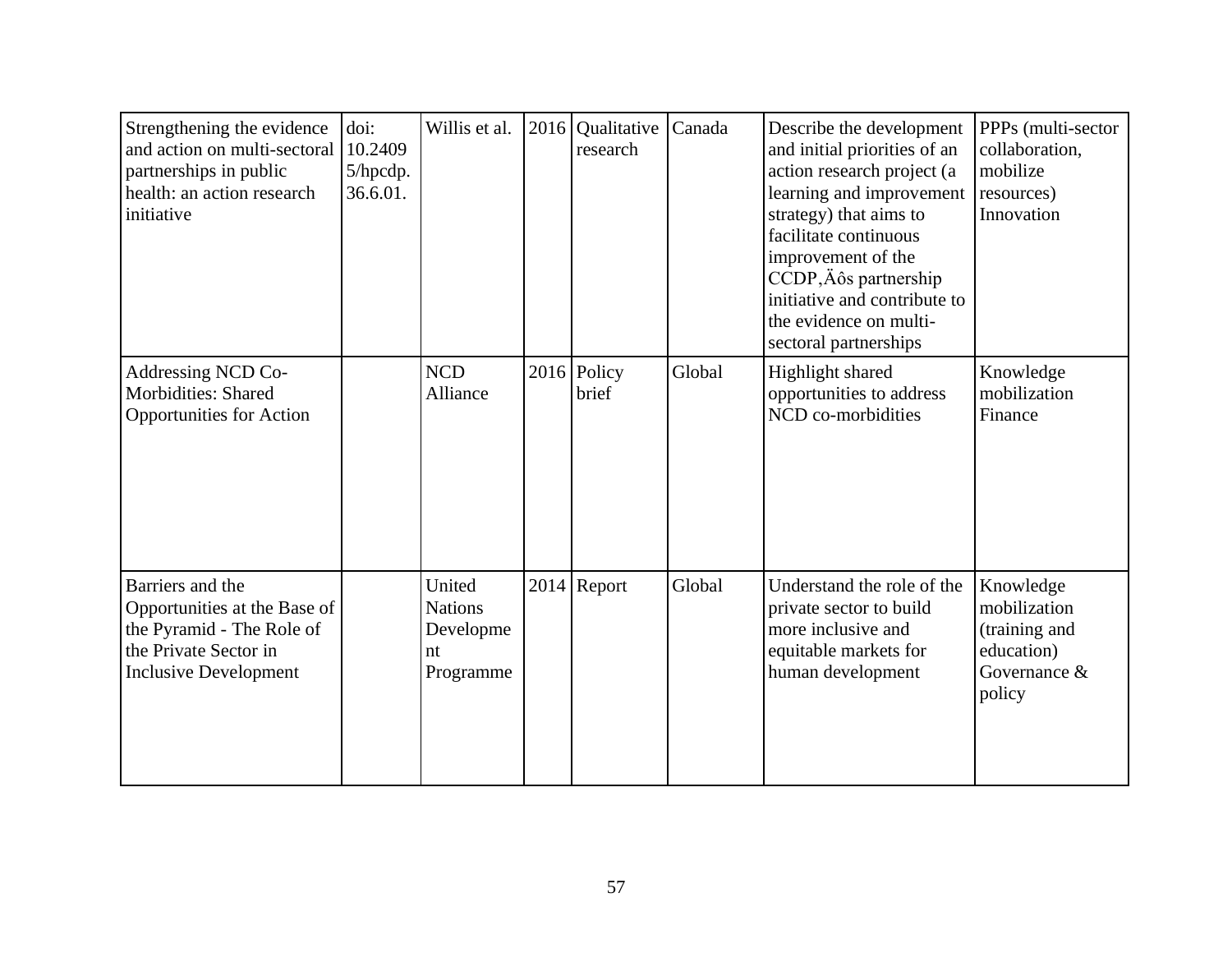| Strengthening the evidence and action on multi-sectoral partnerships in public health: an action research initiative | doi: 10.24095/hpcdp.36.6.01. | Willis et al. | 2016 | Qualitative research | Canada | Describe the development and initial priorities of an action research project (a learning and improvement strategy) that aims to facilitate continuous improvement of the CCDP‚Äôs partnership initiative and contribute to the evidence on multi-sectoral partnerships | PPPs (multi-sector collaboration, mobilize resources) Innovation |
|---|---|---|---|---|---|---|---|
| Addressing NCD Co-Morbidities: Shared Opportunities for Action | | NCD Alliance | 2016 | Policy brief | Global | Highlight shared opportunities to address NCD co-morbidities | Knowledge mobilization Finance |
| Barriers and the Opportunities at the Base of the Pyramid - The Role of the Private Sector in Inclusive Development | | United Nations Development Programme | 2014 | Report | Global | Understand the role of the private sector to build more inclusive and equitable markets for human development | Knowledge mobilization (training and education) Governance & policy |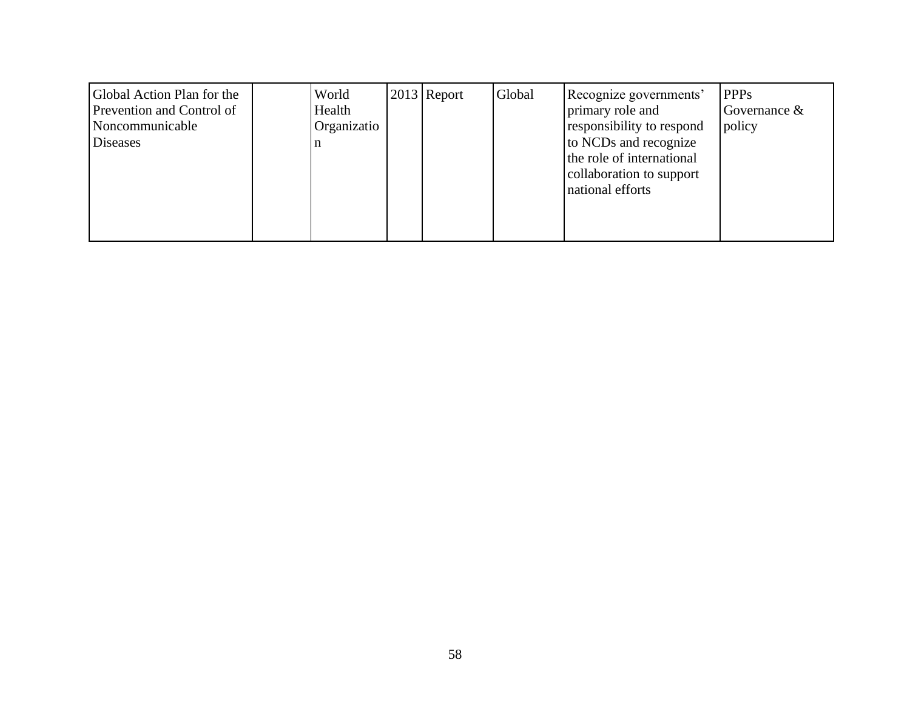| | | | | | | | |
|---|---|---|---|---|---|---|---|
| Global Action Plan for the Prevention and Control of Noncommunicable Diseases | | World Health Organization | 2013 | Report | Global | Recognize governments' primary role and responsibility to respond to NCDs and recognize the role of international collaboration to support national efforts | PPPs Governance & policy |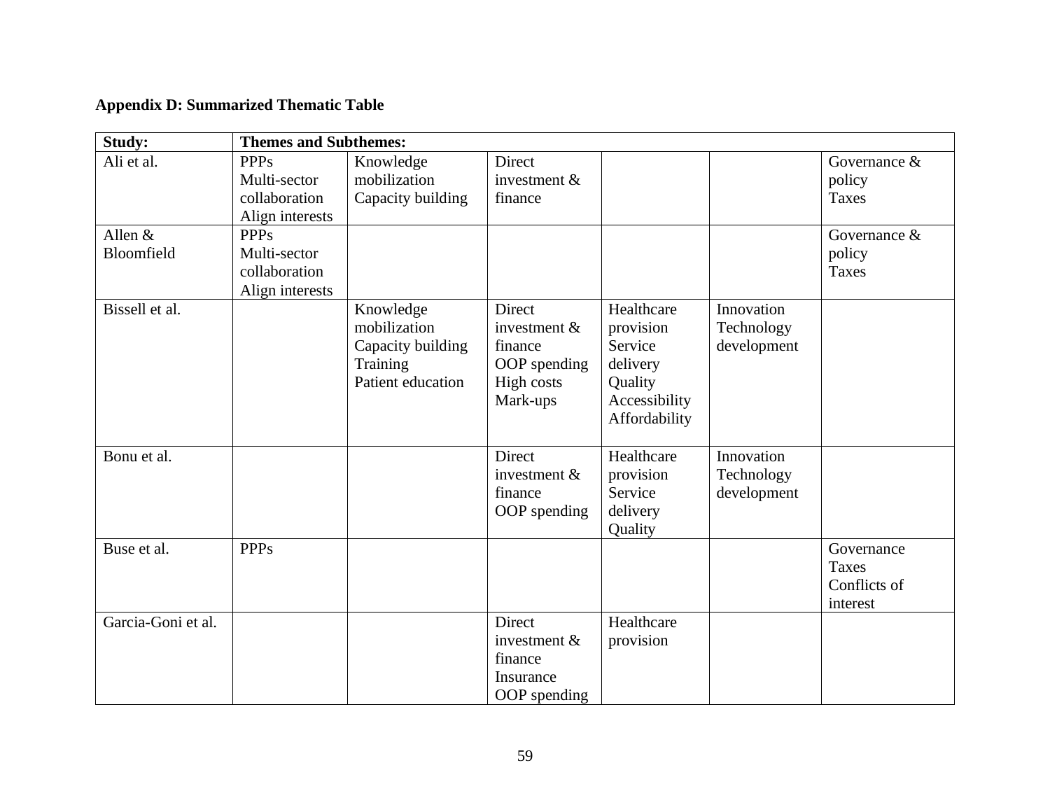**Appendix D: Summarized Thematic Table**

| Study: | Themes and Subthemes: | | | | | |
|---|---|---|---|---|---|---|
| Ali et al. | PPPs<br>Multi-sector collaboration<br>Align interests | Knowledge mobilization<br>Capacity building | Direct investment & finance | | | Governance & policy<br>Taxes |
| Allen & Bloomfield | PPPs<br>Multi-sector collaboration<br>Align interests | | | | | Governance & policy<br>Taxes |
| Bissell et al. | | Knowledge mobilization<br>Capacity building<br>Training<br>Patient education | Direct investment & finance<br>OOP spending<br>High costs<br>Mark-ups | Healthcare provision<br>Service delivery<br>Quality<br>Accessibility<br>Affordability | Innovation<br>Technology development | |
| Bonu et al. | | | Direct investment & finance<br>OOP spending | Healthcare provision<br>Service delivery<br>Quality | Innovation<br>Technology development | |
| Buse et al. | PPPs | | | | | Governance<br>Taxes<br>Conflicts of interest |
| Garcia-Goni et al. | | | Direct investment & finance<br>Insurance<br>OOP spending | Healthcare provision | | |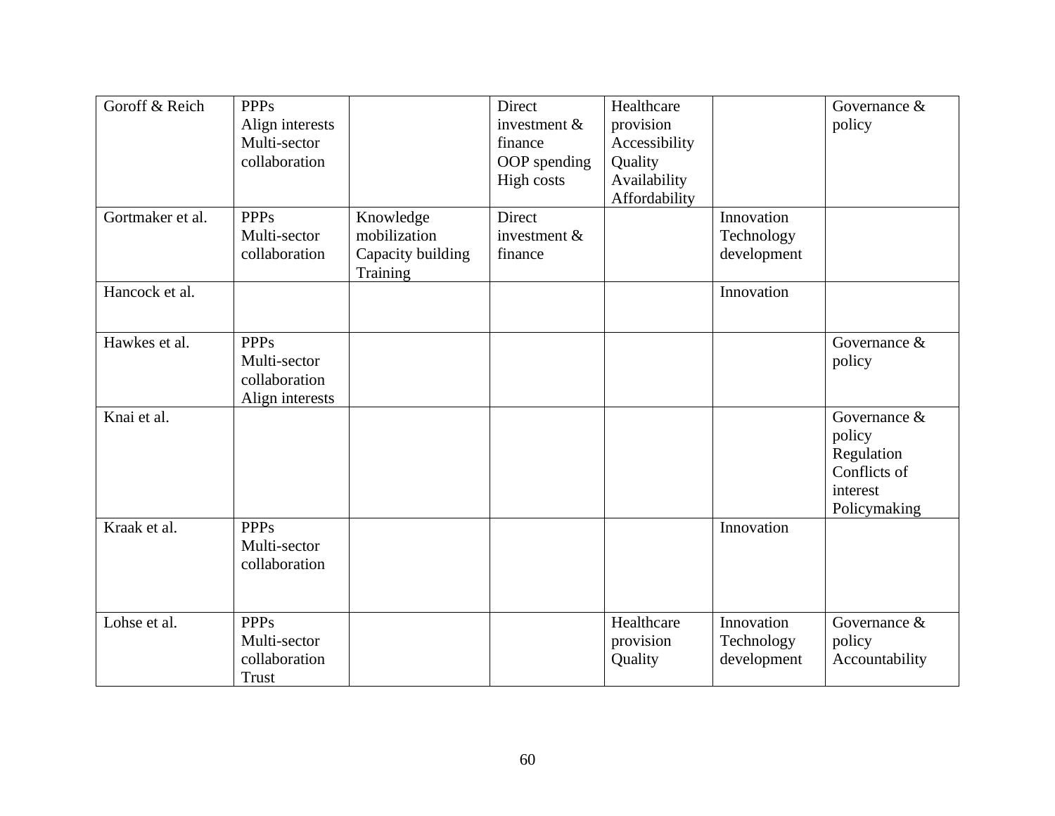| Goroff & Reich | PPPs<br>Align interests<br>Multi-sector collaboration | | Direct investment & finance<br>OOP spending<br>High costs | Healthcare provision<br>Accessibility<br>Quality<br>Availability<br>Affordability | | Governance & policy |
|---|---|---|---|---|---|---|
| Gortmaker et al. | PPPs<br>Multi-sector collaboration | Knowledge mobilization<br>Capacity building<br>Training | Direct investment & finance | | Innovation<br>Technology development | |
| Hancock et al. | | | | | Innovation | |
| Hawkes et al. | PPPs<br>Multi-sector collaboration<br>Align interests | | | | | Governance & policy |
| Knai et al. | | | | | | Governance & policy<br>Regulation<br>Conflicts of interest<br>Policymaking |
| Kraak et al. | PPPs<br>Multi-sector collaboration | | | | Innovation | |
| Lohse et al. | PPPs<br>Multi-sector collaboration<br>Trust | | | Healthcare provision<br>Quality | Innovation<br>Technology development | Governance & policy<br>Accountability |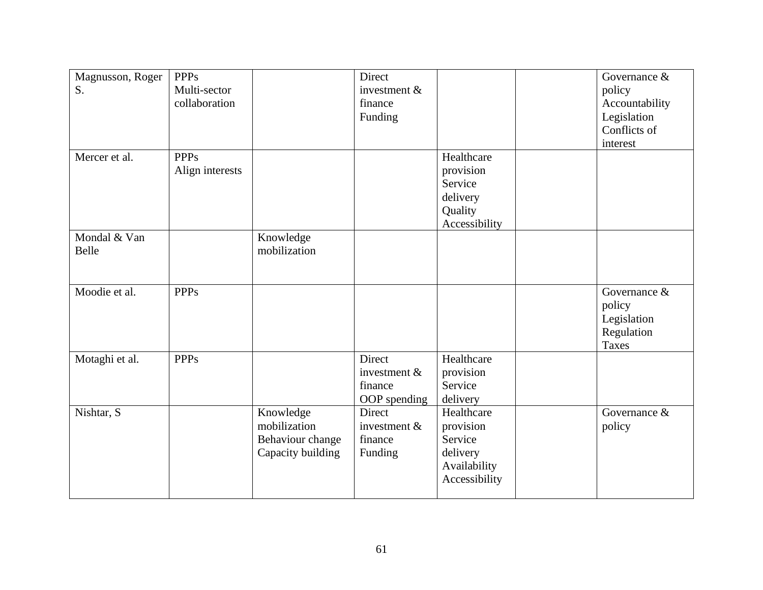| | | | | | | |
|---|---|---|---|---|---|---|
| Magnusson, Roger S. | PPPs<br>Multi-sector collaboration | | Direct investment & finance<br>Funding | | | Governance & policy<br>Accountability<br>Legislation<br>Conflicts of interest |
| Mercer et al. | PPPs<br>Align interests | | | Healthcare provision<br>Service delivery<br>Quality<br>Accessibility | | |
| Mondal & Van Belle | | Knowledge mobilization | | | | |
| Moodie et al. | PPPs | | | | | Governance & policy<br>Legislation<br>Regulation<br>Taxes |
| Motaghi et al. | PPPs | | Direct investment & finance<br>OOP spending | Healthcare provision<br>Service delivery | | |
| Nishtar, S | | Knowledge mobilization<br>Behaviour change<br>Capacity building | Direct investment & finance<br>Funding | Healthcare provision<br>Service delivery<br>Availability<br>Accessibility | | Governance & policy |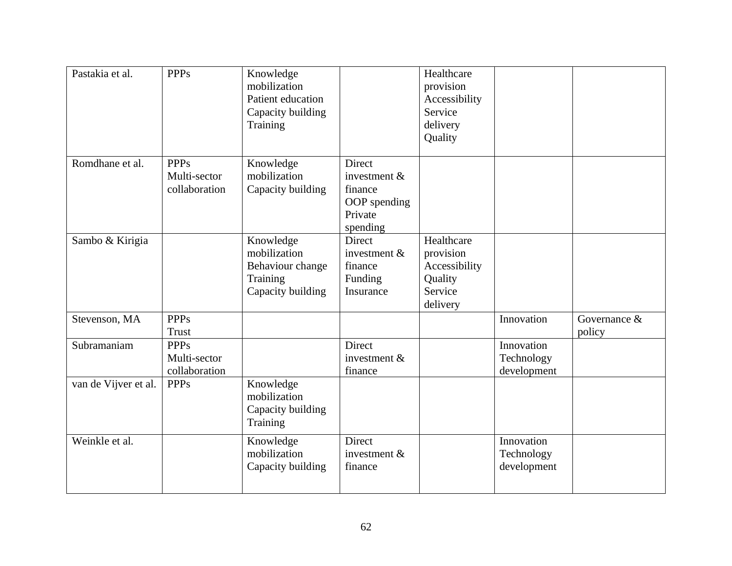| | | | | | | |
|---|---|---|---|---|---|---|
| Pastakia et al. | PPPs | Knowledge mobilization Patient education Capacity building Training | | Healthcare provision Accessibility Service delivery Quality | | |
| Romdhane et al. | PPPs Multi-sector collaboration | Knowledge mobilization Capacity building | Direct investment & finance OOP spending Private spending | | | |
| Sambo & Kirigia | | Knowledge mobilization Behaviour change Training Capacity building | Direct investment & finance Funding Insurance | Healthcare provision Accessibility Quality Service delivery | | |
| Stevenson, MA | PPPs Trust | | | | Innovation | Governance & policy |
| Subramaniam | PPPs Multi-sector collaboration | | Direct investment & finance | | Innovation Technology development | |
| van de Vijver et al. | PPPs | Knowledge mobilization Capacity building Training | | | | |
| Weinkle et al. | | Knowledge mobilization Capacity building | Direct investment & finance | | Innovation Technology development | |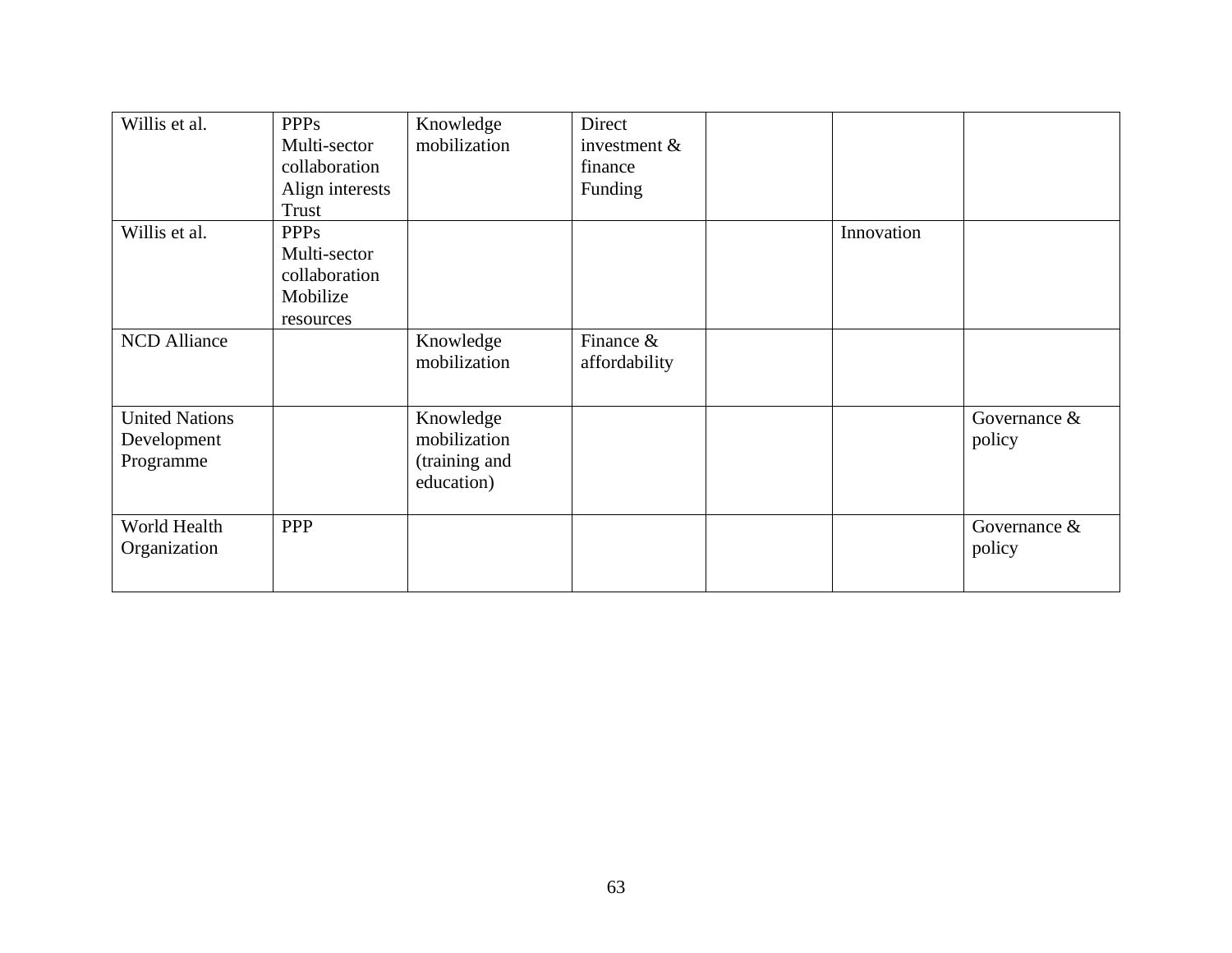| | | | | | | |
|---|---|---|---|---|---|---|
| Willis et al. | PPPs<br>Multi-sector collaboration<br>Align interests<br>Trust | Knowledge mobilization | Direct investment & finance<br>Funding | | | |
| Willis et al. | PPPs<br>Multi-sector collaboration<br>Mobilize resources | | | | Innovation | |
| NCD Alliance | | Knowledge mobilization | Finance & affordability | | | |
| United Nations Development Programme | | Knowledge mobilization (training and education) | | | | Governance & policy |
| World Health Organization | PPP | | | | | Governance & policy |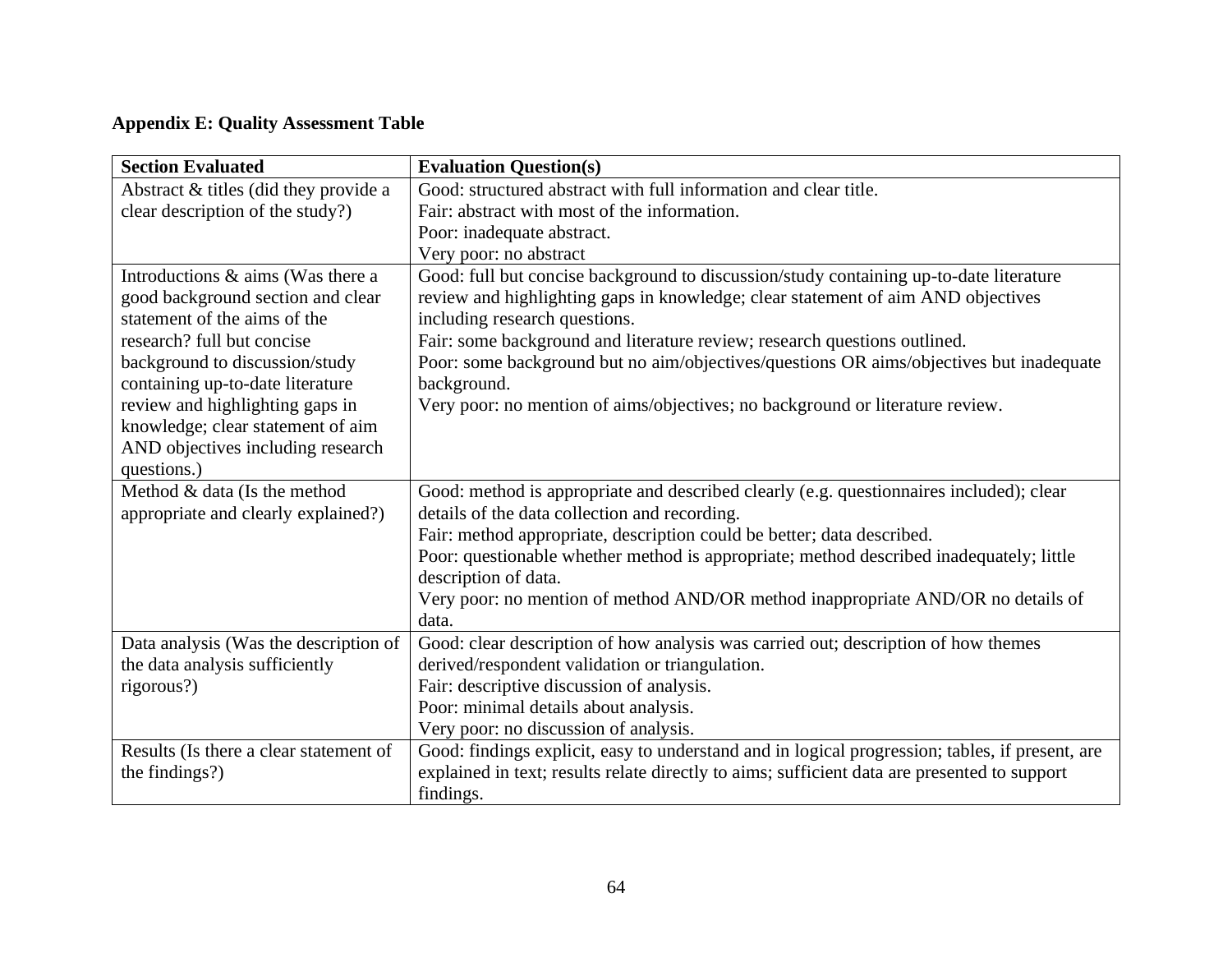**Appendix E: Quality Assessment Table**

| Section Evaluated | Evaluation Question(s) |
|---|---|
| Abstract & titles (did they provide a clear description of the study?) | Good: structured abstract with full information and clear title.<br>Fair: abstract with most of the information.<br>Poor: inadequate abstract.<br>Very poor: no abstract |
| Introductions & aims (Was there a good background section and clear statement of the aims of the research? full but concise background to discussion/study containing up-to-date literature review and highlighting gaps in knowledge; clear statement of aim AND objectives including research questions.) | Good: full but concise background to discussion/study containing up-to-date literature review and highlighting gaps in knowledge; clear statement of aim AND objectives including research questions.<br>Fair: some background and literature review; research questions outlined.<br>Poor: some background but no aim/objectives/questions OR aims/objectives but inadequate background.<br>Very poor: no mention of aims/objectives; no background or literature review. |
| Method & data (Is the method appropriate and clearly explained?) | Good: method is appropriate and described clearly (e.g. questionnaires included); clear details of the data collection and recording.<br>Fair: method appropriate, description could be better; data described.<br>Poor: questionable whether method is appropriate; method described inadequately; little description of data.<br>Very poor: no mention of method AND/OR method inappropriate AND/OR no details of data. |
| Data analysis (Was the description of the data analysis sufficiently rigorous?) | Good: clear description of how analysis was carried out; description of how themes derived/respondent validation or triangulation.<br>Fair: descriptive discussion of analysis.<br>Poor: minimal details about analysis.<br>Very poor: no discussion of analysis. |
| Results (Is there a clear statement of the findings?) | Good: findings explicit, easy to understand and in logical progression; tables, if present, are explained in text; results relate directly to aims; sufficient data are presented to support findings. |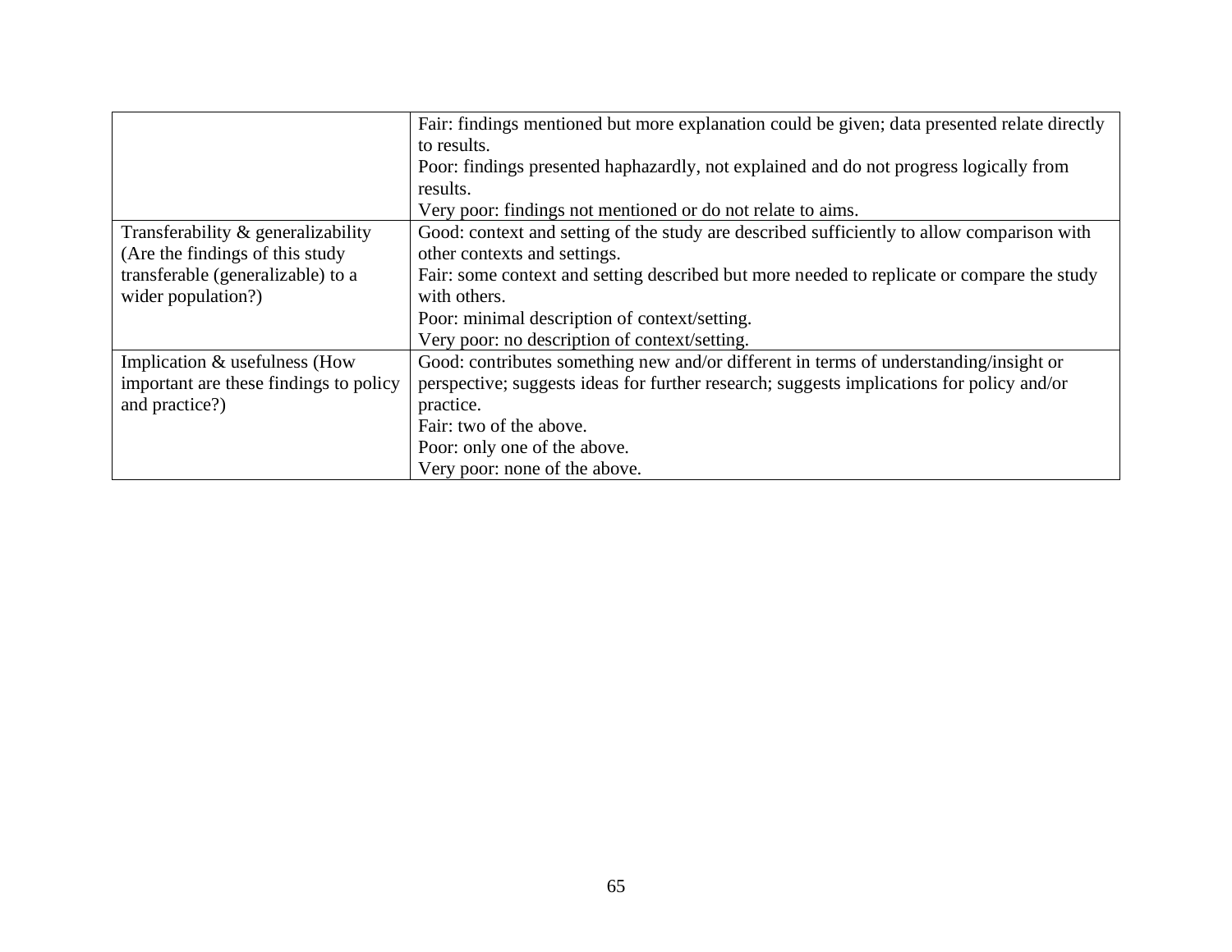| | |
|---|---|
| | Fair: findings mentioned but more explanation could be given; data presented relate directly to results.<br>Poor: findings presented haphazardly, not explained and do not progress logically from results.<br>Very poor: findings not mentioned or do not relate to aims. |
| Transferability & generalizability (Are the findings of this study transferable (generalizable) to a wider population?) | Good: context and setting of the study are described sufficiently to allow comparison with other contexts and settings.<br>Fair: some context and setting described but more needed to replicate or compare the study with others.<br>Poor: minimal description of context/setting.<br>Very poor: no description of context/setting. |
| Implication & usefulness (How important are these findings to policy and practice?) | Good: contributes something new and/or different in terms of understanding/insight or perspective; suggests ideas for further research; suggests implications for policy and/or practice.<br>Fair: two of the above.<br>Poor: only one of the above.<br>Very poor: none of the above. |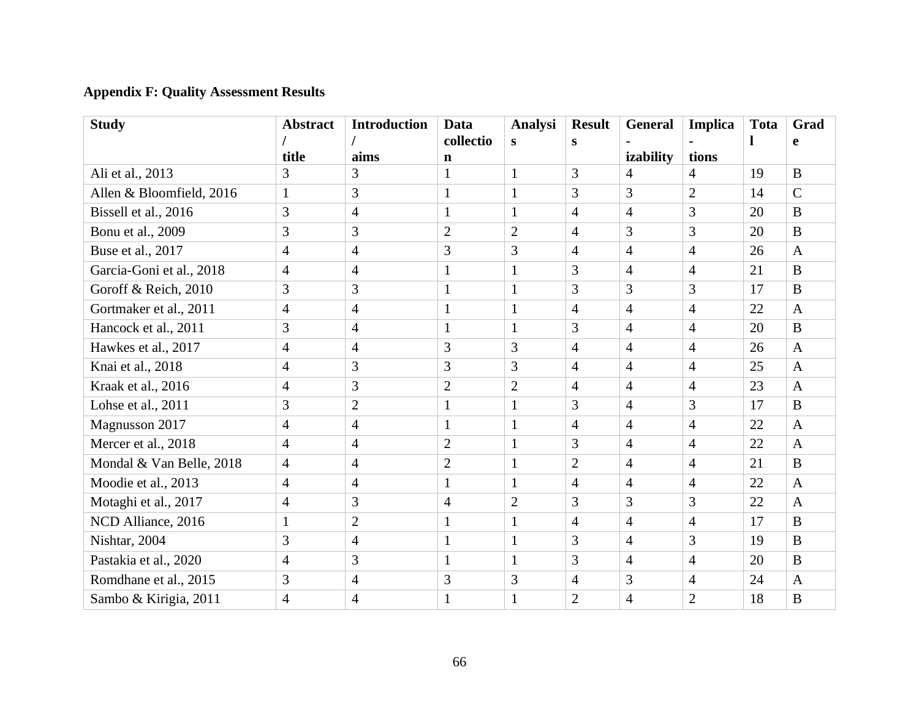**Appendix F: Quality Assessment Results**

| Study | Abstract / title | Introduction / aims | Data collection | Analysis | Results | General-izability | Implica-tions | Total | Grade |
|---|---|---|---|---|---|---|---|---|---|
| Ali et al., 2013 | 3 | 3 | 1 | 1 | 3 | 4 | 4 | 19 | B |
| Allen & Bloomfield, 2016 | 1 | 3 | 1 | 1 | 3 | 3 | 2 | 14 | C |
| Bissell et al., 2016 | 3 | 4 | 1 | 1 | 4 | 4 | 3 | 20 | B |
| Bonu et al., 2009 | 3 | 3 | 2 | 2 | 4 | 3 | 3 | 20 | B |
| Buse et al., 2017 | 4 | 4 | 3 | 3 | 4 | 4 | 4 | 26 | A |
| Garcia-Goni et al., 2018 | 4 | 4 | 1 | 1 | 3 | 4 | 4 | 21 | B |
| Goroff & Reich, 2010 | 3 | 3 | 1 | 1 | 3 | 3 | 3 | 17 | B |
| Gortmaker et al., 2011 | 4 | 4 | 1 | 1 | 4 | 4 | 4 | 22 | A |
| Hancock et al., 2011 | 3 | 4 | 1 | 1 | 3 | 4 | 4 | 20 | B |
| Hawkes et al., 2017 | 4 | 4 | 3 | 3 | 4 | 4 | 4 | 26 | A |
| Knai et al., 2018 | 4 | 3 | 3 | 3 | 4 | 4 | 4 | 25 | A |
| Kraak et al., 2016 | 4 | 3 | 2 | 2 | 4 | 4 | 4 | 23 | A |
| Lohse et al., 2011 | 3 | 2 | 1 | 1 | 3 | 4 | 3 | 17 | B |
| Magnusson 2017 | 4 | 4 | 1 | 1 | 4 | 4 | 4 | 22 | A |
| Mercer et al., 2018 | 4 | 4 | 2 | 1 | 3 | 4 | 4 | 22 | A |
| Mondal & Van Belle, 2018 | 4 | 4 | 2 | 1 | 2 | 4 | 4 | 21 | B |
| Moodie et al., 2013 | 4 | 4 | 1 | 1 | 4 | 4 | 4 | 22 | A |
| Motaghi et al., 2017 | 4 | 3 | 4 | 2 | 3 | 3 | 3 | 22 | A |
| NCD Alliance, 2016 | 1 | 2 | 1 | 1 | 4 | 4 | 4 | 17 | B |
| Nishtar, 2004 | 3 | 4 | 1 | 1 | 3 | 4 | 3 | 19 | B |
| Pastakia et al., 2020 | 4 | 3 | 1 | 1 | 3 | 4 | 4 | 20 | B |
| Romdhane et al., 2015 | 3 | 4 | 3 | 3 | 4 | 3 | 4 | 24 | A |
| Sambo & Kirigia, 2011 | 4 | 4 | 1 | 1 | 2 | 4 | 2 | 18 | B |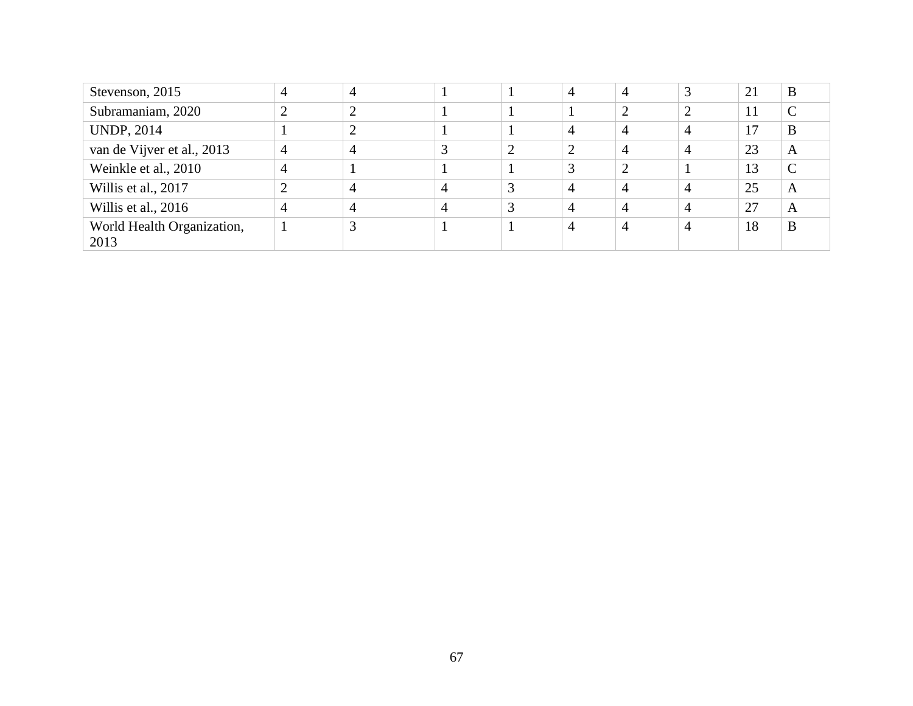| | | | | | | | | | |
|---|---|---|---|---|---|---|---|---|---|
| Stevenson, 2015 | 4 | 4 | 1 | 1 | 4 | 4 | 3 | 21 | B |
| Subramaniam, 2020 | 2 | 2 | 1 | 1 | 1 | 2 | 2 | 11 | C |
| UNDP, 2014 | 1 | 2 | 1 | 1 | 4 | 4 | 4 | 17 | B |
| van de Vijver et al., 2013 | 4 | 4 | 3 | 2 | 2 | 4 | 4 | 23 | A |
| Weinkle et al., 2010 | 4 | 1 | 1 | 1 | 3 | 2 | 1 | 13 | C |
| Willis et al., 2017 | 2 | 4 | 4 | 3 | 4 | 4 | 4 | 25 | A |
| Willis et al., 2016 | 4 | 4 | 4 | 3 | 4 | 4 | 4 | 27 | A |
| World Health Organization, 2013 | 1 | 3 | 1 | 1 | 4 | 4 | 4 | 18 | B |